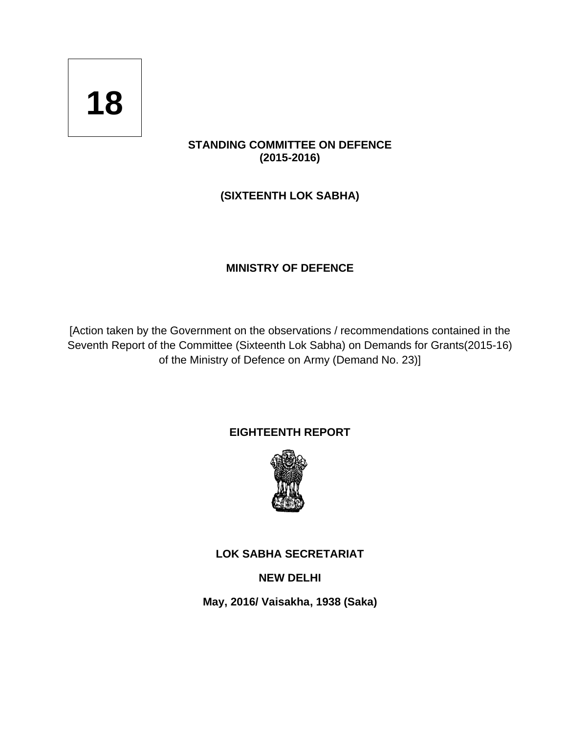**18**

**STANDING COMMITTEE ON DEFENCE**
**(2015-2016)**

**(SIXTEENTH LOK SABHA)**

**MINISTRY OF DEFENCE**

[Action taken by the Government on the observations / recommendations contained in the Seventh Report of the Committee (Sixteenth Lok Sabha) on Demands for Grants(2015-16) of the Ministry of Defence on Army (Demand No. 23)]

**EIGHTEENTH REPORT**

**LOK SABHA SECRETARIAT**

**NEW DELHI**

**May, 2016/ Vaisakha, 1938 (Saka)**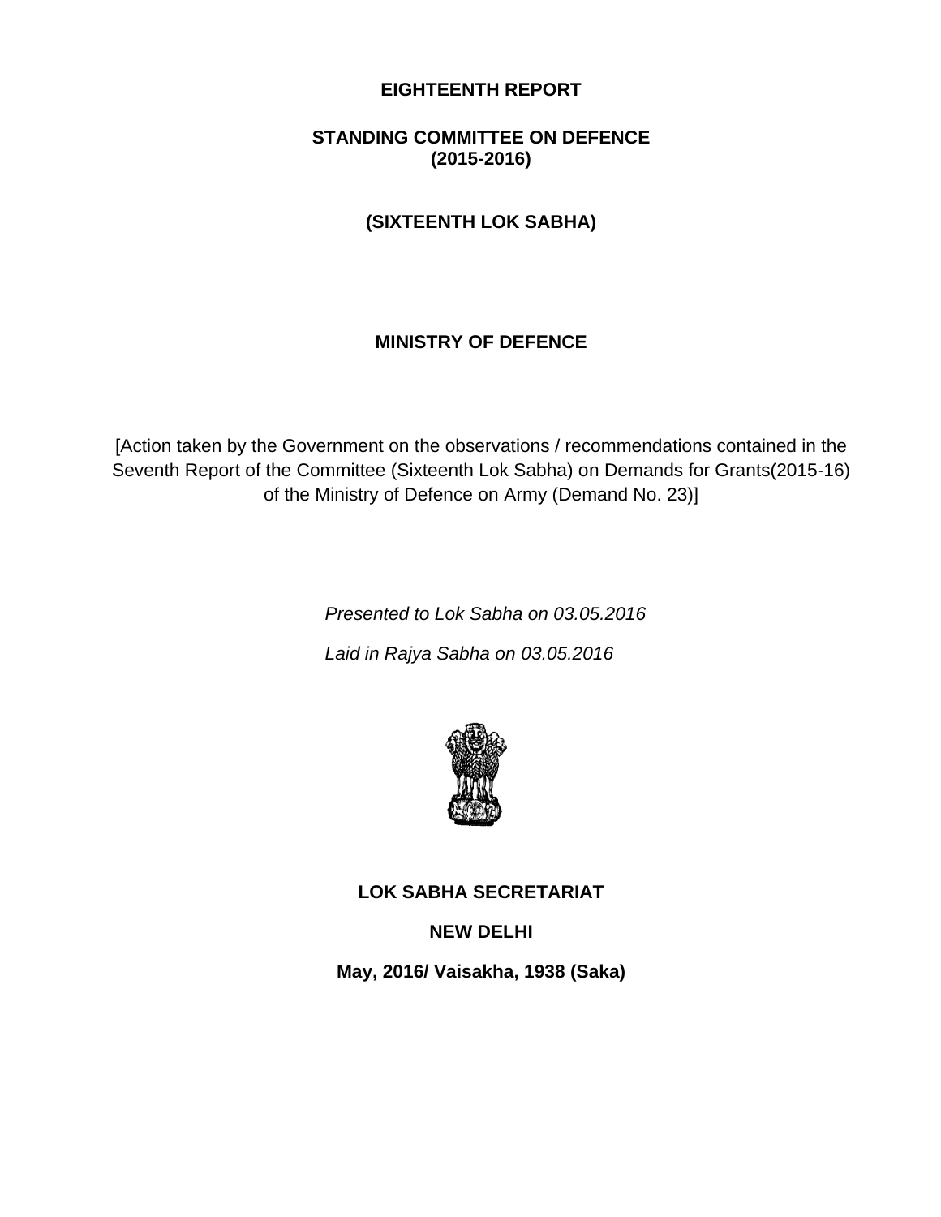**EIGHTEENTH REPORT**

**STANDING COMMITTEE ON DEFENCE**
**(2015-2016)**

**(SIXTEENTH LOK SABHA)**

**MINISTRY OF DEFENCE**

[Action taken by the Government on the observations / recommendations contained in the Seventh Report of the Committee (Sixteenth Lok Sabha) on Demands for Grants(2015-16) of the Ministry of Defence on Army (Demand No. 23)]

*Presented to Lok Sabha on 03.05.2016*

*Laid in Rajya Sabha on 03.05.2016*

**LOK SABHA SECRETARIAT**

**NEW DELHI**

**May, 2016/ Vaisakha, 1938 (Saka)**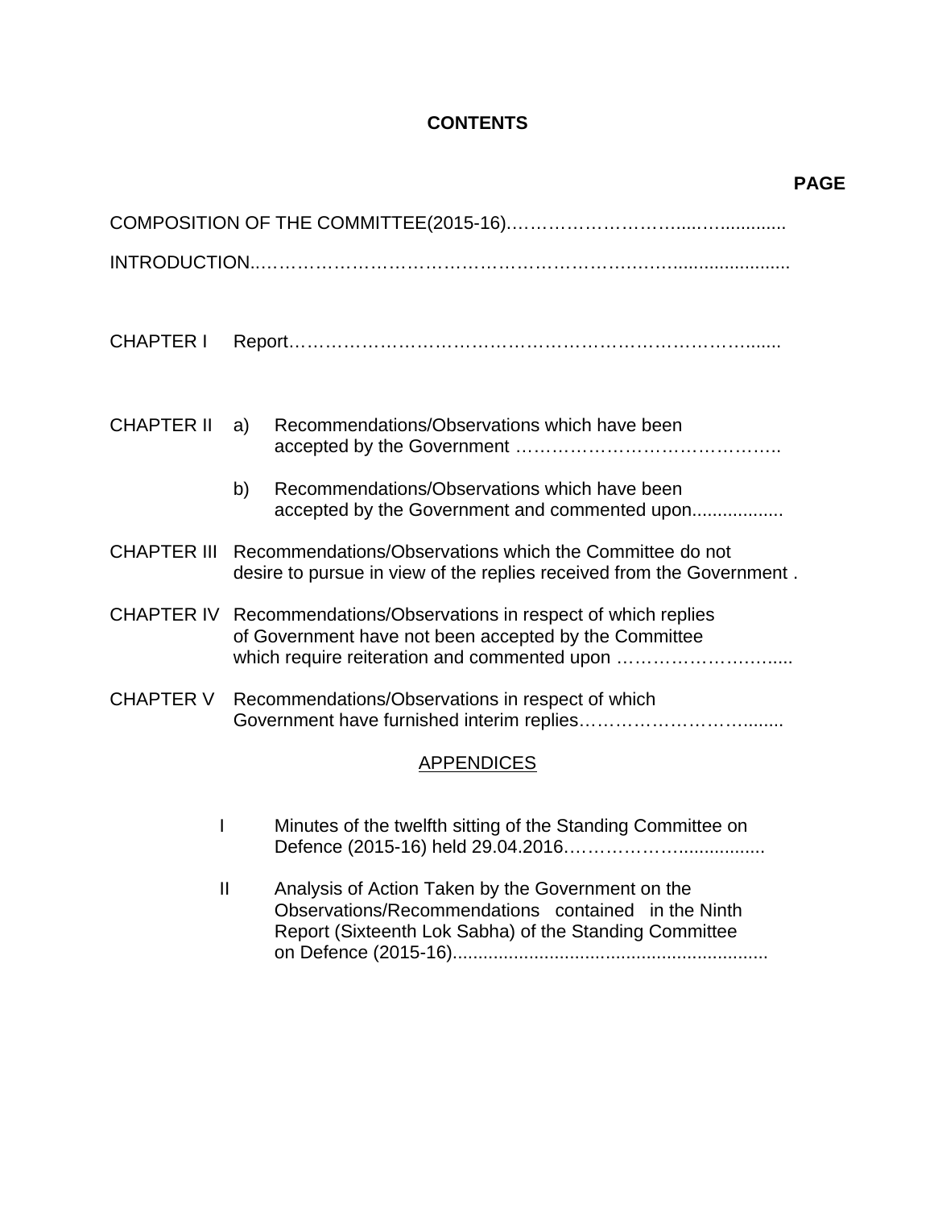# CONTENTS

**PAGE**

COMPOSITION OF THE COMMITTEE(2015-16)…………………………...…............

INTRODUCTION..……………………………………………………………......................

CHAPTER I Report…………………….……………………………………………….......

CHAPTER II a) Recommendations/Observations which have been accepted by the Government ……………………………………..

b) Recommendations/Observations which have been accepted by the Government and commented upon..................

CHAPTER III Recommendations/Observations which the Committee do not desire to pursue in view of the replies received from the Government .

CHAPTER IV Recommendations/Observations in respect of which replies of Government have not been accepted by the Committee which require reiteration and commented upon ………………………....

CHAPTER V Recommendations/Observations in respect of which Government have furnished interim replies…………………………........

APPENDICES

I Minutes of the twelfth sitting of the Standing Committee on Defence (2015-16) held 29.04.2016…………………................

II Analysis of Action Taken by the Government on the Observations/Recommendations contained in the Ninth Report (Sixteenth Lok Sabha) of the Standing Committee on Defence (2015-16)..............................................................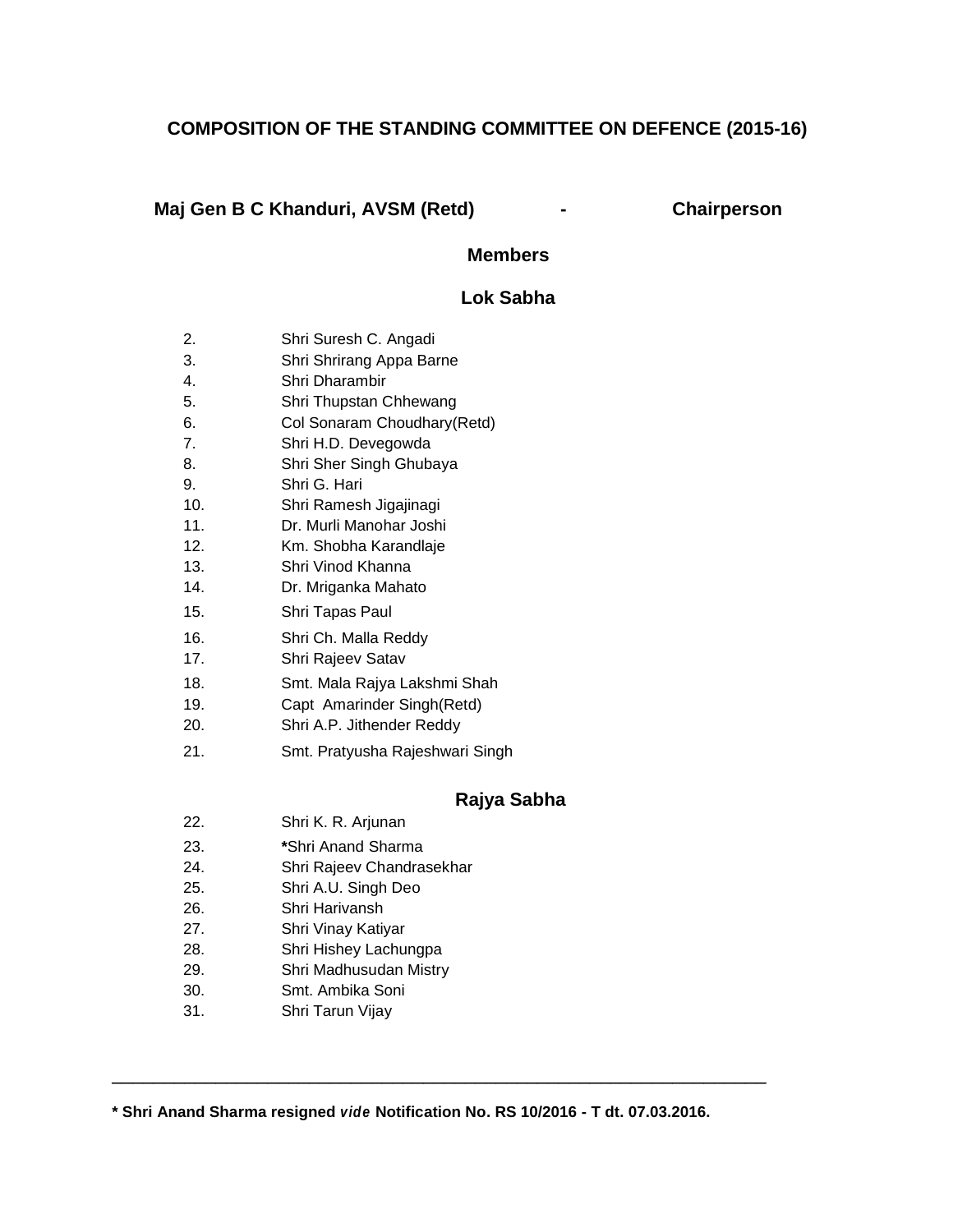## COMPOSITION OF THE STANDING COMMITTEE ON DEFENCE (2015-16)

**Maj Gen B C Khanduri, AVSM (Retd) - Chairperson**

### Members

### Lok Sabha

2. Shri Suresh C. Angadi
3. Shri Shrirang Appa Barne
4. Shri Dharambir
5. Shri Thupstan Chhewang
6. Col Sonaram Choudhary(Retd)
7. Shri H.D. Devegowda
8. Shri Sher Singh Ghubaya
9. Shri G. Hari
10. Shri Ramesh Jigajinagi
11. Dr. Murli Manohar Joshi
12. Km. Shobha Karandlaje
13. Shri Vinod Khanna
14. Dr. Mriganka Mahato
15. Shri Tapas Paul
16. Shri Ch. Malla Reddy
17. Shri Rajeev Satav
18. Smt. Mala Rajya Lakshmi Shah
19. Capt Amarinder Singh(Retd)
20. Shri A.P. Jithender Reddy
21. Smt. Pratyusha Rajeshwari Singh

### Rajya Sabha

22. Shri K. R. Arjunan
23. ***Shri Anand Sharma
24. Shri Rajeev Chandrasekhar
25. Shri A.U. Singh Deo
26. Shri Harivansh
27. Shri Vinay Katiyar
28. Shri Hishey Lachungpa
29. Shri Madhusudan Mistry
30. Smt. Ambika Soni
31. Shri Tarun Vijay

---

**\* Shri Anand Sharma resigned *vide* Notification No. RS 10/2016 - T dt. 07.03.2016.**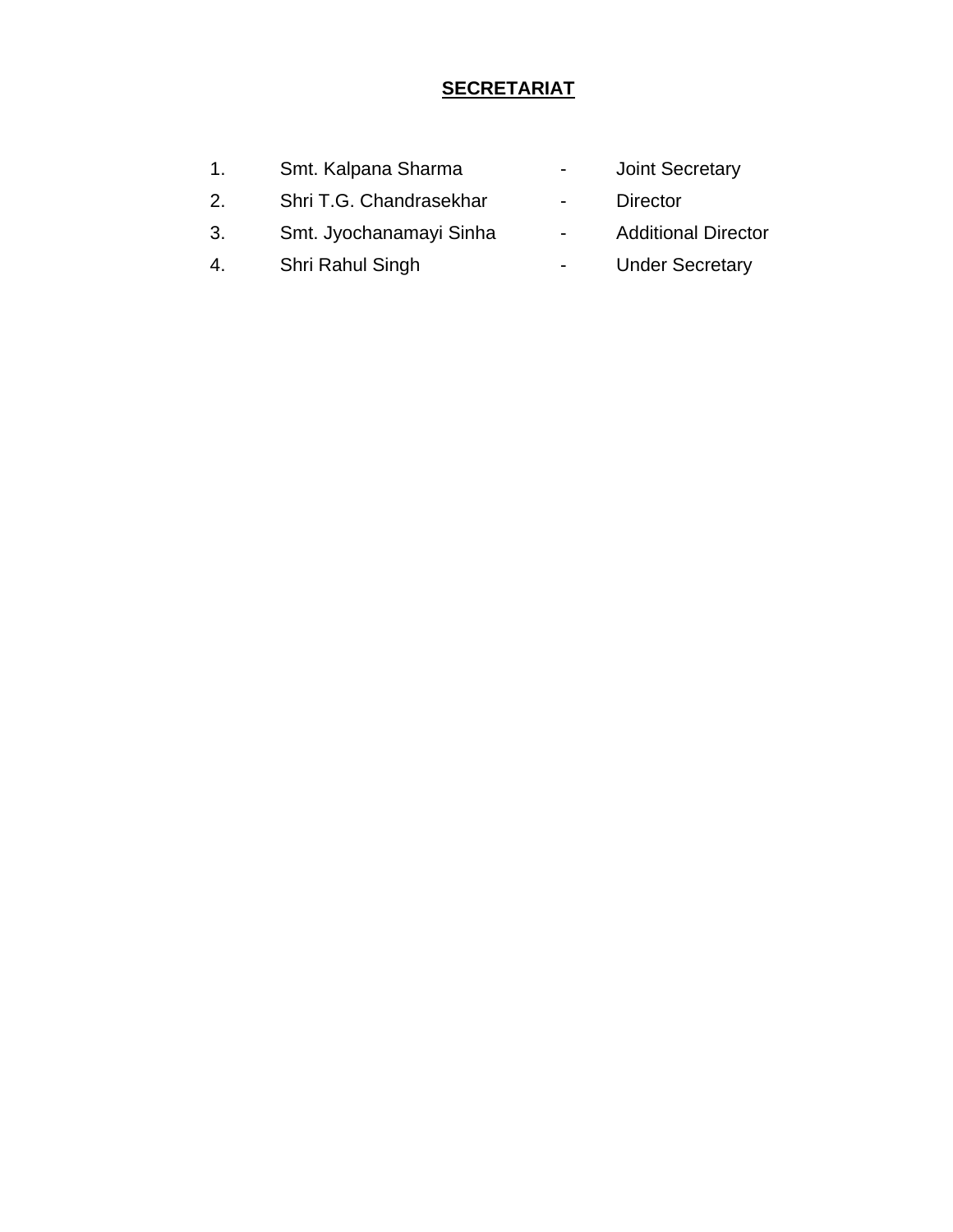## SECRETARIAT

1. Smt. Kalpana Sharma - Joint Secretary
2. Shri T.G. Chandrasekhar - Director
3. Smt. Jyochanamayi Sinha - Additional Director
4. Shri Rahul Singh - Under Secretary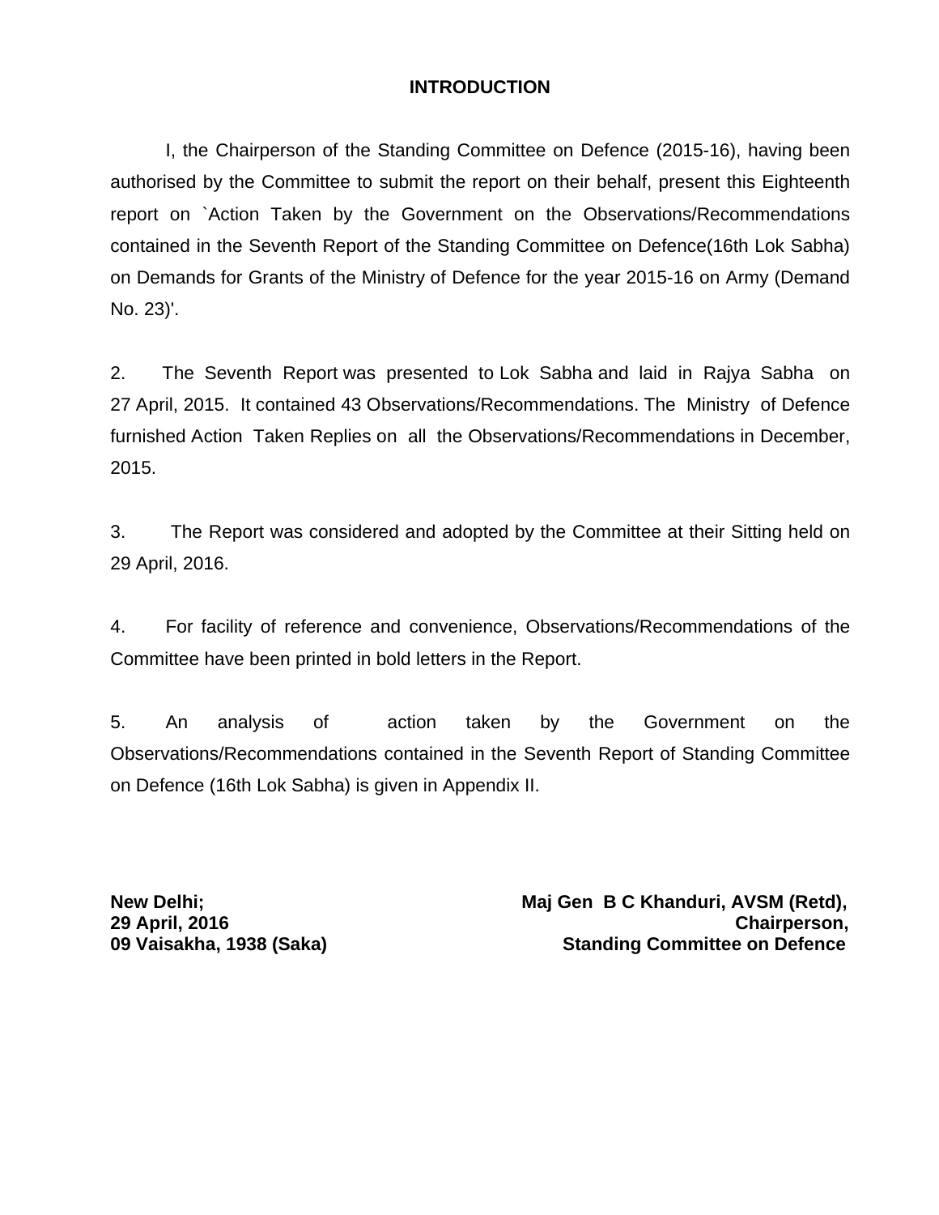## INTRODUCTION

I, the Chairperson of the Standing Committee on Defence (2015-16), having been authorised by the Committee to submit the report on their behalf, present this Eighteenth report on `Action Taken by the Government on the Observations/Recommendations contained in the Seventh Report of the Standing Committee on Defence(16th Lok Sabha) on Demands for Grants of the Ministry of Defence for the year 2015-16 on Army (Demand No. 23)'.

2. The Seventh Report was presented to Lok Sabha and laid in Rajya Sabha on 27 April, 2015. It contained 43 Observations/Recommendations. The Ministry of Defence furnished Action Taken Replies on all the Observations/Recommendations in December, 2015.

3. The Report was considered and adopted by the Committee at their Sitting held on 29 April, 2016.

4. For facility of reference and convenience, Observations/Recommendations of the Committee have been printed in bold letters in the Report.

5. An analysis of action taken by the Government on the Observations/Recommendations contained in the Seventh Report of Standing Committee on Defence (16th Lok Sabha) is given in Appendix II.

**New Delhi;**
**29 April, 2016**
**09 Vaisakha, 1938 (Saka)**

**Maj Gen B C Khanduri, AVSM (Retd),**
**Chairperson,**
**Standing Committee on Defence**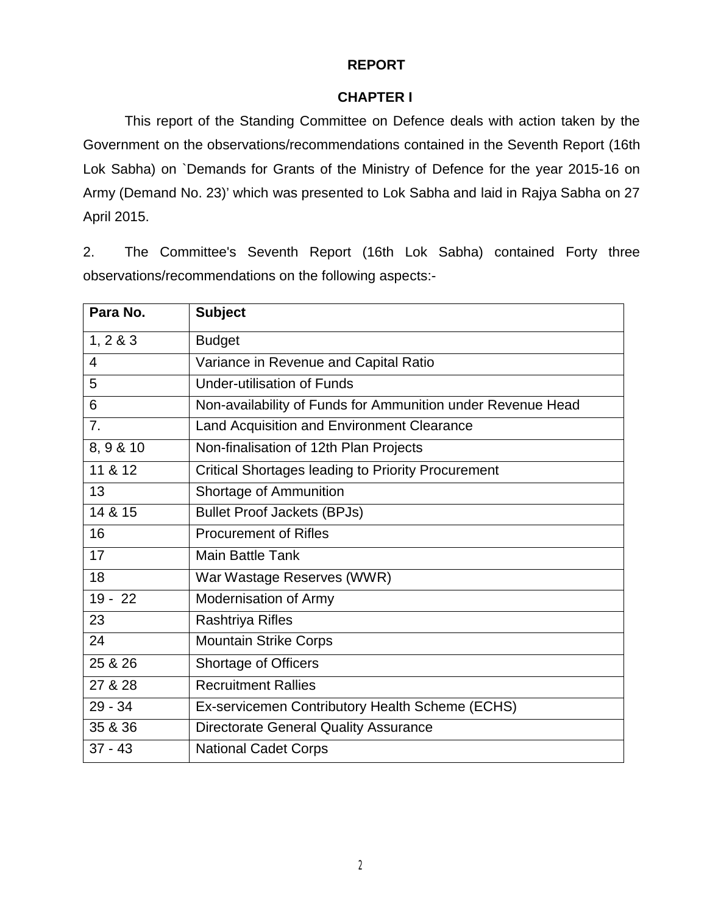# REPORT

## CHAPTER I

This report of the Standing Committee on Defence deals with action taken by the Government on the observations/recommendations contained in the Seventh Report (16th Lok Sabha) on `Demands for Grants of the Ministry of Defence for the year 2015-16 on Army (Demand No. 23)' which was presented to Lok Sabha and laid in Rajya Sabha on 27 April 2015.

2. The Committee's Seventh Report (16th Lok Sabha) contained Forty three observations/recommendations on the following aspects:-

| Para No. | Subject |
|---|---|
| 1, 2 & 3 | Budget |
| 4 | Variance in Revenue and Capital Ratio |
| 5 | Under-utilisation of Funds |
| 6 | Non-availability of Funds for Ammunition under Revenue Head |
| 7. | Land Acquisition and Environment Clearance |
| 8, 9 & 10 | Non-finalisation of 12th Plan Projects |
| 11 & 12 | Critical Shortages leading to Priority Procurement |
| 13 | Shortage of Ammunition |
| 14 & 15 | Bullet Proof Jackets (BPJs) |
| 16 | Procurement of Rifles |
| 17 | Main Battle Tank |
| 18 | War Wastage Reserves (WWR) |
| 19 - 22 | Modernisation of Army |
| 23 | Rashtriya Rifles |
| 24 | Mountain Strike Corps |
| 25 & 26 | Shortage of Officers |
| 27 & 28 | Recruitment Rallies |
| 29 - 34 | Ex-servicemen Contributory Health Scheme (ECHS) |
| 35 & 36 | Directorate General Quality Assurance |
| 37 - 43 | National Cadet Corps |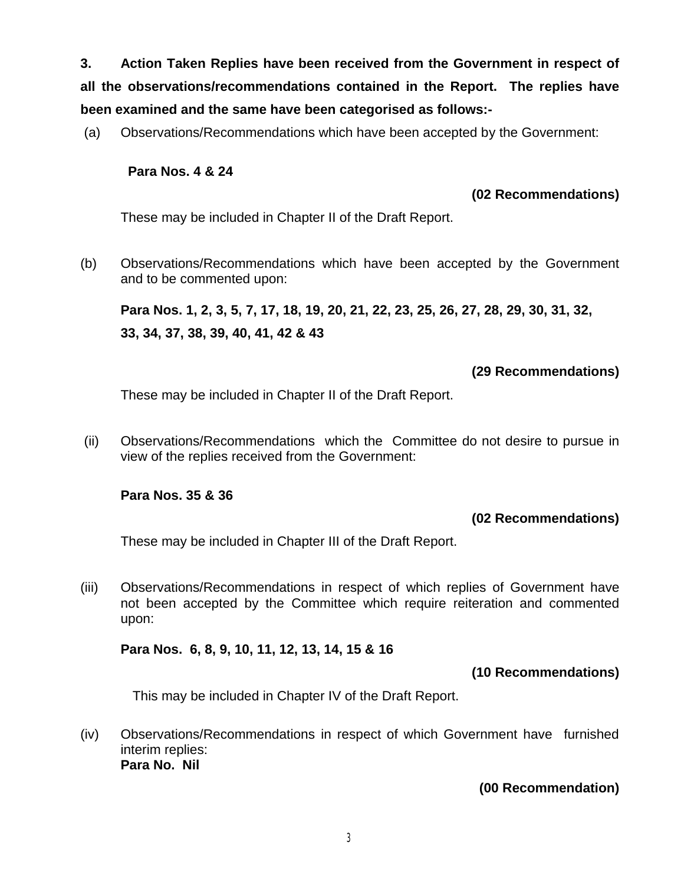**3. Action Taken Replies have been received from the Government in respect of all the observations/recommendations contained in the Report. The replies have been examined and the same have been categorised as follows:-**

(a) Observations/Recommendations which have been accepted by the Government:

**Para Nos. 4 & 24**

**(02 Recommendations)**

These may be included in Chapter II of the Draft Report.

(b) Observations/Recommendations which have been accepted by the Government and to be commented upon:

**Para Nos. 1, 2, 3, 5, 7, 17, 18, 19, 20, 21, 22, 23, 25, 26, 27, 28, 29, 30, 31, 32, 33, 34, 37, 38, 39, 40, 41, 42 & 43**

**(29 Recommendations)**

These may be included in Chapter II of the Draft Report.

(ii) Observations/Recommendations which the Committee do not desire to pursue in view of the replies received from the Government:

**Para Nos. 35 & 36**

**(02 Recommendations)**

These may be included in Chapter III of the Draft Report.

(iii) Observations/Recommendations in respect of which replies of Government have not been accepted by the Committee which require reiteration and commented upon:

**Para Nos. 6, 8, 9, 10, 11, 12, 13, 14, 15 & 16**

**(10 Recommendations)**

This may be included in Chapter IV of the Draft Report.

(iv) Observations/Recommendations in respect of which Government have furnished interim replies:
**Para No. Nil**

**(00 Recommendation)**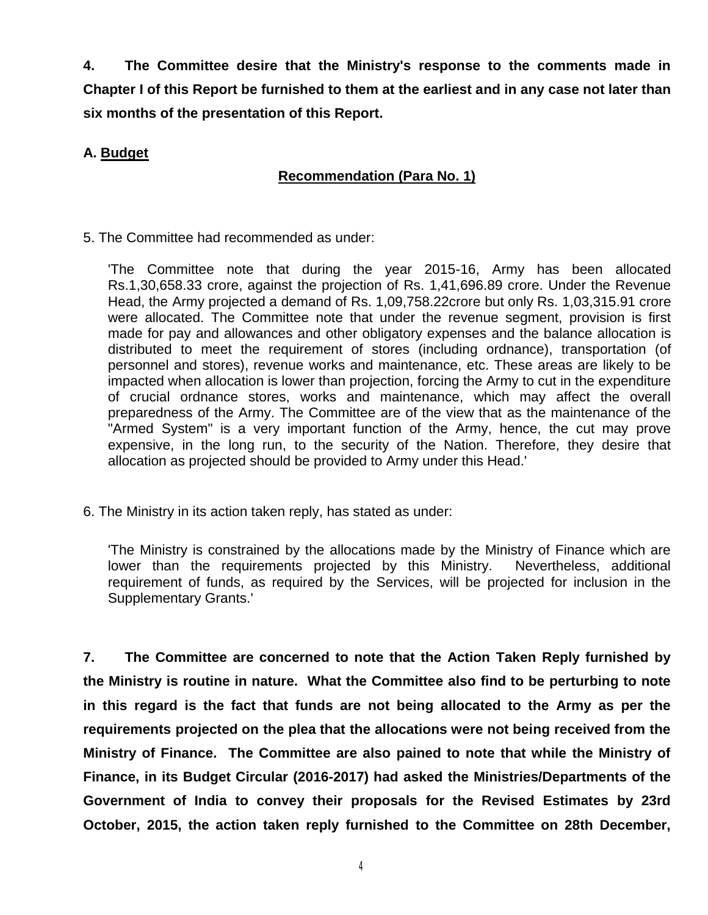**4. The Committee desire that the Ministry's response to the comments made in Chapter I of this Report be furnished to them at the earliest and in any case not later than six months of the presentation of this Report.**

**A. Budget**

**Recommendation (Para No. 1)**

5. The Committee had recommended as under:

> 'The Committee note that during the year 2015-16, Army has been allocated Rs.1,30,658.33 crore, against the projection of Rs. 1,41,696.89 crore. Under the Revenue Head, the Army projected a demand of Rs. 1,09,758.22crore but only Rs. 1,03,315.91 crore were allocated. The Committee note that under the revenue segment, provision is first made for pay and allowances and other obligatory expenses and the balance allocation is distributed to meet the requirement of stores (including ordnance), transportation (of personnel and stores), revenue works and maintenance, etc. These areas are likely to be impacted when allocation is lower than projection, forcing the Army to cut in the expenditure of crucial ordnance stores, works and maintenance, which may affect the overall preparedness of the Army. The Committee are of the view that as the maintenance of the "Armed System" is a very important function of the Army, hence, the cut may prove expensive, in the long run, to the security of the Nation. Therefore, they desire that allocation as projected should be provided to Army under this Head.'

6. The Ministry in its action taken reply, has stated as under:

> 'The Ministry is constrained by the allocations made by the Ministry of Finance which are lower than the requirements projected by this Ministry. Nevertheless, additional requirement of funds, as required by the Services, will be projected for inclusion in the Supplementary Grants.'

**7. The Committee are concerned to note that the Action Taken Reply furnished by the Ministry is routine in nature. What the Committee also find to be perturbing to note in this regard is the fact that funds are not being allocated to the Army as per the requirements projected on the plea that the allocations were not being received from the Ministry of Finance. The Committee are also pained to note that while the Ministry of Finance, in its Budget Circular (2016-2017) had asked the Ministries/Departments of the Government of India to convey their proposals for the Revised Estimates by 23rd October, 2015, the action taken reply furnished to the Committee on 28th December,**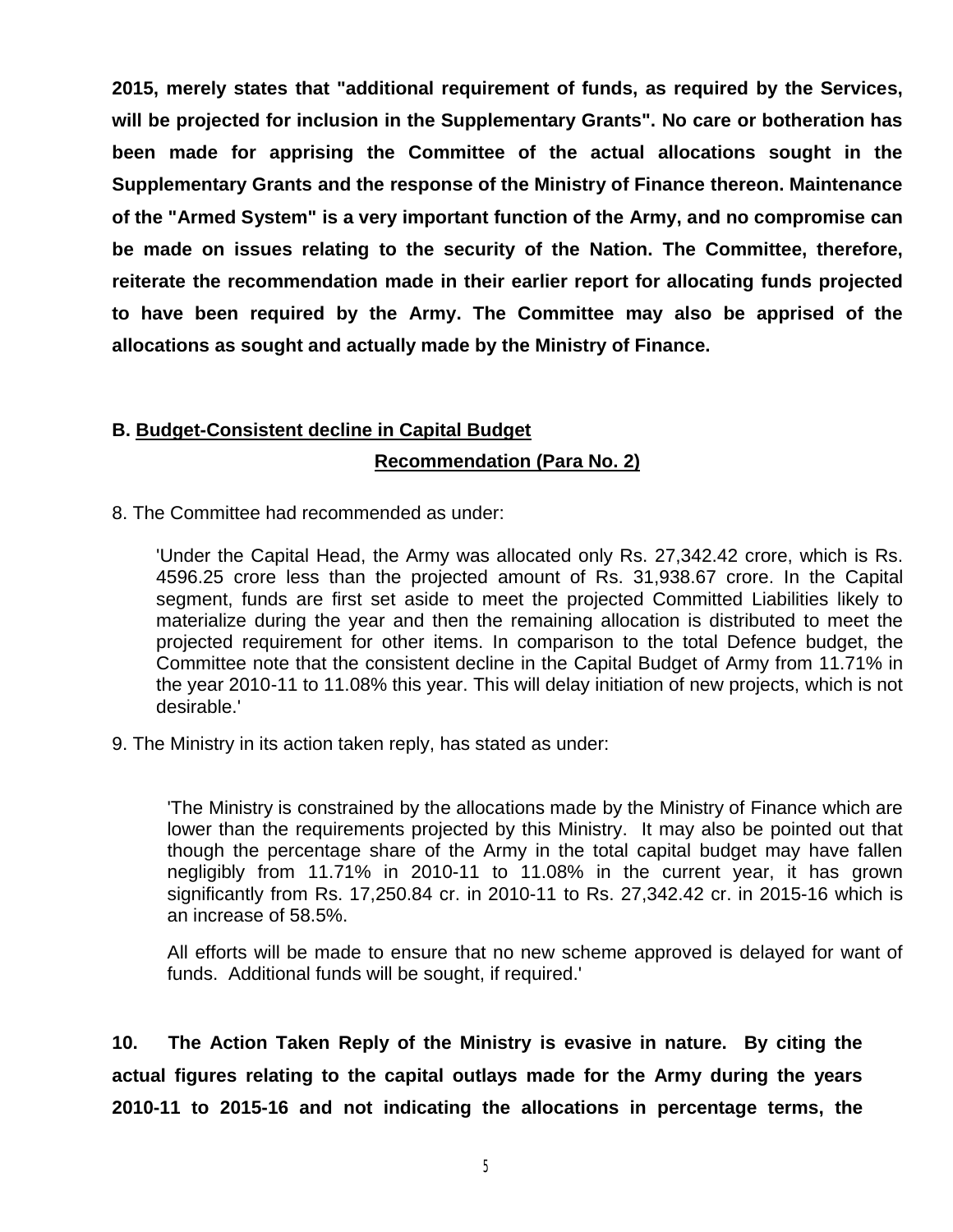**2015, merely states that "additional requirement of funds, as required by the Services, will be projected for inclusion in the Supplementary Grants". No care or botheration has been made for apprising the Committee of the actual allocations sought in the Supplementary Grants and the response of the Ministry of Finance thereon. Maintenance of the "Armed System" is a very important function of the Army, and no compromise can be made on issues relating to the security of the Nation. The Committee, therefore, reiterate the recommendation made in their earlier report for allocating funds projected to have been required by the Army. The Committee may also be apprised of the allocations as sought and actually made by the Ministry of Finance.**

### B. Budget-Consistent decline in Capital Budget

#### Recommendation (Para No. 2)

8. The Committee had recommended as under:

> 'Under the Capital Head, the Army was allocated only Rs. 27,342.42 crore, which is Rs. 4596.25 crore less than the projected amount of Rs. 31,938.67 crore. In the Capital segment, funds are first set aside to meet the projected Committed Liabilities likely to materialize during the year and then the remaining allocation is distributed to meet the projected requirement for other items. In comparison to the total Defence budget, the Committee note that the consistent decline in the Capital Budget of Army from 11.71% in the year 2010-11 to 11.08% this year. This will delay initiation of new projects, which is not desirable.'

9. The Ministry in its action taken reply, has stated as under:

> 'The Ministry is constrained by the allocations made by the Ministry of Finance which are lower than the requirements projected by this Ministry. It may also be pointed out that though the percentage share of the Army in the total capital budget may have fallen negligibly from 11.71% in 2010-11 to 11.08% in the current year, it has grown significantly from Rs. 17,250.84 cr. in 2010-11 to Rs. 27,342.42 cr. in 2015-16 which is an increase of 58.5%.
>
> All efforts will be made to ensure that no new scheme approved is delayed for want of funds. Additional funds will be sought, if required.'

**10. The Action Taken Reply of the Ministry is evasive in nature. By citing the actual figures relating to the capital outlays made for the Army during the years 2010-11 to 2015-16 and not indicating the allocations in percentage terms, the**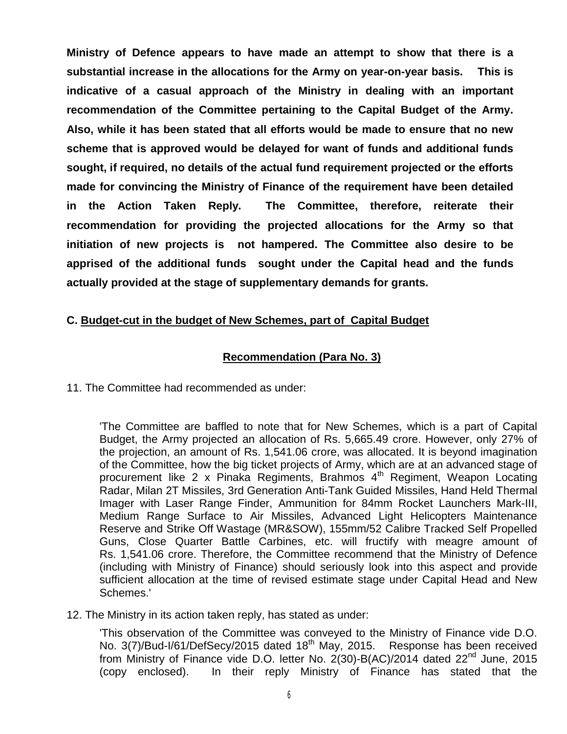**Ministry of Defence appears to have made an attempt to show that there is a substantial increase in the allocations for the Army on year-on-year basis. This is indicative of a casual approach of the Ministry in dealing with an important recommendation of the Committee pertaining to the Capital Budget of the Army. Also, while it has been stated that all efforts would be made to ensure that no new scheme that is approved would be delayed for want of funds and additional funds sought, if required, no details of the actual fund requirement projected or the efforts made for convincing the Ministry of Finance of the requirement have been detailed in the Action Taken Reply. The Committee, therefore, reiterate their recommendation for providing the projected allocations for the Army so that initiation of new projects is not hampered. The Committee also desire to be apprised of the additional funds sought under the Capital head and the funds actually provided at the stage of supplementary demands for grants.**

**C. Budget-cut in the budget of New Schemes, part of Capital Budget**

**Recommendation (Para No. 3)**

11. The Committee had recommended as under:

> 'The Committee are baffled to note that for New Schemes, which is a part of Capital Budget, the Army projected an allocation of Rs. 5,665.49 crore. However, only 27% of the projection, an amount of Rs. 1,541.06 crore, was allocated. It is beyond imagination of the Committee, how the big ticket projects of Army, which are at an advanced stage of procurement like 2 x Pinaka Regiments, Brahmos 4th Regiment, Weapon Locating Radar, Milan 2T Missiles, 3rd Generation Anti-Tank Guided Missiles, Hand Held Thermal Imager with Laser Range Finder, Ammunition for 84mm Rocket Launchers Mark-III, Medium Range Surface to Air Missiles, Advanced Light Helicopters Maintenance Reserve and Strike Off Wastage (MR&SOW), 155mm/52 Calibre Tracked Self Propelled Guns, Close Quarter Battle Carbines, etc. will fructify with meagre amount of Rs. 1,541.06 crore. Therefore, the Committee recommend that the Ministry of Defence (including with Ministry of Finance) should seriously look into this aspect and provide sufficient allocation at the time of revised estimate stage under Capital Head and New Schemes.'

12. The Ministry in its action taken reply, has stated as under:

> 'This observation of the Committee was conveyed to the Ministry of Finance vide D.O. No. 3(7)/Bud-I/61/DefSecy/2015 dated 18th May, 2015. Response has been received from Ministry of Finance vide D.O. letter No. 2(30)-B(AC)/2014 dated 22nd June, 2015 (copy enclosed). In their reply Ministry of Finance has stated that the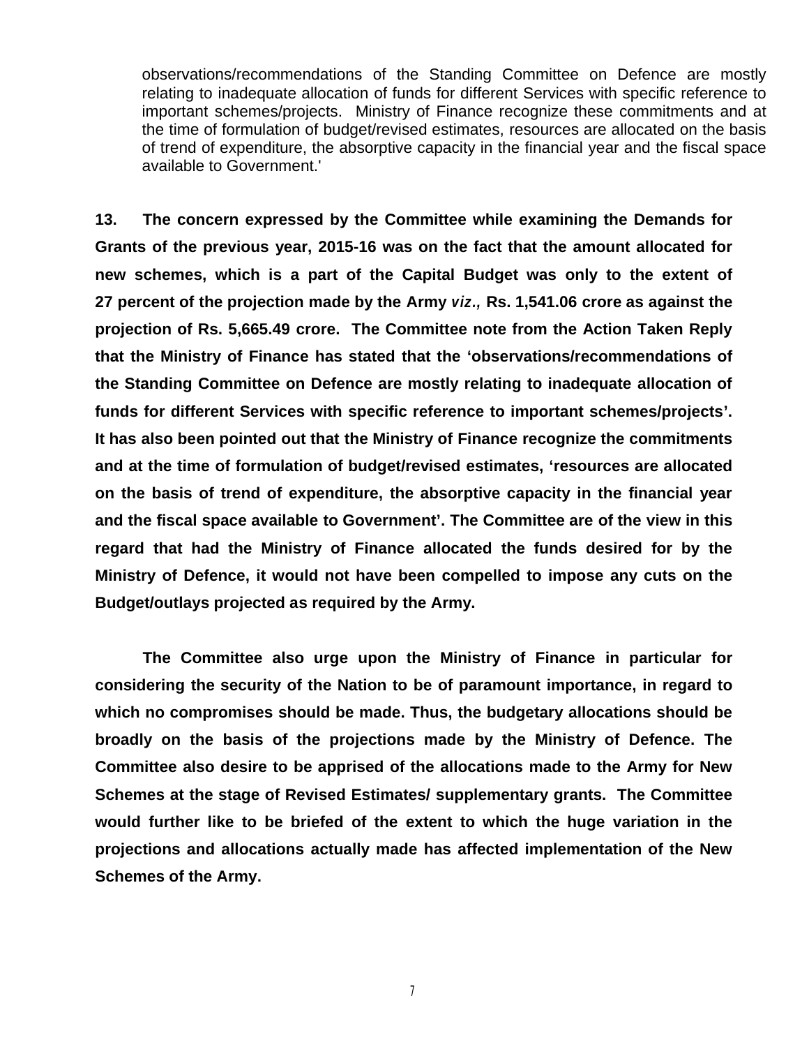observations/recommendations of the Standing Committee on Defence are mostly relating to inadequate allocation of funds for different Services with specific reference to important schemes/projects. Ministry of Finance recognize these commitments and at the time of formulation of budget/revised estimates, resources are allocated on the basis of trend of expenditure, the absorptive capacity in the financial year and the fiscal space available to Government.'

**13. The concern expressed by the Committee while examining the Demands for Grants of the previous year, 2015-16 was on the fact that the amount allocated for new schemes, which is a part of the Capital Budget was only to the extent of 27 percent of the projection made by the Army *viz.,* Rs. 1,541.06 crore as against the projection of Rs. 5,665.49 crore. The Committee note from the Action Taken Reply that the Ministry of Finance has stated that the 'observations/recommendations of the Standing Committee on Defence are mostly relating to inadequate allocation of funds for different Services with specific reference to important schemes/projects'. It has also been pointed out that the Ministry of Finance recognize the commitments and at the time of formulation of budget/revised estimates, 'resources are allocated on the basis of trend of expenditure, the absorptive capacity in the financial year and the fiscal space available to Government'. The Committee are of the view in this regard that had the Ministry of Finance allocated the funds desired for by the Ministry of Defence, it would not have been compelled to impose any cuts on the Budget/outlays projected as required by the Army.**

**The Committee also urge upon the Ministry of Finance in particular for considering the security of the Nation to be of paramount importance, in regard to which no compromises should be made. Thus, the budgetary allocations should be broadly on the basis of the projections made by the Ministry of Defence. The Committee also desire to be apprised of the allocations made to the Army for New Schemes at the stage of Revised Estimates/ supplementary grants. The Committee would further like to be briefed of the extent to which the huge variation in the projections and allocations actually made has affected implementation of the New Schemes of the Army.**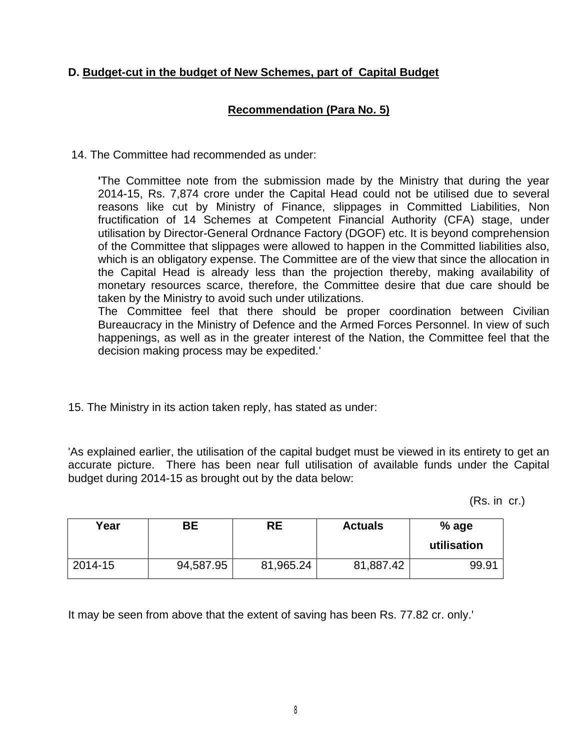**D. Budget-cut in the budget of New Schemes, part of Capital Budget**

**Recommendation (Para No. 5)**

14. The Committee had recommended as under:

> 'The Committee note from the submission made by the Ministry that during the year 2014-15, Rs. 7,874 crore under the Capital Head could not be utilised due to several reasons like cut by Ministry of Finance, slippages in Committed Liabilities, Non fructification of 14 Schemes at Competent Financial Authority (CFA) stage, under utilisation by Director-General Ordnance Factory (DGOF) etc. It is beyond comprehension of the Committee that slippages were allowed to happen in the Committed liabilities also, which is an obligatory expense. The Committee are of the view that since the allocation in the Capital Head is already less than the projection thereby, making availability of monetary resources scarce, therefore, the Committee desire that due care should be taken by the Ministry to avoid such under utilizations.
>
> The Committee feel that there should be proper coordination between Civilian Bureaucracy in the Ministry of Defence and the Armed Forces Personnel. In view of such happenings, as well as in the greater interest of the Nation, the Committee feel that the decision making process may be expedited.'

15. The Ministry in its action taken reply, has stated as under:

'As explained earlier, the utilisation of the capital budget must be viewed in its entirety to get an accurate picture. There has been near full utilisation of available funds under the Capital budget during 2014-15 as brought out by the data below:

(Rs. in cr.)

| Year | BE | RE | Actuals | % age utilisation |
|---|---|---|---|---|
| 2014-15 | 94,587.95 | 81,965.24 | 81,887.42 | 99.91 |

It may be seen from above that the extent of saving has been Rs. 77.82 cr. only.'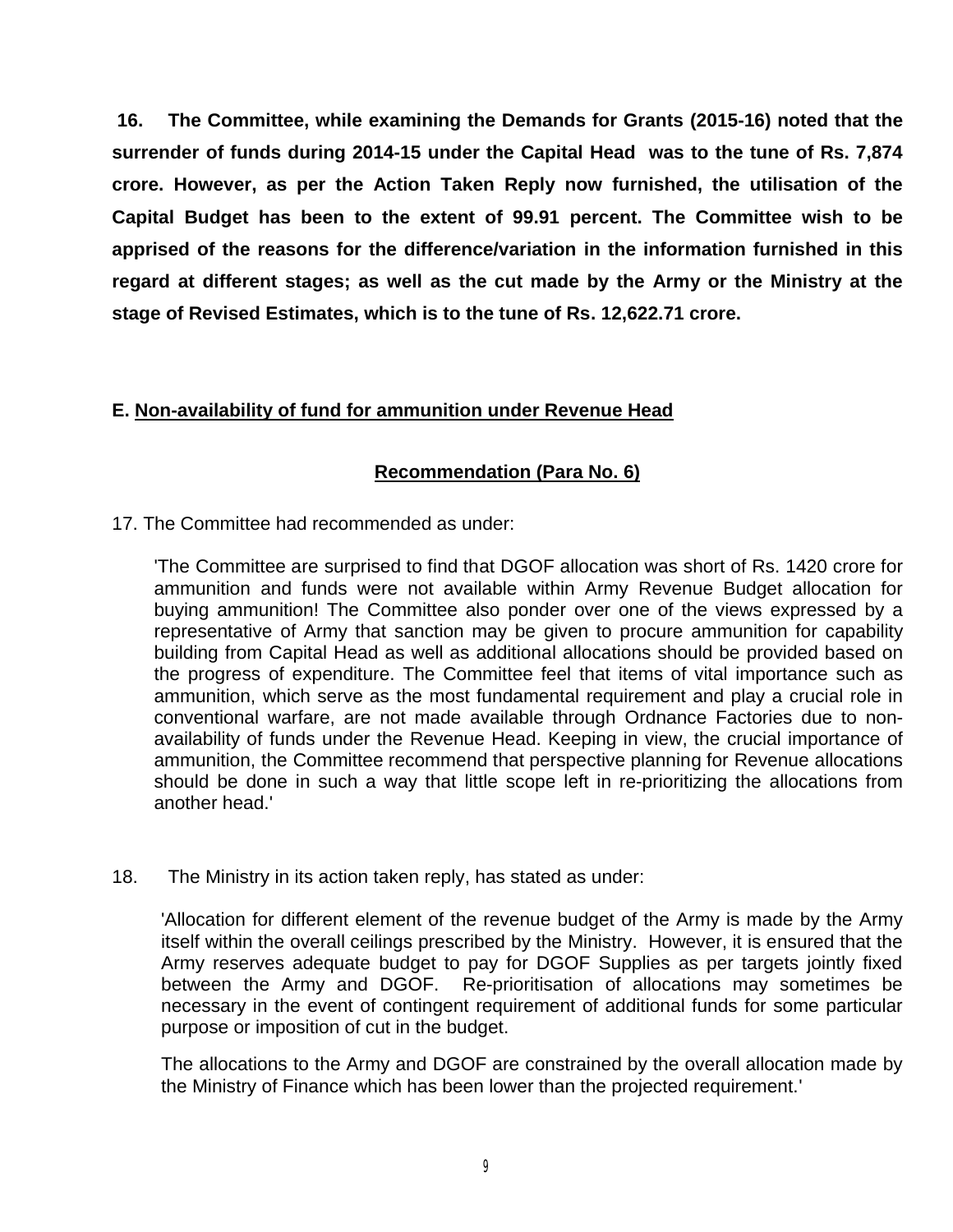**16. The Committee, while examining the Demands for Grants (2015-16) noted that the surrender of funds during 2014-15 under the Capital Head was to the tune of Rs. 7,874 crore. However, as per the Action Taken Reply now furnished, the utilisation of the Capital Budget has been to the extent of 99.91 percent. The Committee wish to be apprised of the reasons for the difference/variation in the information furnished in this regard at different stages; as well as the cut made by the Army or the Ministry at the stage of Revised Estimates, which is to the tune of Rs. 12,622.71 crore.**

### E. Non-availability of fund for ammunition under Revenue Head

#### Recommendation (Para No. 6)

17. The Committee had recommended as under:

> 'The Committee are surprised to find that DGOF allocation was short of Rs. 1420 crore for ammunition and funds were not available within Army Revenue Budget allocation for buying ammunition! The Committee also ponder over one of the views expressed by a representative of Army that sanction may be given to procure ammunition for capability building from Capital Head as well as additional allocations should be provided based on the progress of expenditure. The Committee feel that items of vital importance such as ammunition, which serve as the most fundamental requirement and play a crucial role in conventional warfare, are not made available through Ordnance Factories due to non-availability of funds under the Revenue Head. Keeping in view, the crucial importance of ammunition, the Committee recommend that perspective planning for Revenue allocations should be done in such a way that little scope left in re-prioritizing the allocations from another head.'

18. The Ministry in its action taken reply, has stated as under:

> 'Allocation for different element of the revenue budget of the Army is made by the Army itself within the overall ceilings prescribed by the Ministry. However, it is ensured that the Army reserves adequate budget to pay for DGOF Supplies as per targets jointly fixed between the Army and DGOF. Re-prioritisation of allocations may sometimes be necessary in the event of contingent requirement of additional funds for some particular purpose or imposition of cut in the budget.
>
> The allocations to the Army and DGOF are constrained by the overall allocation made by the Ministry of Finance which has been lower than the projected requirement.'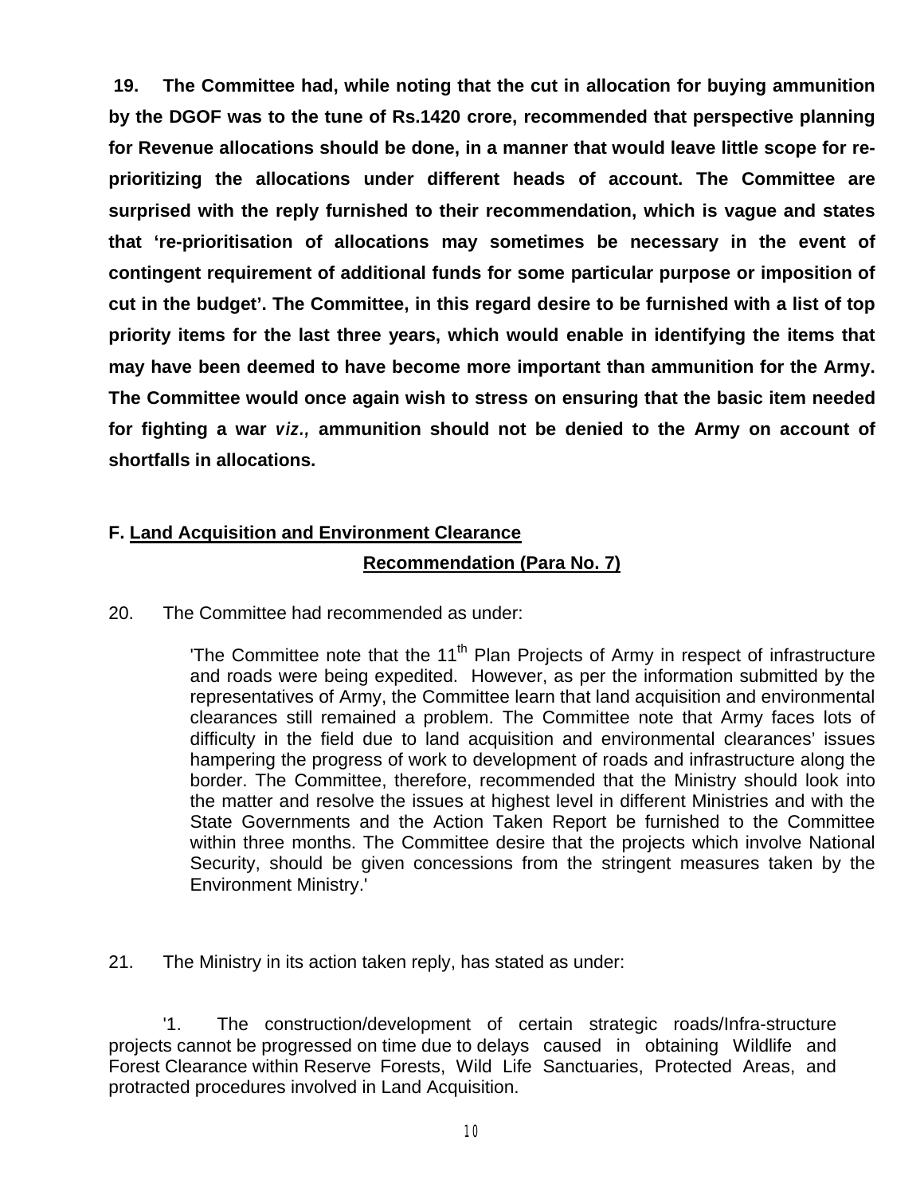**19. The Committee had, while noting that the cut in allocation for buying ammunition by the DGOF was to the tune of Rs.1420 crore, recommended that perspective planning for Revenue allocations should be done, in a manner that would leave little scope for re-prioritizing the allocations under different heads of account. The Committee are surprised with the reply furnished to their recommendation, which is vague and states that 're-prioritisation of allocations may sometimes be necessary in the event of contingent requirement of additional funds for some particular purpose or imposition of cut in the budget'. The Committee, in this regard desire to be furnished with a list of top priority items for the last three years, which would enable in identifying the items that may have been deemed to have become more important than ammunition for the Army. The Committee would once again wish to stress on ensuring that the basic item needed for fighting a war *viz.,* ammunition should not be denied to the Army on account of shortfalls in allocations.**

### F. Land Acquisition and Environment Clearance

#### Recommendation (Para No. 7)

20. The Committee had recommended as under:

> 'The Committee note that the 11th Plan Projects of Army in respect of infrastructure and roads were being expedited. However, as per the information submitted by the representatives of Army, the Committee learn that land acquisition and environmental clearances still remained a problem. The Committee note that Army faces lots of difficulty in the field due to land acquisition and environmental clearances' issues hampering the progress of work to development of roads and infrastructure along the border. The Committee, therefore, recommended that the Ministry should look into the matter and resolve the issues at highest level in different Ministries and with the State Governments and the Action Taken Report be furnished to the Committee within three months. The Committee desire that the projects which involve National Security, should be given concessions from the stringent measures taken by the Environment Ministry.'

21. The Ministry in its action taken reply, has stated as under:

'1. The construction/development of certain strategic roads/Infra-structure projects cannot be progressed on time due to delays caused in obtaining Wildlife and Forest Clearance within Reserve Forests, Wild Life Sanctuaries, Protected Areas, and protracted procedures involved in Land Acquisition.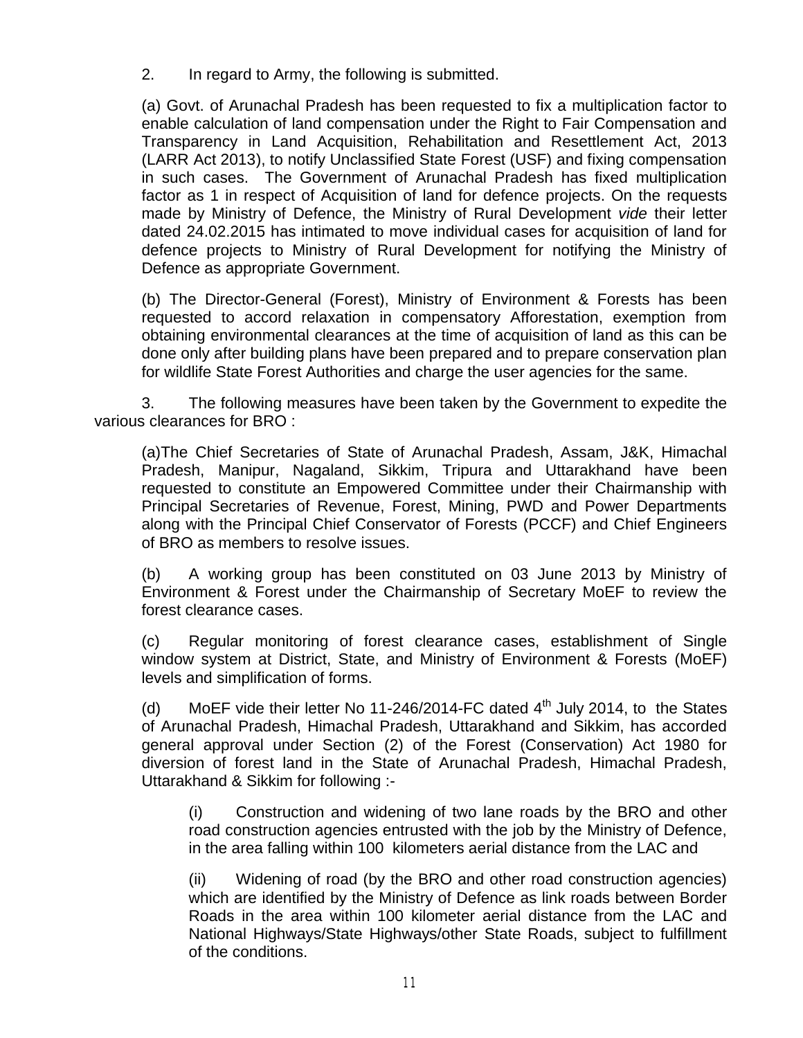2. In regard to Army, the following is submitted.

(a) Govt. of Arunachal Pradesh has been requested to fix a multiplication factor to enable calculation of land compensation under the Right to Fair Compensation and Transparency in Land Acquisition, Rehabilitation and Resettlement Act, 2013 (LARR Act 2013), to notify Unclassified State Forest (USF) and fixing compensation in such cases. The Government of Arunachal Pradesh has fixed multiplication factor as 1 in respect of Acquisition of land for defence projects. On the requests made by Ministry of Defence, the Ministry of Rural Development *vide* their letter dated 24.02.2015 has intimated to move individual cases for acquisition of land for defence projects to Ministry of Rural Development for notifying the Ministry of Defence as appropriate Government.

(b) The Director-General (Forest), Ministry of Environment & Forests has been requested to accord relaxation in compensatory Afforestation, exemption from obtaining environmental clearances at the time of acquisition of land as this can be done only after building plans have been prepared and to prepare conservation plan for wildlife State Forest Authorities and charge the user agencies for the same.

3. The following measures have been taken by the Government to expedite the various clearances for BRO :

(a)The Chief Secretaries of State of Arunachal Pradesh, Assam, J&K, Himachal Pradesh, Manipur, Nagaland, Sikkim, Tripura and Uttarakhand have been requested to constitute an Empowered Committee under their Chairmanship with Principal Secretaries of Revenue, Forest, Mining, PWD and Power Departments along with the Principal Chief Conservator of Forests (PCCF) and Chief Engineers of BRO as members to resolve issues.

(b) A working group has been constituted on 03 June 2013 by Ministry of Environment & Forest under the Chairmanship of Secretary MoEF to review the forest clearance cases.

(c) Regular monitoring of forest clearance cases, establishment of Single window system at District, State, and Ministry of Environment & Forests (MoEF) levels and simplification of forms.

(d) MoEF vide their letter No 11-246/2014-FC dated 4th July 2014, to the States of Arunachal Pradesh, Himachal Pradesh, Uttarakhand and Sikkim, has accorded general approval under Section (2) of the Forest (Conservation) Act 1980 for diversion of forest land in the State of Arunachal Pradesh, Himachal Pradesh, Uttarakhand & Sikkim for following :-

(i) Construction and widening of two lane roads by the BRO and other road construction agencies entrusted with the job by the Ministry of Defence, in the area falling within 100 kilometers aerial distance from the LAC and

(ii) Widening of road (by the BRO and other road construction agencies) which are identified by the Ministry of Defence as link roads between Border Roads in the area within 100 kilometer aerial distance from the LAC and National Highways/State Highways/other State Roads, subject to fulfillment of the conditions.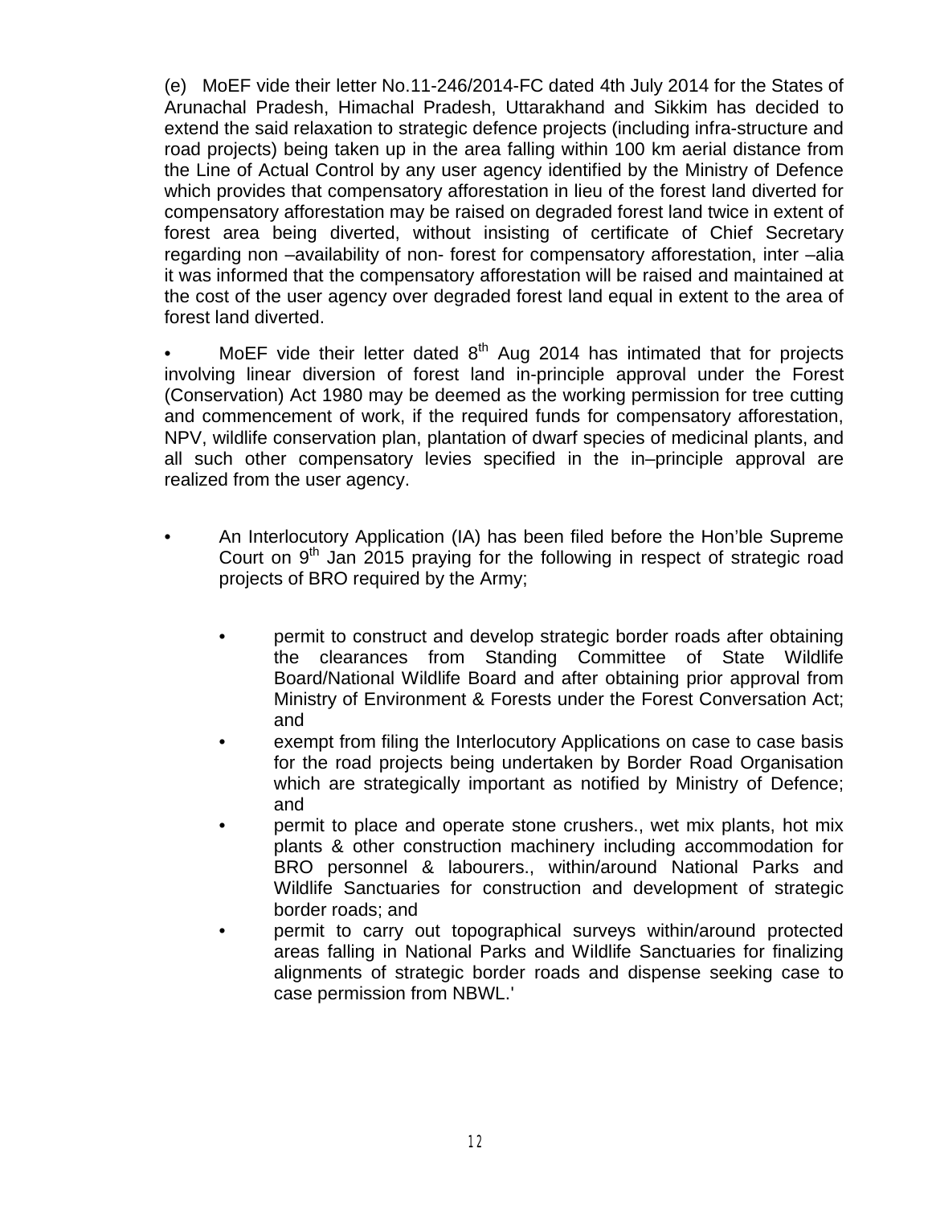(e) MoEF vide their letter No.11-246/2014-FC dated 4th July 2014 for the States of Arunachal Pradesh, Himachal Pradesh, Uttarakhand and Sikkim has decided to extend the said relaxation to strategic defence projects (including infra-structure and road projects) being taken up in the area falling within 100 km aerial distance from the Line of Actual Control by any user agency identified by the Ministry of Defence which provides that compensatory afforestation in lieu of the forest land diverted for compensatory afforestation may be raised on degraded forest land twice in extent of forest area being diverted, without insisting of certificate of Chief Secretary regarding non –availability of non- forest for compensatory afforestation, inter –alia it was informed that the compensatory afforestation will be raised and maintained at the cost of the user agency over degraded forest land equal in extent to the area of forest land diverted.

- MoEF vide their letter dated 8th Aug 2014 has intimated that for projects involving linear diversion of forest land in-principle approval under the Forest (Conservation) Act 1980 may be deemed as the working permission for tree cutting and commencement of work, if the required funds for compensatory afforestation, NPV, wildlife conservation plan, plantation of dwarf species of medicinal plants, and all such other compensatory levies specified in the in–principle approval are realized from the user agency.

- An Interlocutory Application (IA) has been filed before the Hon'ble Supreme Court on 9th Jan 2015 praying for the following in respect of strategic road projects of BRO required by the Army;

  - permit to construct and develop strategic border roads after obtaining the clearances from Standing Committee of State Wildlife Board/National Wildlife Board and after obtaining prior approval from Ministry of Environment & Forests under the Forest Conversation Act; and
  - exempt from filing the Interlocutory Applications on case to case basis for the road projects being undertaken by Border Road Organisation which are strategically important as notified by Ministry of Defence; and
  - permit to place and operate stone crushers., wet mix plants, hot mix plants & other construction machinery including accommodation for BRO personnel & labourers., within/around National Parks and Wildlife Sanctuaries for construction and development of strategic border roads; and
  - permit to carry out topographical surveys within/around protected areas falling in National Parks and Wildlife Sanctuaries for finalizing alignments of strategic border roads and dispense seeking case to case permission from NBWL.'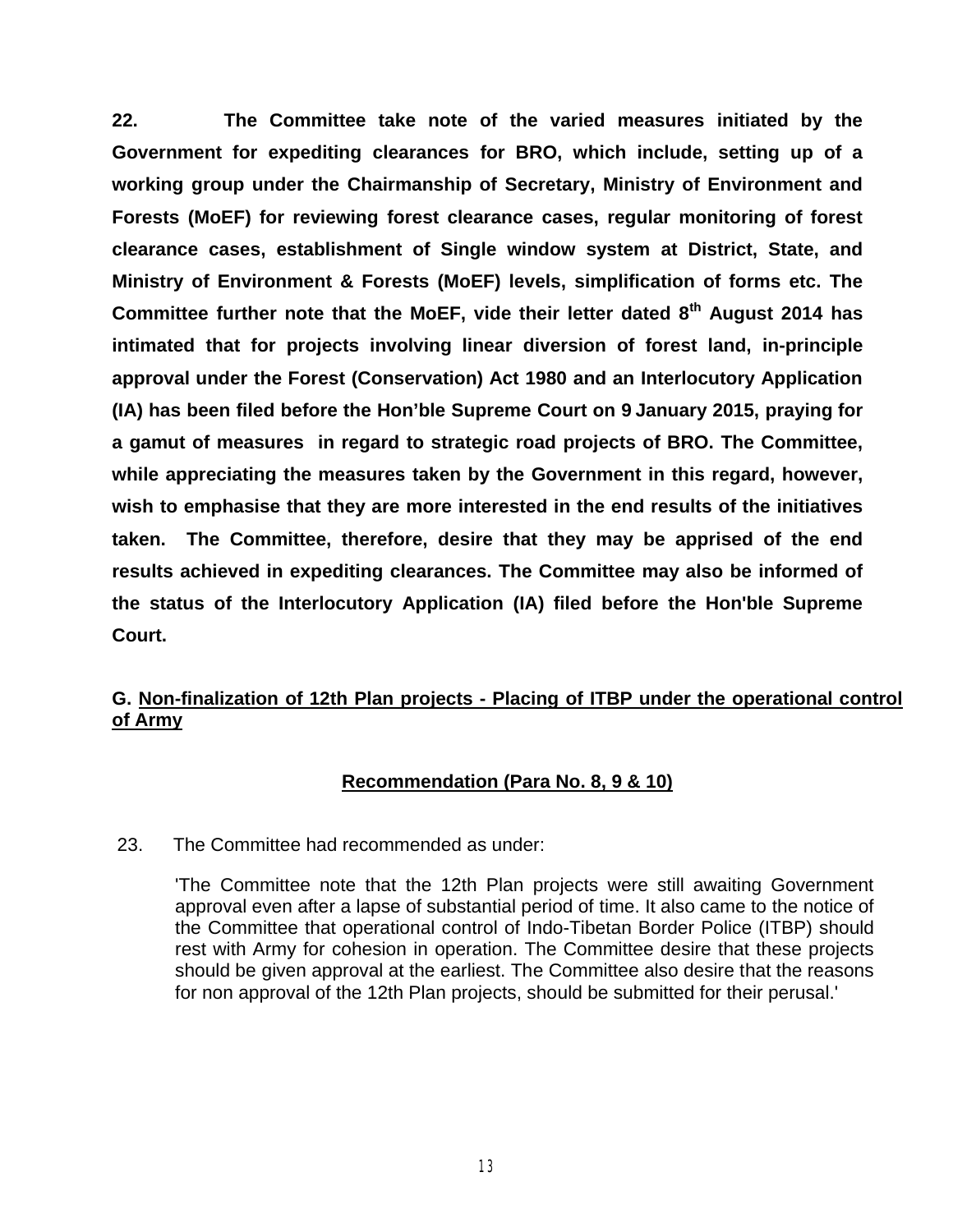**22. The Committee take note of the varied measures initiated by the Government for expediting clearances for BRO, which include, setting up of a working group under the Chairmanship of Secretary, Ministry of Environment and Forests (MoEF) for reviewing forest clearance cases, regular monitoring of forest clearance cases, establishment of Single window system at District, State, and Ministry of Environment & Forests (MoEF) levels, simplification of forms etc. The Committee further note that the MoEF, vide their letter dated 8th August 2014 has intimated that for projects involving linear diversion of forest land, in-principle approval under the Forest (Conservation) Act 1980 and an Interlocutory Application (IA) has been filed before the Hon'ble Supreme Court on 9 January 2015, praying for a gamut of measures in regard to strategic road projects of BRO. The Committee, while appreciating the measures taken by the Government in this regard, however, wish to emphasise that they are more interested in the end results of the initiatives taken. The Committee, therefore, desire that they may be apprised of the end results achieved in expediting clearances. The Committee may also be informed of the status of the Interlocutory Application (IA) filed before the Hon'ble Supreme Court.**

## G. Non-finalization of 12th Plan projects - Placing of ITBP under the operational control of Army

### Recommendation (Para No. 8, 9 & 10)

23. The Committee had recommended as under:

> 'The Committee note that the 12th Plan projects were still awaiting Government approval even after a lapse of substantial period of time. It also came to the notice of the Committee that operational control of Indo-Tibetan Border Police (ITBP) should rest with Army for cohesion in operation. The Committee desire that these projects should be given approval at the earliest. The Committee also desire that the reasons for non approval of the 12th Plan projects, should be submitted for their perusal.'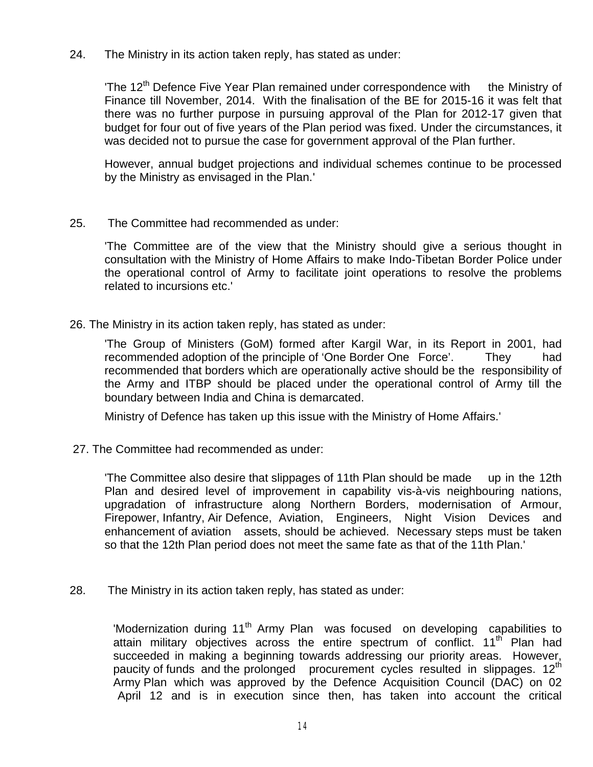24. The Ministry in its action taken reply, has stated as under:

'The 12th Defence Five Year Plan remained under correspondence with the Ministry of Finance till November, 2014. With the finalisation of the BE for 2015-16 it was felt that there was no further purpose in pursuing approval of the Plan for 2012-17 given that budget for four out of five years of the Plan period was fixed. Under the circumstances, it was decided not to pursue the case for government approval of the Plan further.

However, annual budget projections and individual schemes continue to be processed by the Ministry as envisaged in the Plan.'

25. The Committee had recommended as under:

'The Committee are of the view that the Ministry should give a serious thought in consultation with the Ministry of Home Affairs to make Indo-Tibetan Border Police under the operational control of Army to facilitate joint operations to resolve the problems related to incursions etc.'

26. The Ministry in its action taken reply, has stated as under:

'The Group of Ministers (GoM) formed after Kargil War, in its Report in 2001, had recommended adoption of the principle of 'One Border One Force'. They had recommended that borders which are operationally active should be the responsibility of the Army and ITBP should be placed under the operational control of Army till the boundary between India and China is demarcated.

Ministry of Defence has taken up this issue with the Ministry of Home Affairs.'

27. The Committee had recommended as under:

'The Committee also desire that slippages of 11th Plan should be made up in the 12th Plan and desired level of improvement in capability vis-à-vis neighbouring nations, upgradation of infrastructure along Northern Borders, modernisation of Armour, Firepower, Infantry, Air Defence, Aviation, Engineers, Night Vision Devices and enhancement of aviation assets, should be achieved. Necessary steps must be taken so that the 12th Plan period does not meet the same fate as that of the 11th Plan.'

28. The Ministry in its action taken reply, has stated as under:

'Modernization during 11th Army Plan was focused on developing capabilities to attain military objectives across the entire spectrum of conflict. 11th Plan had succeeded in making a beginning towards addressing our priority areas. However, paucity of funds and the prolonged procurement cycles resulted in slippages. 12th Army Plan which was approved by the Defence Acquisition Council (DAC) on 02 April 12 and is in execution since then, has taken into account the critical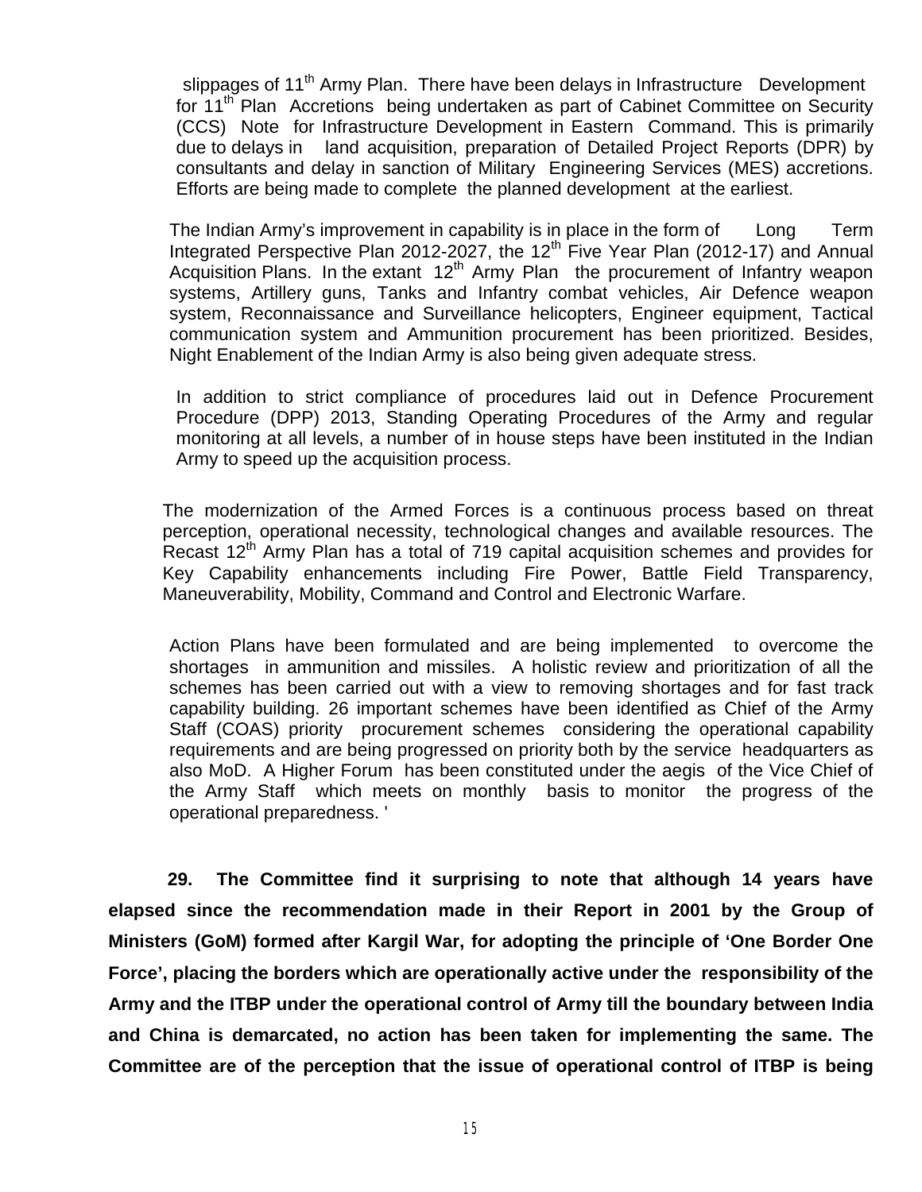slippages of 11th Army Plan. There have been delays in Infrastructure Development for 11th Plan Accretions being undertaken as part of Cabinet Committee on Security (CCS) Note for Infrastructure Development in Eastern Command. This is primarily due to delays in land acquisition, preparation of Detailed Project Reports (DPR) by consultants and delay in sanction of Military Engineering Services (MES) accretions. Efforts are being made to complete the planned development at the earliest.

The Indian Army's improvement in capability is in place in the form of Long Term Integrated Perspective Plan 2012-2027, the 12th Five Year Plan (2012-17) and Annual Acquisition Plans. In the extant 12th Army Plan the procurement of Infantry weapon systems, Artillery guns, Tanks and Infantry combat vehicles, Air Defence weapon system, Reconnaissance and Surveillance helicopters, Engineer equipment, Tactical communication system and Ammunition procurement has been prioritized. Besides, Night Enablement of the Indian Army is also being given adequate stress.

In addition to strict compliance of procedures laid out in Defence Procurement Procedure (DPP) 2013, Standing Operating Procedures of the Army and regular monitoring at all levels, a number of in house steps have been instituted in the Indian Army to speed up the acquisition process.

The modernization of the Armed Forces is a continuous process based on threat perception, operational necessity, technological changes and available resources. The Recast 12th Army Plan has a total of 719 capital acquisition schemes and provides for Key Capability enhancements including Fire Power, Battle Field Transparency, Maneuverability, Mobility, Command and Control and Electronic Warfare.

Action Plans have been formulated and are being implemented to overcome the shortages in ammunition and missiles. A holistic review and prioritization of all the schemes has been carried out with a view to removing shortages and for fast track capability building. 26 important schemes have been identified as Chief of the Army Staff (COAS) priority procurement schemes considering the operational capability requirements and are being progressed on priority both by the service headquarters as also MoD. A Higher Forum has been constituted under the aegis of the Vice Chief of the Army Staff which meets on monthly basis to monitor the progress of the operational preparedness. '

**29. The Committee find it surprising to note that although 14 years have elapsed since the recommendation made in their Report in 2001 by the Group of Ministers (GoM) formed after Kargil War, for adopting the principle of 'One Border One Force', placing the borders which are operationally active under the responsibility of the Army and the ITBP under the operational control of Army till the boundary between India and China is demarcated, no action has been taken for implementing the same. The Committee are of the perception that the issue of operational control of ITBP is being**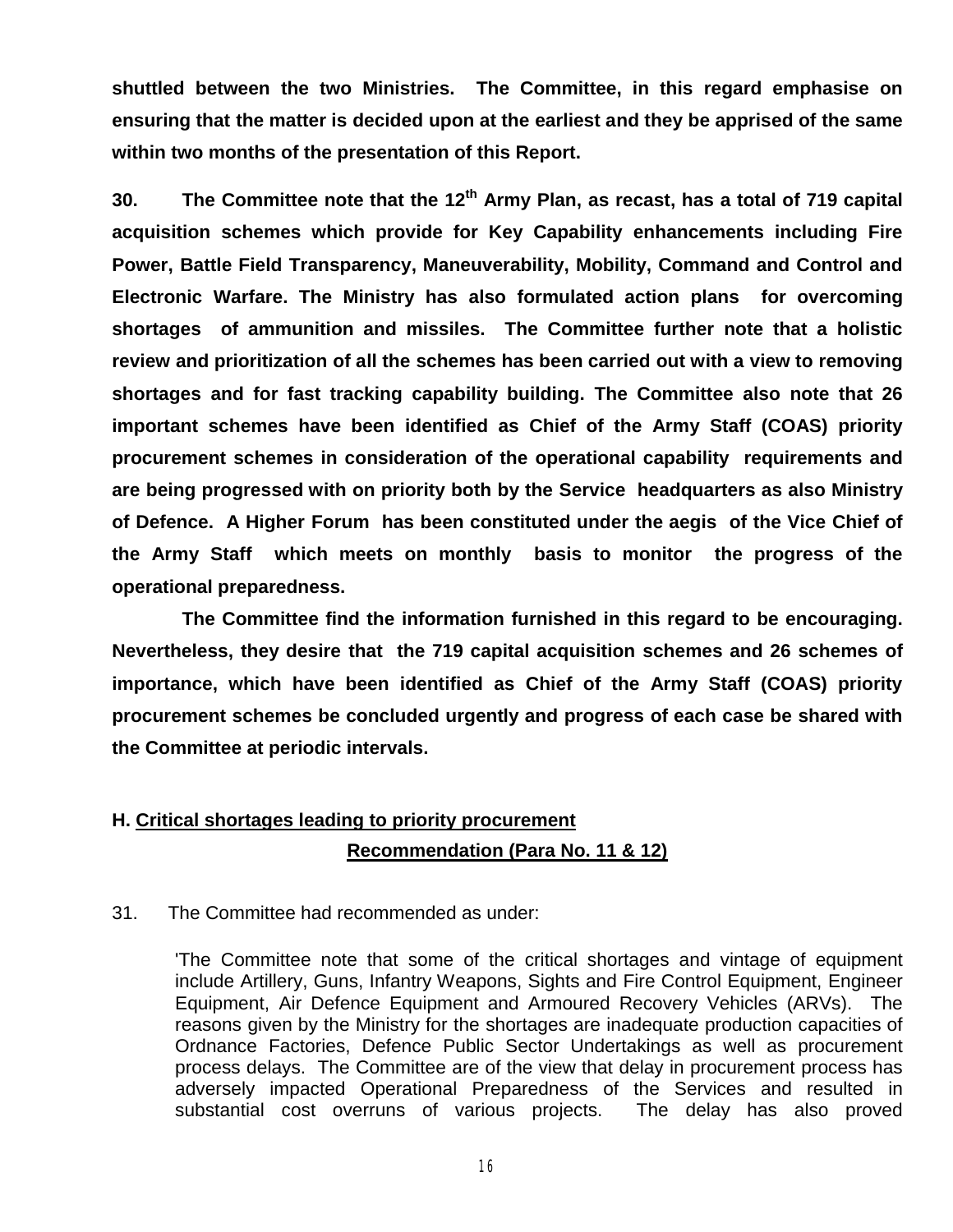**shuttled between the two Ministries. The Committee, in this regard emphasise on ensuring that the matter is decided upon at the earliest and they be apprised of the same within two months of the presentation of this Report.**

**30. The Committee note that the 12th Army Plan, as recast, has a total of 719 capital acquisition schemes which provide for Key Capability enhancements including Fire Power, Battle Field Transparency, Maneuverability, Mobility, Command and Control and Electronic Warfare. The Ministry has also formulated action plans for overcoming shortages of ammunition and missiles. The Committee further note that a holistic review and prioritization of all the schemes has been carried out with a view to removing shortages and for fast tracking capability building. The Committee also note that 26 important schemes have been identified as Chief of the Army Staff (COAS) priority procurement schemes in consideration of the operational capability requirements and are being progressed with on priority both by the Service headquarters as also Ministry of Defence. A Higher Forum has been constituted under the aegis of the Vice Chief of the Army Staff which meets on monthly basis to monitor the progress of the operational preparedness.**

**The Committee find the information furnished in this regard to be encouraging. Nevertheless, they desire that the 719 capital acquisition schemes and 26 schemes of importance, which have been identified as Chief of the Army Staff (COAS) priority procurement schemes be concluded urgently and progress of each case be shared with the Committee at periodic intervals.**

**H. <u>Critical shortages leading to priority procurement</u>**

**<u>Recommendation (Para No. 11 & 12)</u>**

31. The Committee had recommended as under:

> 'The Committee note that some of the critical shortages and vintage of equipment include Artillery, Guns, Infantry Weapons, Sights and Fire Control Equipment, Engineer Equipment, Air Defence Equipment and Armoured Recovery Vehicles (ARVs). The reasons given by the Ministry for the shortages are inadequate production capacities of Ordnance Factories, Defence Public Sector Undertakings as well as procurement process delays. The Committee are of the view that delay in procurement process has adversely impacted Operational Preparedness of the Services and resulted in substantial cost overruns of various projects. The delay has also proved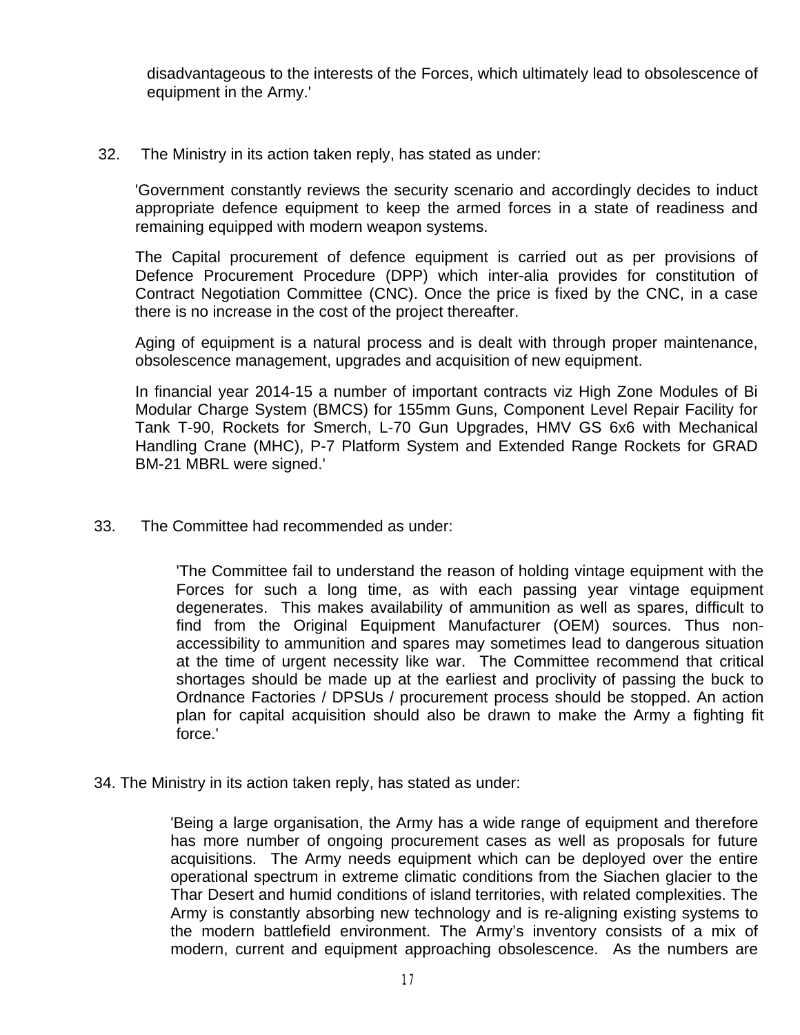disadvantageous to the interests of the Forces, which ultimately lead to obsolescence of equipment in the Army.'

32. The Ministry in its action taken reply, has stated as under:

'Government constantly reviews the security scenario and accordingly decides to induct appropriate defence equipment to keep the armed forces in a state of readiness and remaining equipped with modern weapon systems.

The Capital procurement of defence equipment is carried out as per provisions of Defence Procurement Procedure (DPP) which inter-alia provides for constitution of Contract Negotiation Committee (CNC). Once the price is fixed by the CNC, in a case there is no increase in the cost of the project thereafter.

Aging of equipment is a natural process and is dealt with through proper maintenance, obsolescence management, upgrades and acquisition of new equipment.

In financial year 2014-15 a number of important contracts viz High Zone Modules of Bi Modular Charge System (BMCS) for 155mm Guns, Component Level Repair Facility for Tank T-90, Rockets for Smerch, L-70 Gun Upgrades, HMV GS 6x6 with Mechanical Handling Crane (MHC), P-7 Platform System and Extended Range Rockets for GRAD BM-21 MBRL were signed.'

33. The Committee had recommended as under:

'The Committee fail to understand the reason of holding vintage equipment with the Forces for such a long time, as with each passing year vintage equipment degenerates. This makes availability of ammunition as well as spares, difficult to find from the Original Equipment Manufacturer (OEM) sources. Thus non-accessibility to ammunition and spares may sometimes lead to dangerous situation at the time of urgent necessity like war. The Committee recommend that critical shortages should be made up at the earliest and proclivity of passing the buck to Ordnance Factories / DPSUs / procurement process should be stopped. An action plan for capital acquisition should also be drawn to make the Army a fighting fit force.'

34. The Ministry in its action taken reply, has stated as under:

'Being a large organisation, the Army has a wide range of equipment and therefore has more number of ongoing procurement cases as well as proposals for future acquisitions. The Army needs equipment which can be deployed over the entire operational spectrum in extreme climatic conditions from the Siachen glacier to the Thar Desert and humid conditions of island territories, with related complexities. The Army is constantly absorbing new technology and is re-aligning existing systems to the modern battlefield environment. The Army's inventory consists of a mix of modern, current and equipment approaching obsolescence. As the numbers are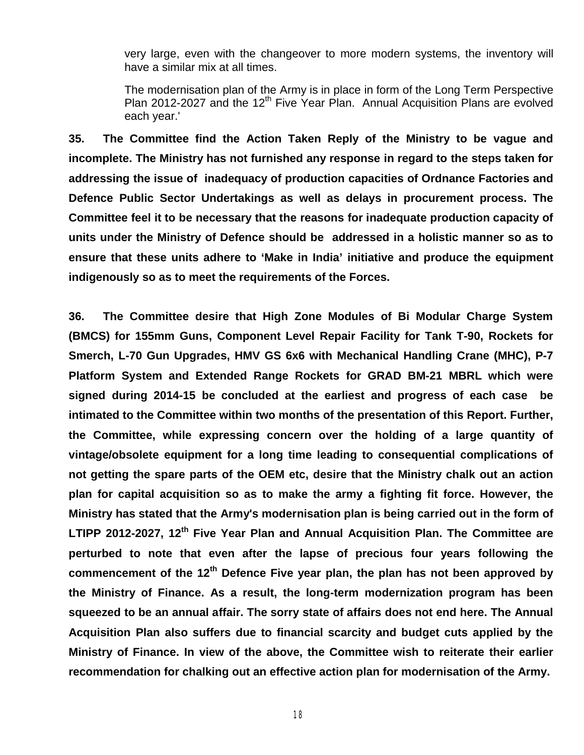very large, even with the changeover to more modern systems, the inventory will have a similar mix at all times.

The modernisation plan of the Army is in place in form of the Long Term Perspective Plan 2012-2027 and the 12th Five Year Plan. Annual Acquisition Plans are evolved each year.'

**35. The Committee find the Action Taken Reply of the Ministry to be vague and incomplete. The Ministry has not furnished any response in regard to the steps taken for addressing the issue of inadequacy of production capacities of Ordnance Factories and Defence Public Sector Undertakings as well as delays in procurement process. The Committee feel it to be necessary that the reasons for inadequate production capacity of units under the Ministry of Defence should be addressed in a holistic manner so as to ensure that these units adhere to 'Make in India' initiative and produce the equipment indigenously so as to meet the requirements of the Forces.**

**36. The Committee desire that High Zone Modules of Bi Modular Charge System (BMCS) for 155mm Guns, Component Level Repair Facility for Tank T-90, Rockets for Smerch, L-70 Gun Upgrades, HMV GS 6x6 with Mechanical Handling Crane (MHC), P-7 Platform System and Extended Range Rockets for GRAD BM-21 MBRL which were signed during 2014-15 be concluded at the earliest and progress of each case be intimated to the Committee within two months of the presentation of this Report. Further, the Committee, while expressing concern over the holding of a large quantity of vintage/obsolete equipment for a long time leading to consequential complications of not getting the spare parts of the OEM etc, desire that the Ministry chalk out an action plan for capital acquisition so as to make the army a fighting fit force. However, the Ministry has stated that the Army's modernisation plan is being carried out in the form of LTIPP 2012-2027, 12th Five Year Plan and Annual Acquisition Plan. The Committee are perturbed to note that even after the lapse of precious four years following the commencement of the 12th Defence Five year plan, the plan has not been approved by the Ministry of Finance. As a result, the long-term modernization program has been squeezed to be an annual affair. The sorry state of affairs does not end here. The Annual Acquisition Plan also suffers due to financial scarcity and budget cuts applied by the Ministry of Finance. In view of the above, the Committee wish to reiterate their earlier recommendation for chalking out an effective action plan for modernisation of the Army.**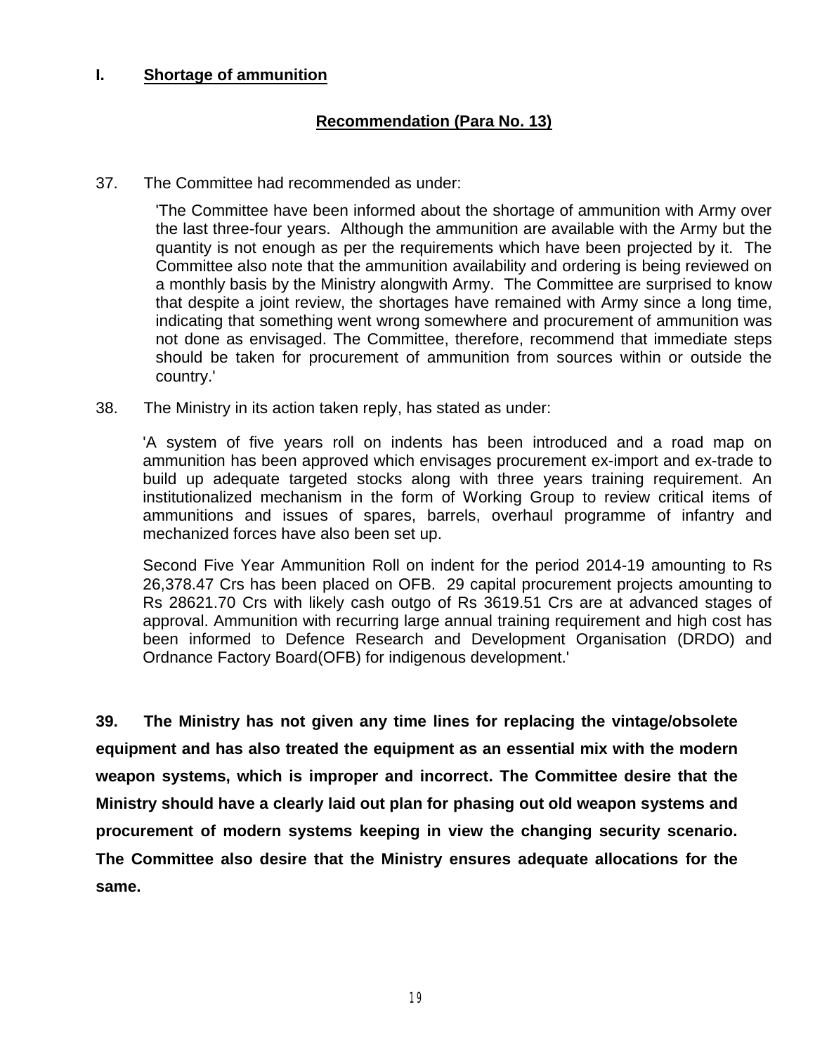## I. Shortage of ammunition

### Recommendation (Para No. 13)

37. The Committee had recommended as under:

> 'The Committee have been informed about the shortage of ammunition with Army over the last three-four years. Although the ammunition are available with the Army but the quantity is not enough as per the requirements which have been projected by it. The Committee also note that the ammunition availability and ordering is being reviewed on a monthly basis by the Ministry alongwith Army. The Committee are surprised to know that despite a joint review, the shortages have remained with Army since a long time, indicating that something went wrong somewhere and procurement of ammunition was not done as envisaged. The Committee, therefore, recommend that immediate steps should be taken for procurement of ammunition from sources within or outside the country.'

38. The Ministry in its action taken reply, has stated as under:

> 'A system of five years roll on indents has been introduced and a road map on ammunition has been approved which envisages procurement ex-import and ex-trade to build up adequate targeted stocks along with three years training requirement. An institutionalized mechanism in the form of Working Group to review critical items of ammunitions and issues of spares, barrels, overhaul programme of infantry and mechanized forces have also been set up.
>
> Second Five Year Ammunition Roll on indent for the period 2014-19 amounting to Rs 26,378.47 Crs has been placed on OFB. 29 capital procurement projects amounting to Rs 28621.70 Crs with likely cash outgo of Rs 3619.51 Crs are at advanced stages of approval. Ammunition with recurring large annual training requirement and high cost has been informed to Defence Research and Development Organisation (DRDO) and Ordnance Factory Board(OFB) for indigenous development.'

**39. The Ministry has not given any time lines for replacing the vintage/obsolete equipment and has also treated the equipment as an essential mix with the modern weapon systems, which is improper and incorrect. The Committee desire that the Ministry should have a clearly laid out plan for phasing out old weapon systems and procurement of modern systems keeping in view the changing security scenario. The Committee also desire that the Ministry ensures adequate allocations for the same.**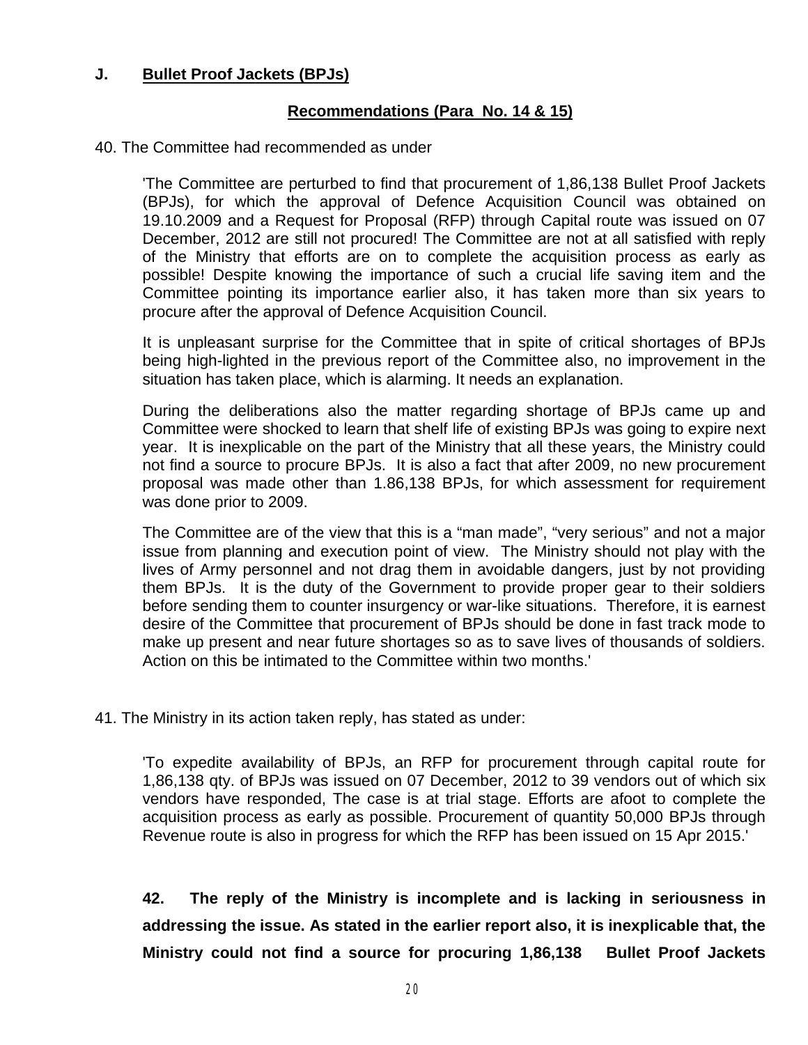## J. Bullet Proof Jackets (BPJs)

### Recommendations (Para No. 14 & 15)

40. The Committee had recommended as under

> 'The Committee are perturbed to find that procurement of 1,86,138 Bullet Proof Jackets (BPJs), for which the approval of Defence Acquisition Council was obtained on 19.10.2009 and a Request for Proposal (RFP) through Capital route was issued on 07 December, 2012 are still not procured! The Committee are not at all satisfied with reply of the Ministry that efforts are on to complete the acquisition process as early as possible! Despite knowing the importance of such a crucial life saving item and the Committee pointing its importance earlier also, it has taken more than six years to procure after the approval of Defence Acquisition Council.
>
> It is unpleasant surprise for the Committee that in spite of critical shortages of BPJs being high-lighted in the previous report of the Committee also, no improvement in the situation has taken place, which is alarming. It needs an explanation.
>
> During the deliberations also the matter regarding shortage of BPJs came up and Committee were shocked to learn that shelf life of existing BPJs was going to expire next year. It is inexplicable on the part of the Ministry that all these years, the Ministry could not find a source to procure BPJs. It is also a fact that after 2009, no new procurement proposal was made other than 1.86,138 BPJs, for which assessment for requirement was done prior to 2009.
>
> The Committee are of the view that this is a "man made", "very serious" and not a major issue from planning and execution point of view. The Ministry should not play with the lives of Army personnel and not drag them in avoidable dangers, just by not providing them BPJs. It is the duty of the Government to provide proper gear to their soldiers before sending them to counter insurgency or war-like situations. Therefore, it is earnest desire of the Committee that procurement of BPJs should be done in fast track mode to make up present and near future shortages so as to save lives of thousands of soldiers. Action on this be intimated to the Committee within two months.'

41. The Ministry in its action taken reply, has stated as under:

> 'To expedite availability of BPJs, an RFP for procurement through capital route for 1,86,138 qty. of BPJs was issued on 07 December, 2012 to 39 vendors out of which six vendors have responded, The case is at trial stage. Efforts are afoot to complete the acquisition process as early as possible. Procurement of quantity 50,000 BPJs through Revenue route is also in progress for which the RFP has been issued on 15 Apr 2015.'

**42. The reply of the Ministry is incomplete and is lacking in seriousness in addressing the issue. As stated in the earlier report also, it is inexplicable that, the Ministry could not find a source for procuring 1,86,138 Bullet Proof Jackets**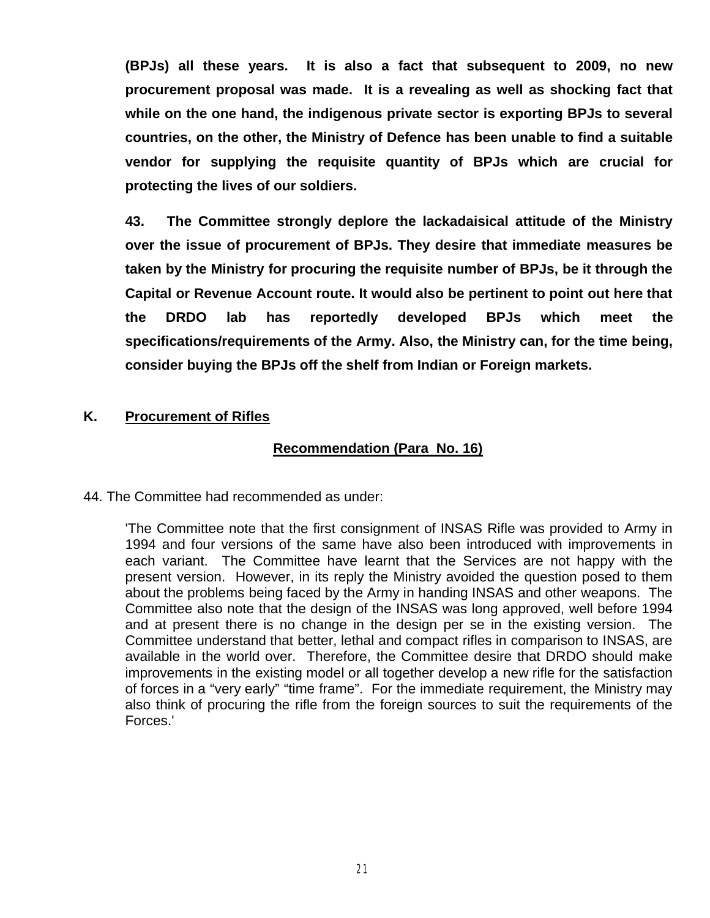**(BPJs) all these years. It is also a fact that subsequent to 2009, no new procurement proposal was made. It is a revealing as well as shocking fact that while on the one hand, the indigenous private sector is exporting BPJs to several countries, on the other, the Ministry of Defence has been unable to find a suitable vendor for supplying the requisite quantity of BPJs which are crucial for protecting the lives of our soldiers.**

**43. The Committee strongly deplore the lackadaisical attitude of the Ministry over the issue of procurement of BPJs. They desire that immediate measures be taken by the Ministry for procuring the requisite number of BPJs, be it through the Capital or Revenue Account route. It would also be pertinent to point out here that the DRDO lab has reportedly developed BPJs which meet the specifications/requirements of the Army. Also, the Ministry can, for the time being, consider buying the BPJs off the shelf from Indian or Foreign markets.**

## K. Procurement of Rifles

### Recommendation (Para No. 16)

44. The Committee had recommended as under:

'The Committee note that the first consignment of INSAS Rifle was provided to Army in 1994 and four versions of the same have also been introduced with improvements in each variant. The Committee have learnt that the Services are not happy with the present version. However, in its reply the Ministry avoided the question posed to them about the problems being faced by the Army in handing INSAS and other weapons. The Committee also note that the design of the INSAS was long approved, well before 1994 and at present there is no change in the design per se in the existing version. The Committee understand that better, lethal and compact rifles in comparison to INSAS, are available in the world over. Therefore, the Committee desire that DRDO should make improvements in the existing model or all together develop a new rifle for the satisfaction of forces in a "very early" "time frame". For the immediate requirement, the Ministry may also think of procuring the rifle from the foreign sources to suit the requirements of the Forces.'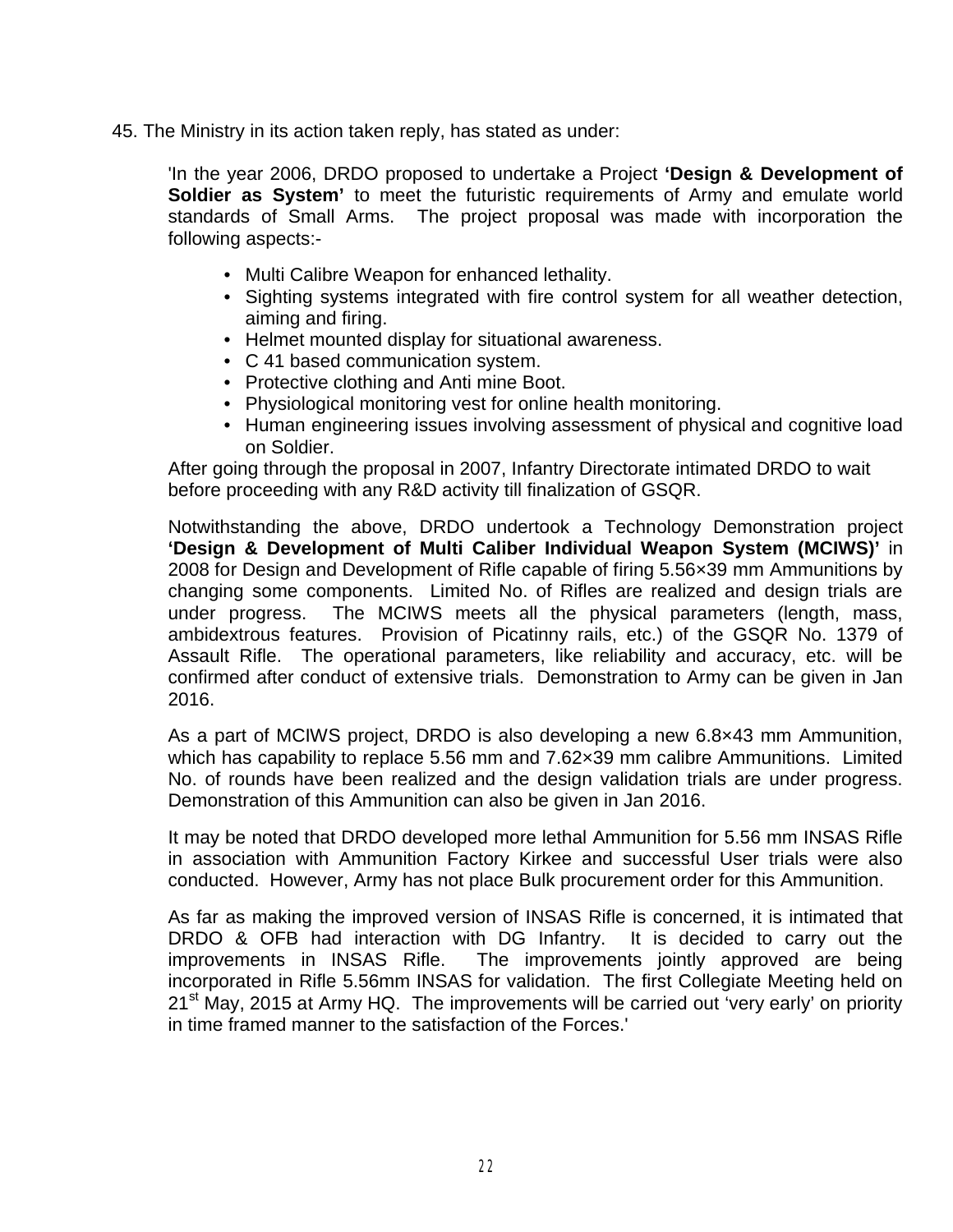45. The Ministry in its action taken reply, has stated as under:

> 'In the year 2006, DRDO proposed to undertake a Project **'Design & Development of Soldier as System'** to meet the futuristic requirements of Army and emulate world standards of Small Arms. The project proposal was made with incorporation the following aspects:-
>
> - Multi Calibre Weapon for enhanced lethality.
> - Sighting systems integrated with fire control system for all weather detection, aiming and firing.
> - Helmet mounted display for situational awareness.
> - C 41 based communication system.
> - Protective clothing and Anti mine Boot.
> - Physiological monitoring vest for online health monitoring.
> - Human engineering issues involving assessment of physical and cognitive load on Soldier.
>
> After going through the proposal in 2007, Infantry Directorate intimated DRDO to wait before proceeding with any R&D activity till finalization of GSQR.
>
> Notwithstanding the above, DRDO undertook a Technology Demonstration project **'Design & Development of Multi Caliber Individual Weapon System (MCIWS)'** in 2008 for Design and Development of Rifle capable of firing 5.56×39 mm Ammunitions by changing some components. Limited No. of Rifles are realized and design trials are under progress. The MCIWS meets all the physical parameters (length, mass, ambidextrous features. Provision of Picatinny rails, etc.) of the GSQR No. 1379 of Assault Rifle. The operational parameters, like reliability and accuracy, etc. will be confirmed after conduct of extensive trials. Demonstration to Army can be given in Jan 2016.
>
> As a part of MCIWS project, DRDO is also developing a new 6.8×43 mm Ammunition, which has capability to replace 5.56 mm and 7.62×39 mm calibre Ammunitions. Limited No. of rounds have been realized and the design validation trials are under progress. Demonstration of this Ammunition can also be given in Jan 2016.
>
> It may be noted that DRDO developed more lethal Ammunition for 5.56 mm INSAS Rifle in association with Ammunition Factory Kirkee and successful User trials were also conducted. However, Army has not place Bulk procurement order for this Ammunition.
>
> As far as making the improved version of INSAS Rifle is concerned, it is intimated that DRDO & OFB had interaction with DG Infantry. It is decided to carry out the improvements in INSAS Rifle. The improvements jointly approved are being incorporated in Rifle 5.56mm INSAS for validation. The first Collegiate Meeting held on 21st May, 2015 at Army HQ. The improvements will be carried out 'very early' on priority in time framed manner to the satisfaction of the Forces.'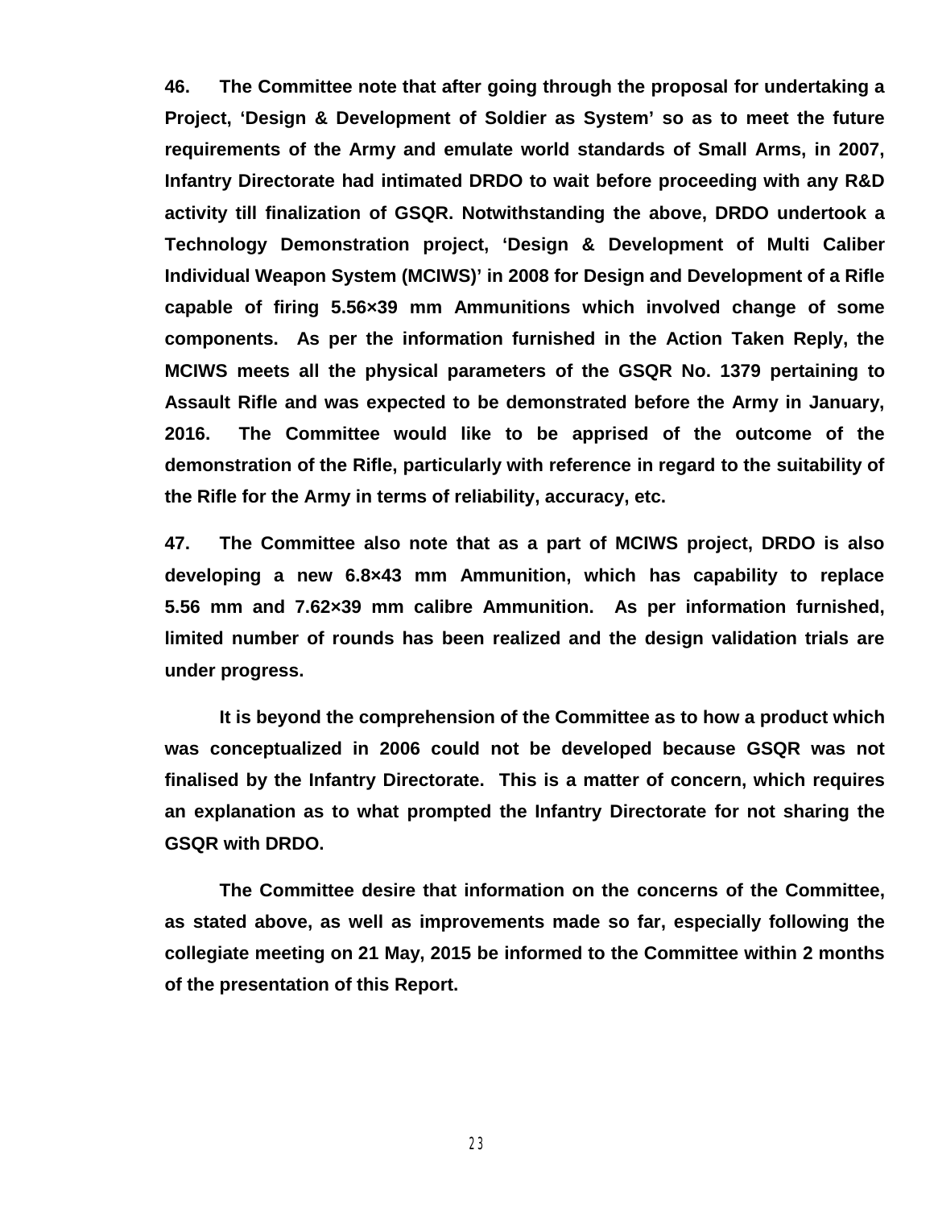**46. The Committee note that after going through the proposal for undertaking a Project, 'Design & Development of Soldier as System' so as to meet the future requirements of the Army and emulate world standards of Small Arms, in 2007, Infantry Directorate had intimated DRDO to wait before proceeding with any R&D activity till finalization of GSQR. Notwithstanding the above, DRDO undertook a Technology Demonstration project, 'Design & Development of Multi Caliber Individual Weapon System (MCIWS)' in 2008 for Design and Development of a Rifle capable of firing 5.56×39 mm Ammunitions which involved change of some components. As per the information furnished in the Action Taken Reply, the MCIWS meets all the physical parameters of the GSQR No. 1379 pertaining to Assault Rifle and was expected to be demonstrated before the Army in January, 2016. The Committee would like to be apprised of the outcome of the demonstration of the Rifle, particularly with reference in regard to the suitability of the Rifle for the Army in terms of reliability, accuracy, etc.**

**47. The Committee also note that as a part of MCIWS project, DRDO is also developing a new 6.8×43 mm Ammunition, which has capability to replace 5.56 mm and 7.62×39 mm calibre Ammunition. As per information furnished, limited number of rounds has been realized and the design validation trials are under progress.**

**It is beyond the comprehension of the Committee as to how a product which was conceptualized in 2006 could not be developed because GSQR was not finalised by the Infantry Directorate. This is a matter of concern, which requires an explanation as to what prompted the Infantry Directorate for not sharing the GSQR with DRDO.**

**The Committee desire that information on the concerns of the Committee, as stated above, as well as improvements made so far, especially following the collegiate meeting on 21 May, 2015 be informed to the Committee within 2 months of the presentation of this Report.**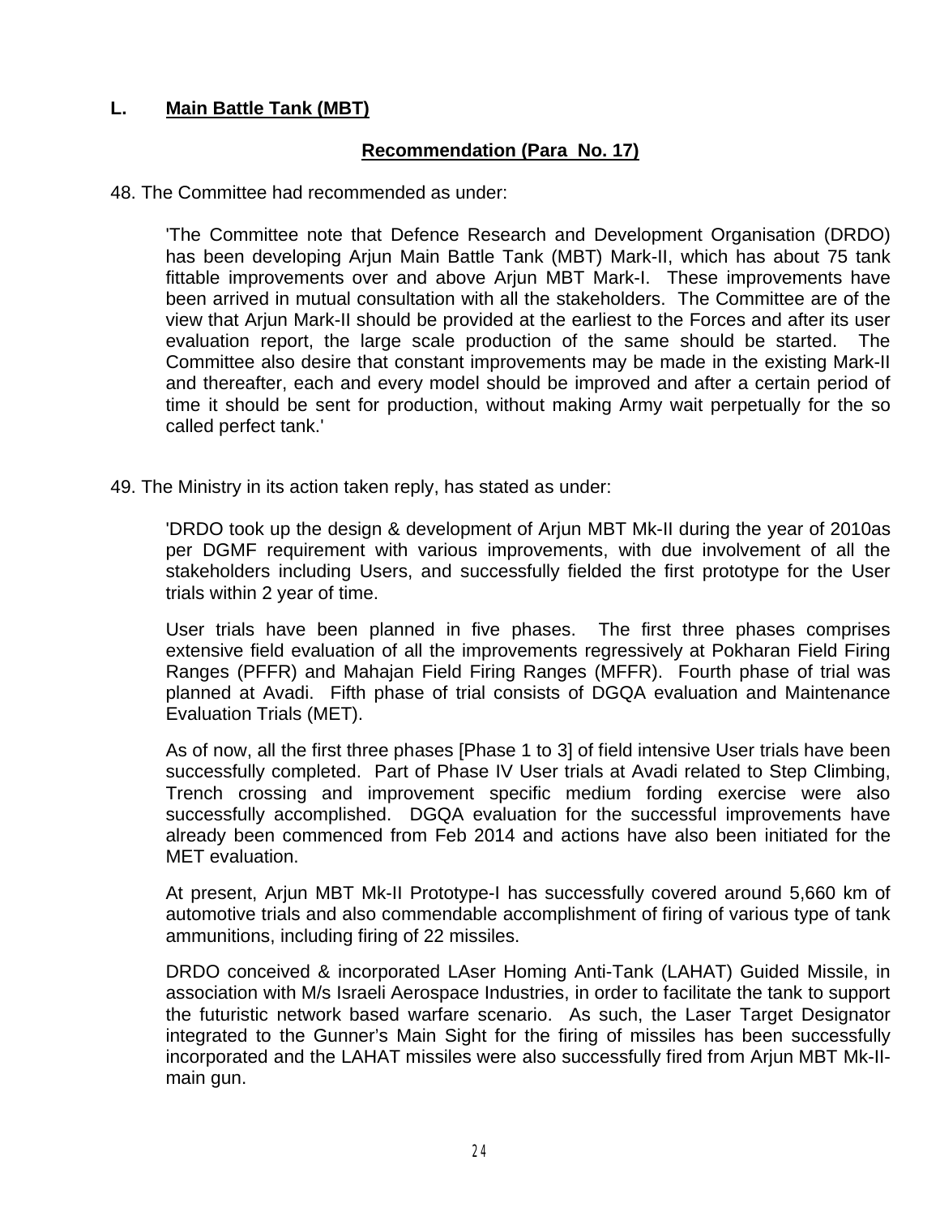## L. Main Battle Tank (MBT)

### Recommendation (Para No. 17)

48. The Committee had recommended as under:

> 'The Committee note that Defence Research and Development Organisation (DRDO) has been developing Arjun Main Battle Tank (MBT) Mark-II, which has about 75 tank fittable improvements over and above Arjun MBT Mark-I. These improvements have been arrived in mutual consultation with all the stakeholders. The Committee are of the view that Arjun Mark-II should be provided at the earliest to the Forces and after its user evaluation report, the large scale production of the same should be started. The Committee also desire that constant improvements may be made in the existing Mark-II and thereafter, each and every model should be improved and after a certain period of time it should be sent for production, without making Army wait perpetually for the so called perfect tank.'

49. The Ministry in its action taken reply, has stated as under:

> 'DRDO took up the design & development of Arjun MBT Mk-II during the year of 2010as per DGMF requirement with various improvements, with due involvement of all the stakeholders including Users, and successfully fielded the first prototype for the User trials within 2 year of time.
>
> User trials have been planned in five phases. The first three phases comprises extensive field evaluation of all the improvements regressively at Pokharan Field Firing Ranges (PFFR) and Mahajan Field Firing Ranges (MFFR). Fourth phase of trial was planned at Avadi. Fifth phase of trial consists of DGQA evaluation and Maintenance Evaluation Trials (MET).
>
> As of now, all the first three phases [Phase 1 to 3] of field intensive User trials have been successfully completed. Part of Phase IV User trials at Avadi related to Step Climbing, Trench crossing and improvement specific medium fording exercise were also successfully accomplished. DGQA evaluation for the successful improvements have already been commenced from Feb 2014 and actions have also been initiated for the MET evaluation.
>
> At present, Arjun MBT Mk-II Prototype-I has successfully covered around 5,660 km of automotive trials and also commendable accomplishment of firing of various type of tank ammunitions, including firing of 22 missiles.
>
> DRDO conceived & incorporated LAser Homing Anti-Tank (LAHAT) Guided Missile, in association with M/s Israeli Aerospace Industries, in order to facilitate the tank to support the futuristic network based warfare scenario. As such, the Laser Target Designator integrated to the Gunner's Main Sight for the firing of missiles has been successfully incorporated and the LAHAT missiles were also successfully fired from Arjun MBT Mk-II-main gun.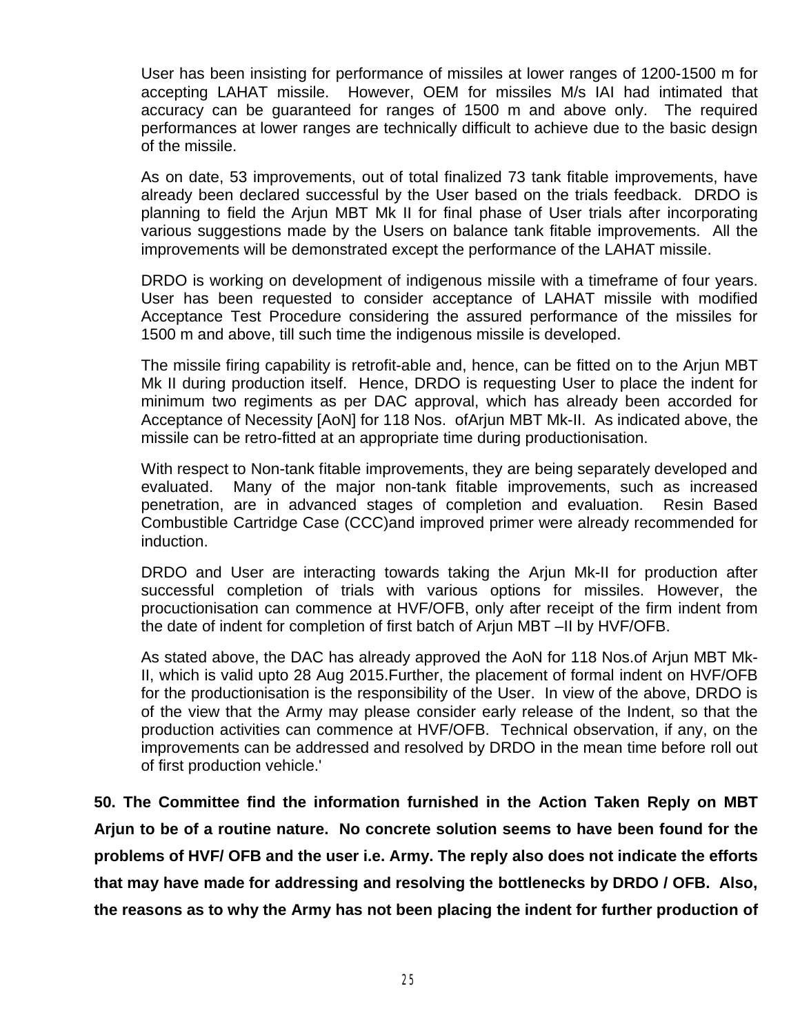User has been insisting for performance of missiles at lower ranges of 1200-1500 m for accepting LAHAT missile. However, OEM for missiles M/s IAI had intimated that accuracy can be guaranteed for ranges of 1500 m and above only. The required performances at lower ranges are technically difficult to achieve due to the basic design of the missile.

As on date, 53 improvements, out of total finalized 73 tank fitable improvements, have already been declared successful by the User based on the trials feedback. DRDO is planning to field the Arjun MBT Mk II for final phase of User trials after incorporating various suggestions made by the Users on balance tank fitable improvements. All the improvements will be demonstrated except the performance of the LAHAT missile.

DRDO is working on development of indigenous missile with a timeframe of four years. User has been requested to consider acceptance of LAHAT missile with modified Acceptance Test Procedure considering the assured performance of the missiles for 1500 m and above, till such time the indigenous missile is developed.

The missile firing capability is retrofit-able and, hence, can be fitted on to the Arjun MBT Mk II during production itself. Hence, DRDO is requesting User to place the indent for minimum two regiments as per DAC approval, which has already been accorded for Acceptance of Necessity [AoN] for 118 Nos. ofArjun MBT Mk-II. As indicated above, the missile can be retro-fitted at an appropriate time during productionisation.

With respect to Non-tank fitable improvements, they are being separately developed and evaluated. Many of the major non-tank fitable improvements, such as increased penetration, are in advanced stages of completion and evaluation. Resin Based Combustible Cartridge Case (CCC)and improved primer were already recommended for induction.

DRDO and User are interacting towards taking the Arjun Mk-II for production after successful completion of trials with various options for missiles. However, the procuctionisation can commence at HVF/OFB, only after receipt of the firm indent from the date of indent for completion of first batch of Arjun MBT –II by HVF/OFB.

As stated above, the DAC has already approved the AoN for 118 Nos.of Arjun MBT Mk-II, which is valid upto 28 Aug 2015.Further, the placement of formal indent on HVF/OFB for the productionisation is the responsibility of the User. In view of the above, DRDO is of the view that the Army may please consider early release of the Indent, so that the production activities can commence at HVF/OFB. Technical observation, if any, on the improvements can be addressed and resolved by DRDO in the mean time before roll out of first production vehicle.'

**50. The Committee find the information furnished in the Action Taken Reply on MBT Arjun to be of a routine nature. No concrete solution seems to have been found for the problems of HVF/ OFB and the user i.e. Army. The reply also does not indicate the efforts that may have made for addressing and resolving the bottlenecks by DRDO / OFB. Also, the reasons as to why the Army has not been placing the indent for further production of**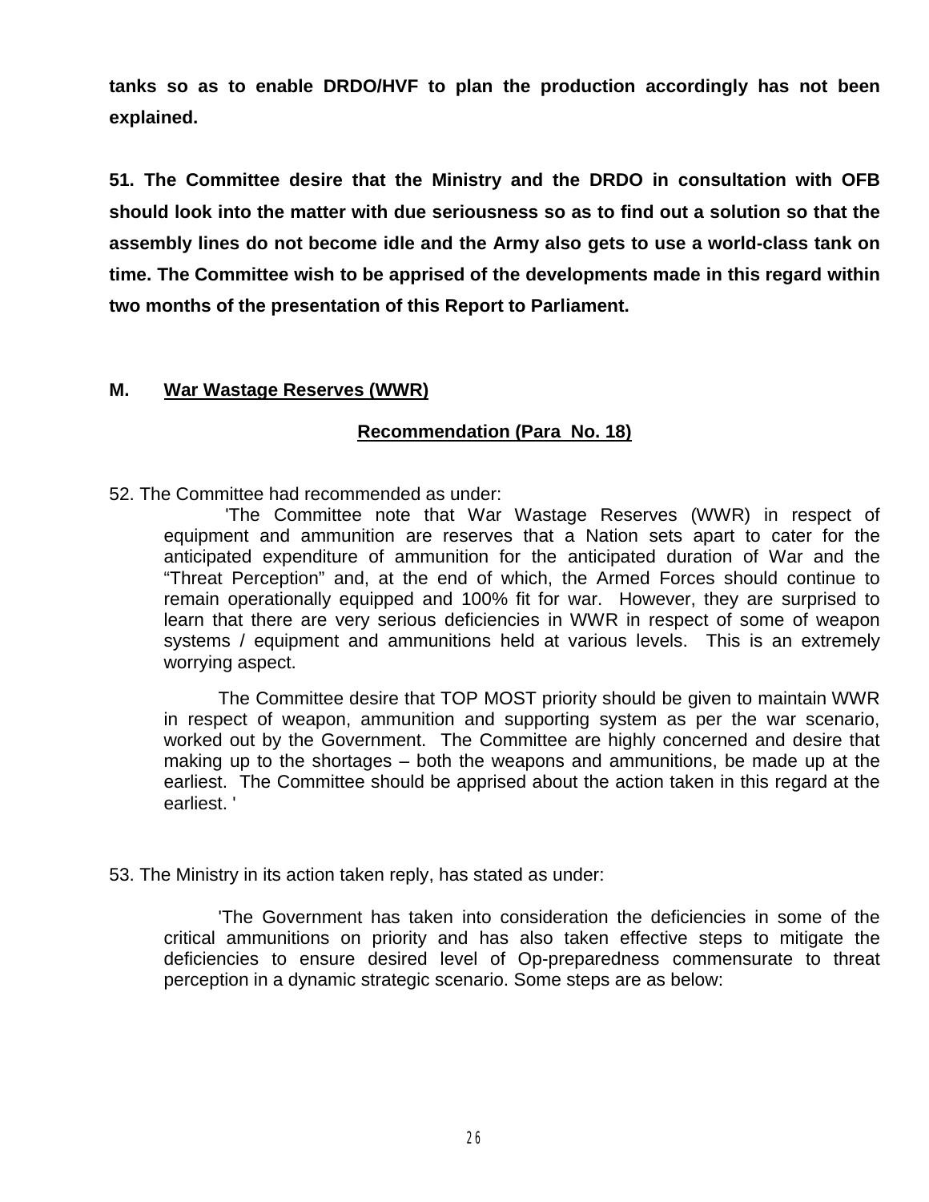**tanks so as to enable DRDO/HVF to plan the production accordingly has not been explained.**

**51. The Committee desire that the Ministry and the DRDO in consultation with OFB should look into the matter with due seriousness so as to find out a solution so that the assembly lines do not become idle and the Army also gets to use a world-class tank on time. The Committee wish to be apprised of the developments made in this regard within two months of the presentation of this Report to Parliament.**

## M. War Wastage Reserves (WWR)

### Recommendation (Para No. 18)

52. The Committee had recommended as under:

> 'The Committee note that War Wastage Reserves (WWR) in respect of equipment and ammunition are reserves that a Nation sets apart to cater for the anticipated expenditure of ammunition for the anticipated duration of War and the "Threat Perception" and, at the end of which, the Armed Forces should continue to remain operationally equipped and 100% fit for war. However, they are surprised to learn that there are very serious deficiencies in WWR in respect of some of weapon systems / equipment and ammunitions held at various levels. This is an extremely worrying aspect.
>
> The Committee desire that TOP MOST priority should be given to maintain WWR in respect of weapon, ammunition and supporting system as per the war scenario, worked out by the Government. The Committee are highly concerned and desire that making up to the shortages – both the weapons and ammunitions, be made up at the earliest. The Committee should be apprised about the action taken in this regard at the earliest. '

53. The Ministry in its action taken reply, has stated as under:

> 'The Government has taken into consideration the deficiencies in some of the critical ammunitions on priority and has also taken effective steps to mitigate the deficiencies to ensure desired level of Op-preparedness commensurate to threat perception in a dynamic strategic scenario. Some steps are as below: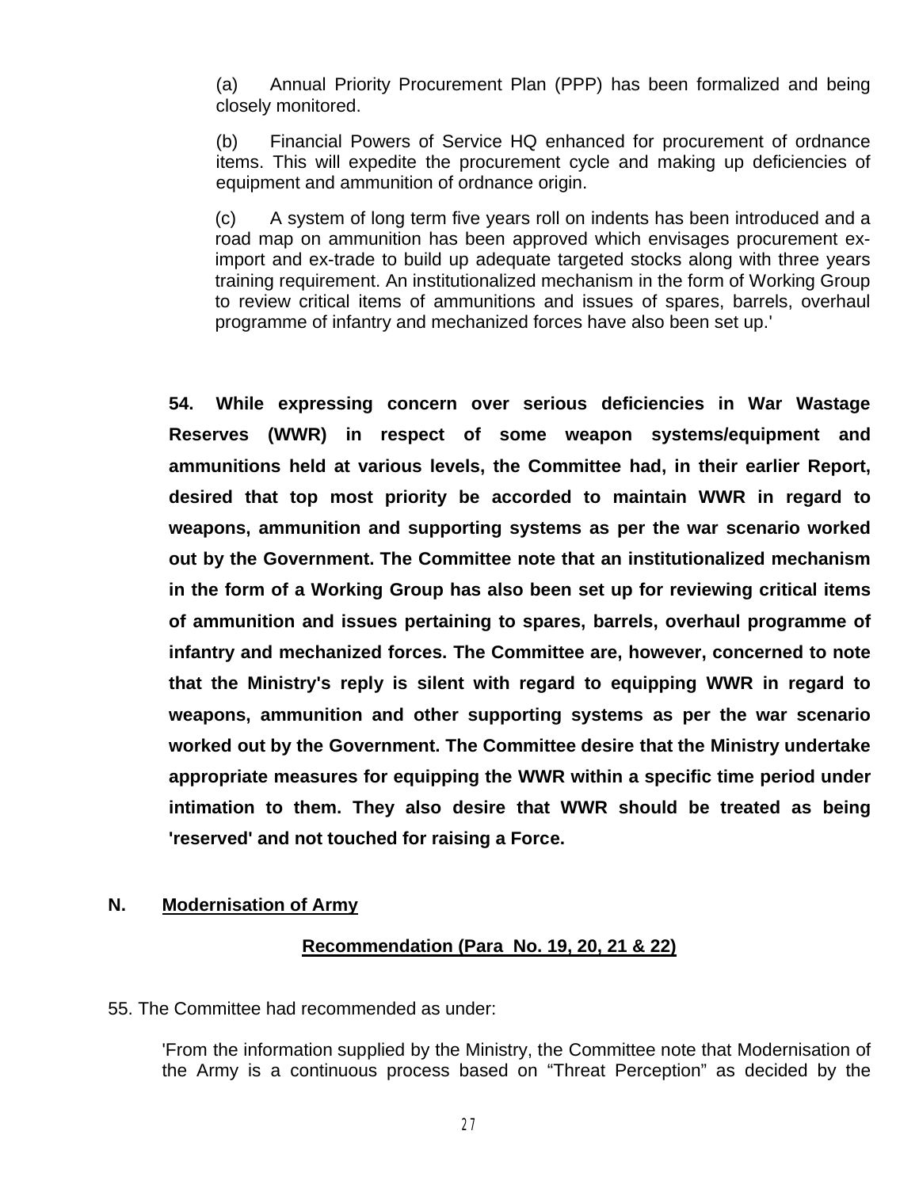(a) Annual Priority Procurement Plan (PPP) has been formalized and being closely monitored.

(b) Financial Powers of Service HQ enhanced for procurement of ordnance items. This will expedite the procurement cycle and making up deficiencies of equipment and ammunition of ordnance origin.

(c) A system of long term five years roll on indents has been introduced and a road map on ammunition has been approved which envisages procurement ex-import and ex-trade to build up adequate targeted stocks along with three years training requirement. An institutionalized mechanism in the form of Working Group to review critical items of ammunitions and issues of spares, barrels, overhaul programme of infantry and mechanized forces have also been set up.'

**54. While expressing concern over serious deficiencies in War Wastage Reserves (WWR) in respect of some weapon systems/equipment and ammunitions held at various levels, the Committee had, in their earlier Report, desired that top most priority be accorded to maintain WWR in regard to weapons, ammunition and supporting systems as per the war scenario worked out by the Government. The Committee note that an institutionalized mechanism in the form of a Working Group has also been set up for reviewing critical items of ammunition and issues pertaining to spares, barrels, overhaul programme of infantry and mechanized forces. The Committee are, however, concerned to note that the Ministry's reply is silent with regard to equipping WWR in regard to weapons, ammunition and other supporting systems as per the war scenario worked out by the Government. The Committee desire that the Ministry undertake appropriate measures for equipping the WWR within a specific time period under intimation to them. They also desire that WWR should be treated as being 'reserved' and not touched for raising a Force.**

## N. Modernisation of Army

### Recommendation (Para No. 19, 20, 21 & 22)

55. The Committee had recommended as under:

'From the information supplied by the Ministry, the Committee note that Modernisation of the Army is a continuous process based on "Threat Perception" as decided by the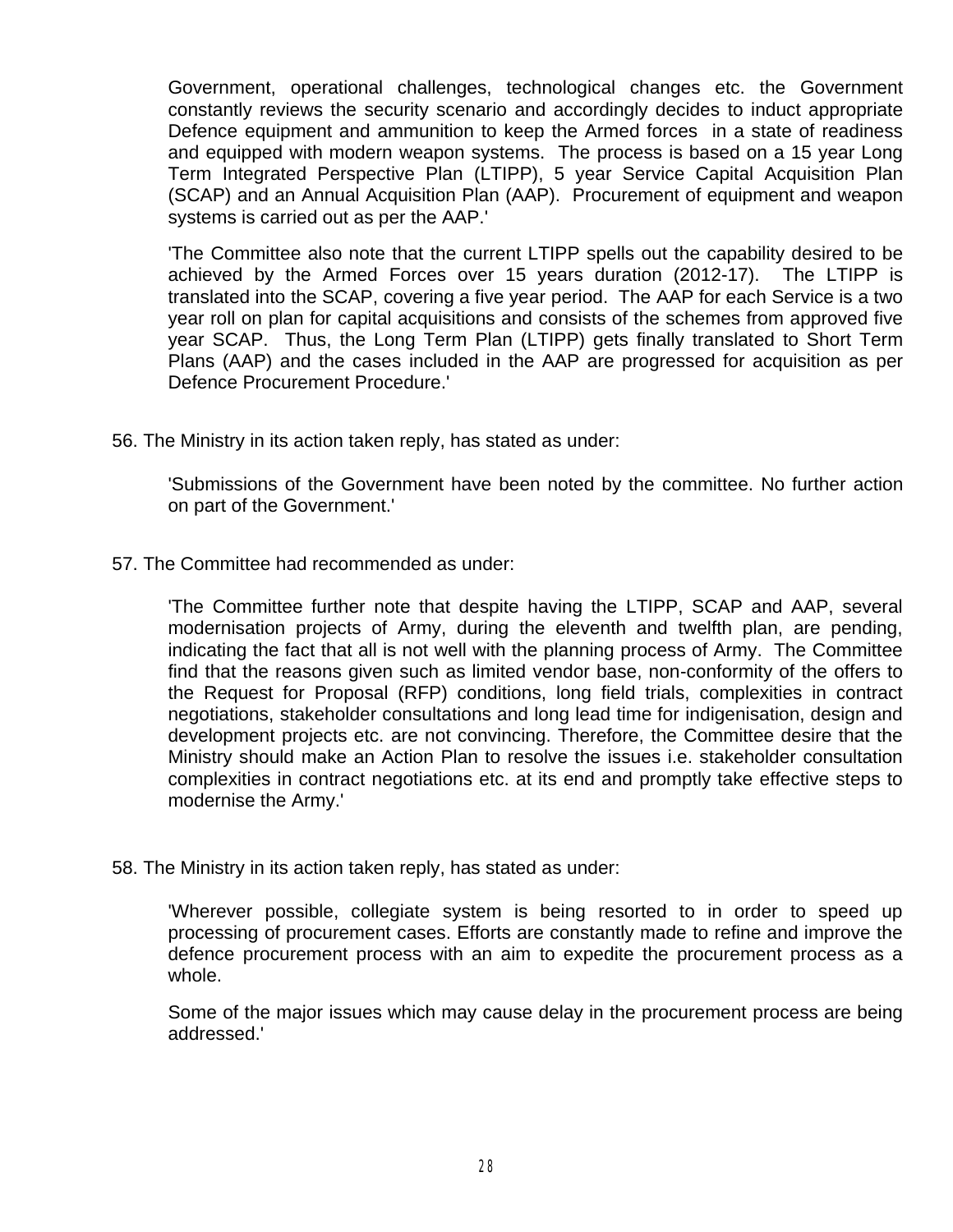Government, operational challenges, technological changes etc. the Government constantly reviews the security scenario and accordingly decides to induct appropriate Defence equipment and ammunition to keep the Armed forces in a state of readiness and equipped with modern weapon systems. The process is based on a 15 year Long Term Integrated Perspective Plan (LTIPP), 5 year Service Capital Acquisition Plan (SCAP) and an Annual Acquisition Plan (AAP). Procurement of equipment and weapon systems is carried out as per the AAP.'

'The Committee also note that the current LTIPP spells out the capability desired to be achieved by the Armed Forces over 15 years duration (2012-17). The LTIPP is translated into the SCAP, covering a five year period. The AAP for each Service is a two year roll on plan for capital acquisitions and consists of the schemes from approved five year SCAP. Thus, the Long Term Plan (LTIPP) gets finally translated to Short Term Plans (AAP) and the cases included in the AAP are progressed for acquisition as per Defence Procurement Procedure.'

56. The Ministry in its action taken reply, has stated as under:

'Submissions of the Government have been noted by the committee. No further action on part of the Government.'

57. The Committee had recommended as under:

'The Committee further note that despite having the LTIPP, SCAP and AAP, several modernisation projects of Army, during the eleventh and twelfth plan, are pending, indicating the fact that all is not well with the planning process of Army. The Committee find that the reasons given such as limited vendor base, non-conformity of the offers to the Request for Proposal (RFP) conditions, long field trials, complexities in contract negotiations, stakeholder consultations and long lead time for indigenisation, design and development projects etc. are not convincing. Therefore, the Committee desire that the Ministry should make an Action Plan to resolve the issues i.e. stakeholder consultation complexities in contract negotiations etc. at its end and promptly take effective steps to modernise the Army.'

58. The Ministry in its action taken reply, has stated as under:

'Wherever possible, collegiate system is being resorted to in order to speed up processing of procurement cases. Efforts are constantly made to refine and improve the defence procurement process with an aim to expedite the procurement process as a whole.

Some of the major issues which may cause delay in the procurement process are being addressed.'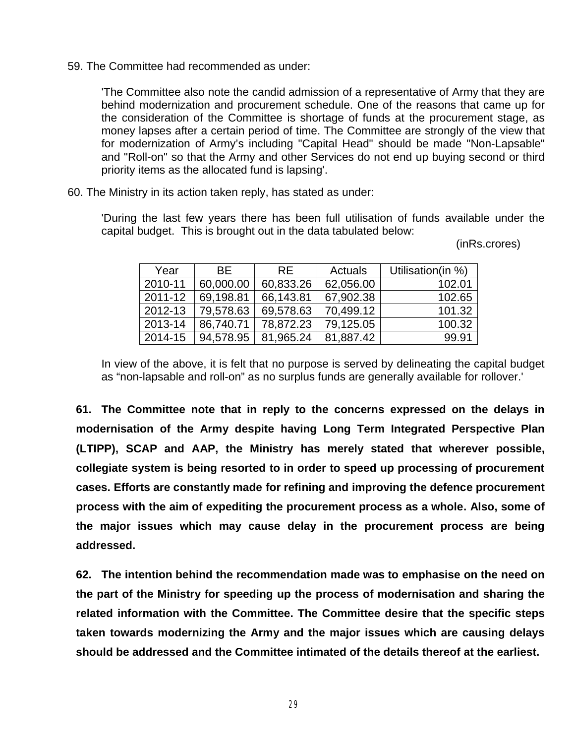59. The Committee had recommended as under:

'The Committee also note the candid admission of a representative of Army that they are behind modernization and procurement schedule. One of the reasons that came up for the consideration of the Committee is shortage of funds at the procurement stage, as money lapses after a certain period of time. The Committee are strongly of the view that for modernization of Army's including "Capital Head" should be made "Non-Lapsable" and "Roll-on" so that the Army and other Services do not end up buying second or third priority items as the allocated fund is lapsing'.

60. The Ministry in its action taken reply, has stated as under:

'During the last few years there has been full utilisation of funds available under the capital budget. This is brought out in the data tabulated below:

(inRs.crores)

| Year | BE | RE | Actuals | Utilisation(in %) |
|---|---|---|---|---|
| 2010-11 | 60,000.00 | 60,833.26 | 62,056.00 | 102.01 |
| 2011-12 | 69,198.81 | 66,143.81 | 67,902.38 | 102.65 |
| 2012-13 | 79,578.63 | 69,578.63 | 70,499.12 | 101.32 |
| 2013-14 | 86,740.71 | 78,872.23 | 79,125.05 | 100.32 |
| 2014-15 | 94,578.95 | 81,965.24 | 81,887.42 | 99.91 |

In view of the above, it is felt that no purpose is served by delineating the capital budget as "non-lapsable and roll-on" as no surplus funds are generally available for rollover.'

**61. The Committee note that in reply to the concerns expressed on the delays in modernisation of the Army despite having Long Term Integrated Perspective Plan (LTIPP), SCAP and AAP, the Ministry has merely stated that wherever possible, collegiate system is being resorted to in order to speed up processing of procurement cases. Efforts are constantly made for refining and improving the defence procurement process with the aim of expediting the procurement process as a whole. Also, some of the major issues which may cause delay in the procurement process are being addressed.**

**62. The intention behind the recommendation made was to emphasise on the need on the part of the Ministry for speeding up the process of modernisation and sharing the related information with the Committee. The Committee desire that the specific steps taken towards modernizing the Army and the major issues which are causing delays should be addressed and the Committee intimated of the details thereof at the earliest.**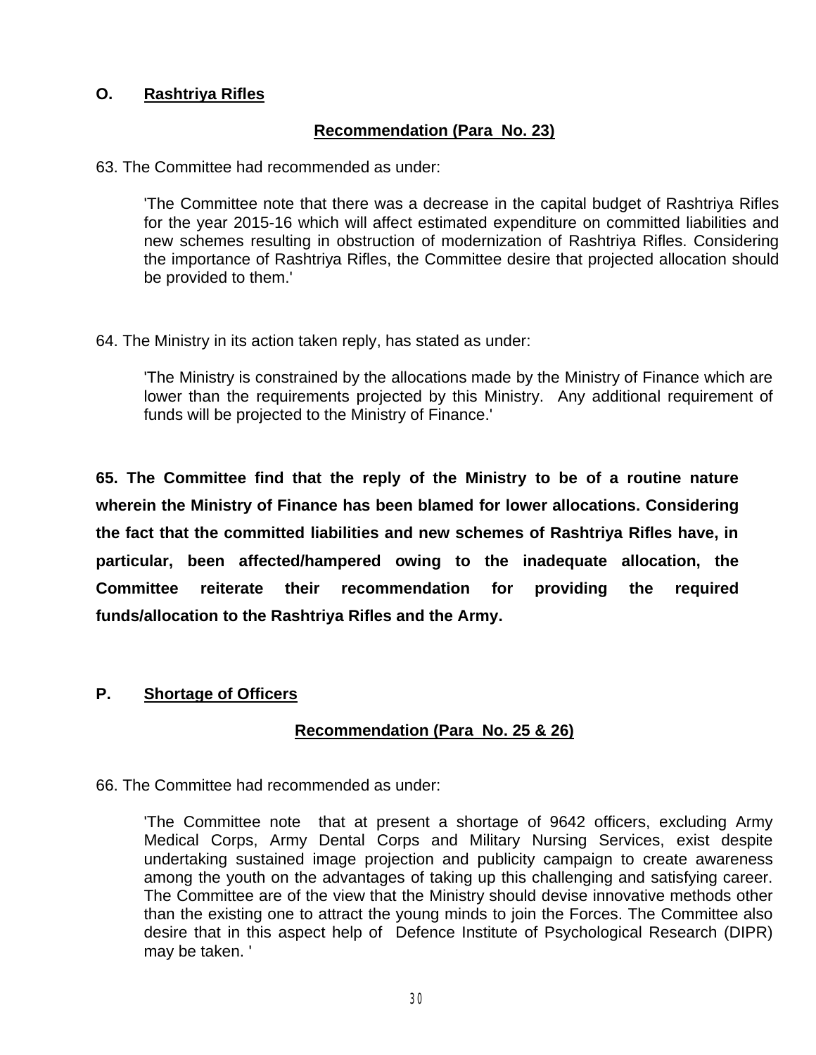## O. Rashtriya Rifles

### Recommendation (Para No. 23)

63. The Committee had recommended as under:

> 'The Committee note that there was a decrease in the capital budget of Rashtriya Rifles for the year 2015-16 which will affect estimated expenditure on committed liabilities and new schemes resulting in obstruction of modernization of Rashtriya Rifles. Considering the importance of Rashtriya Rifles, the Committee desire that projected allocation should be provided to them.'

64. The Ministry in its action taken reply, has stated as under:

> 'The Ministry is constrained by the allocations made by the Ministry of Finance which are lower than the requirements projected by this Ministry. Any additional requirement of funds will be projected to the Ministry of Finance.'

**65. The Committee find that the reply of the Ministry to be of a routine nature wherein the Ministry of Finance has been blamed for lower allocations. Considering the fact that the committed liabilities and new schemes of Rashtriya Rifles have, in particular, been affected/hampered owing to the inadequate allocation, the Committee reiterate their recommendation for providing the required funds/allocation to the Rashtriya Rifles and the Army.**

## P. Shortage of Officers

### Recommendation (Para No. 25 & 26)

66. The Committee had recommended as under:

> 'The Committee note that at present a shortage of 9642 officers, excluding Army Medical Corps, Army Dental Corps and Military Nursing Services, exist despite undertaking sustained image projection and publicity campaign to create awareness among the youth on the advantages of taking up this challenging and satisfying career. The Committee are of the view that the Ministry should devise innovative methods other than the existing one to attract the young minds to join the Forces. The Committee also desire that in this aspect help of Defence Institute of Psychological Research (DIPR) may be taken. '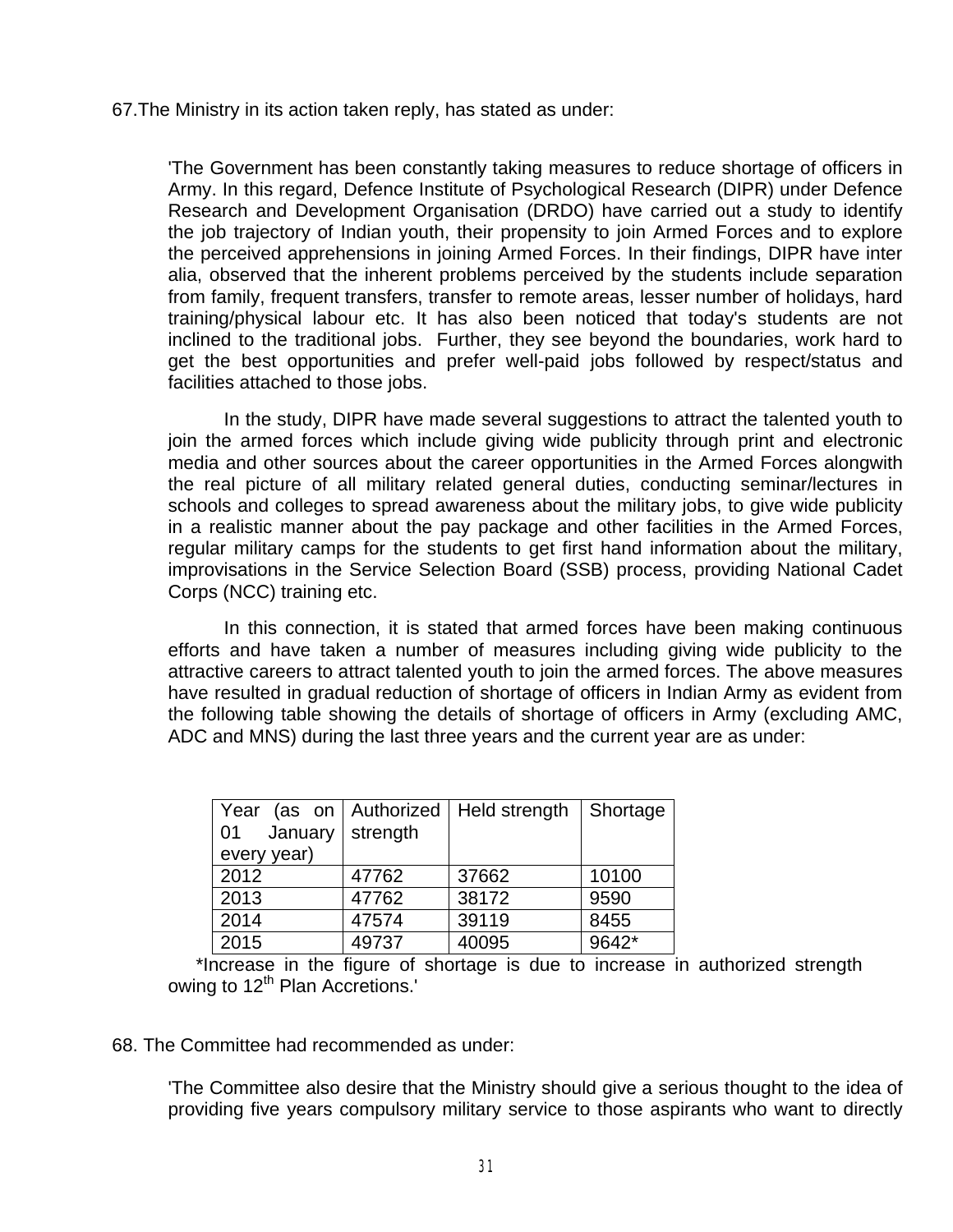67.The Ministry in its action taken reply, has stated as under:

'The Government has been constantly taking measures to reduce shortage of officers in Army. In this regard, Defence Institute of Psychological Research (DIPR) under Defence Research and Development Organisation (DRDO) have carried out a study to identify the job trajectory of Indian youth, their propensity to join Armed Forces and to explore the perceived apprehensions in joining Armed Forces. In their findings, DIPR have inter alia, observed that the inherent problems perceived by the students include separation from family, frequent transfers, transfer to remote areas, lesser number of holidays, hard training/physical labour etc. It has also been noticed that today's students are not inclined to the traditional jobs. Further, they see beyond the boundaries, work hard to get the best opportunities and prefer well-paid jobs followed by respect/status and facilities attached to those jobs.

In the study, DIPR have made several suggestions to attract the talented youth to join the armed forces which include giving wide publicity through print and electronic media and other sources about the career opportunities in the Armed Forces alongwith the real picture of all military related general duties, conducting seminar/lectures in schools and colleges to spread awareness about the military jobs, to give wide publicity in a realistic manner about the pay package and other facilities in the Armed Forces, regular military camps for the students to get first hand information about the military, improvisations in the Service Selection Board (SSB) process, providing National Cadet Corps (NCC) training etc.

In this connection, it is stated that armed forces have been making continuous efforts and have taken a number of measures including giving wide publicity to the attractive careers to attract talented youth to join the armed forces. The above measures have resulted in gradual reduction of shortage of officers in Indian Army as evident from the following table showing the details of shortage of officers in Army (excluding AMC, ADC and MNS) during the last three years and the current year are as under:

| Year (as on 01 January every year) | Authorized strength | Held strength | Shortage |
|---|---|---|---|
| 2012 | 47762 | 37662 | 10100 |
| 2013 | 47762 | 38172 | 9590 |
| 2014 | 47574 | 39119 | 8455 |
| 2015 | 49737 | 40095 | 9642* |

*Increase in the figure of shortage is due to increase in authorized strength owing to 12th Plan Accretions.'

68. The Committee had recommended as under:

'The Committee also desire that the Ministry should give a serious thought to the idea of providing five years compulsory military service to those aspirants who want to directly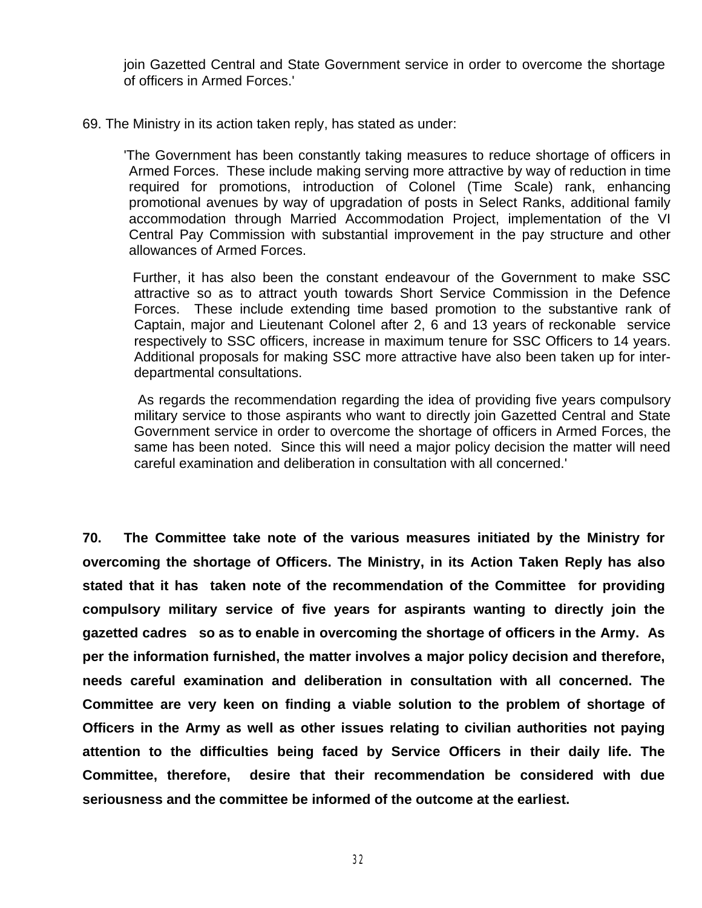join Gazetted Central and State Government service in order to overcome the shortage of officers in Armed Forces.'

69. The Ministry in its action taken reply, has stated as under:

> 'The Government has been constantly taking measures to reduce shortage of officers in Armed Forces. These include making serving more attractive by way of reduction in time required for promotions, introduction of Colonel (Time Scale) rank, enhancing promotional avenues by way of upgradation of posts in Select Ranks, additional family accommodation through Married Accommodation Project, implementation of the VI Central Pay Commission with substantial improvement in the pay structure and other allowances of Armed Forces.
>
> Further, it has also been the constant endeavour of the Government to make SSC attractive so as to attract youth towards Short Service Commission in the Defence Forces. These include extending time based promotion to the substantive rank of Captain, major and Lieutenant Colonel after 2, 6 and 13 years of reckonable service respectively to SSC officers, increase in maximum tenure for SSC Officers to 14 years. Additional proposals for making SSC more attractive have also been taken up for inter-departmental consultations.
>
> As regards the recommendation regarding the idea of providing five years compulsory military service to those aspirants who want to directly join Gazetted Central and State Government service in order to overcome the shortage of officers in Armed Forces, the same has been noted. Since this will need a major policy decision the matter will need careful examination and deliberation in consultation with all concerned.'

**70. The Committee take note of the various measures initiated by the Ministry for overcoming the shortage of Officers. The Ministry, in its Action Taken Reply has also stated that it has taken note of the recommendation of the Committee for providing compulsory military service of five years for aspirants wanting to directly join the gazetted cadres so as to enable in overcoming the shortage of officers in the Army. As per the information furnished, the matter involves a major policy decision and therefore, needs careful examination and deliberation in consultation with all concerned. The Committee are very keen on finding a viable solution to the problem of shortage of Officers in the Army as well as other issues relating to civilian authorities not paying attention to the difficulties being faced by Service Officers in their daily life. The Committee, therefore, desire that their recommendation be considered with due seriousness and the committee be informed of the outcome at the earliest.**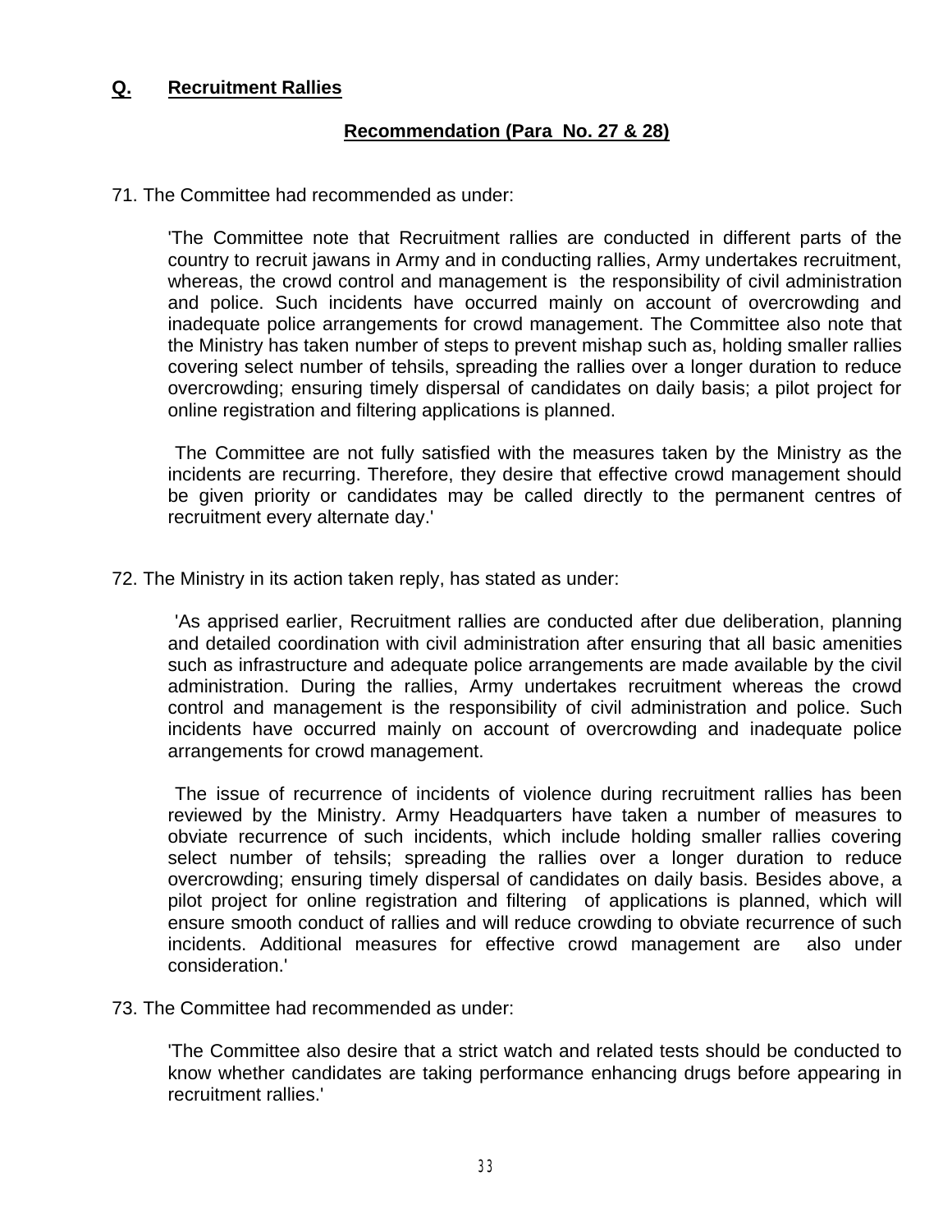## Q. Recruitment Rallies

### Recommendation (Para No. 27 & 28)

71. The Committee had recommended as under:

> 'The Committee note that Recruitment rallies are conducted in different parts of the country to recruit jawans in Army and in conducting rallies, Army undertakes recruitment, whereas, the crowd control and management is the responsibility of civil administration and police. Such incidents have occurred mainly on account of overcrowding and inadequate police arrangements for crowd management. The Committee also note that the Ministry has taken number of steps to prevent mishap such as, holding smaller rallies covering select number of tehsils, spreading the rallies over a longer duration to reduce overcrowding; ensuring timely dispersal of candidates on daily basis; a pilot project for online registration and filtering applications is planned.
>
> The Committee are not fully satisfied with the measures taken by the Ministry as the incidents are recurring. Therefore, they desire that effective crowd management should be given priority or candidates may be called directly to the permanent centres of recruitment every alternate day.'

72. The Ministry in its action taken reply, has stated as under:

> 'As apprised earlier, Recruitment rallies are conducted after due deliberation, planning and detailed coordination with civil administration after ensuring that all basic amenities such as infrastructure and adequate police arrangements are made available by the civil administration. During the rallies, Army undertakes recruitment whereas the crowd control and management is the responsibility of civil administration and police. Such incidents have occurred mainly on account of overcrowding and inadequate police arrangements for crowd management.
>
> The issue of recurrence of incidents of violence during recruitment rallies has been reviewed by the Ministry. Army Headquarters have taken a number of measures to obviate recurrence of such incidents, which include holding smaller rallies covering select number of tehsils; spreading the rallies over a longer duration to reduce overcrowding; ensuring timely dispersal of candidates on daily basis. Besides above, a pilot project for online registration and filtering of applications is planned, which will ensure smooth conduct of rallies and will reduce crowding to obviate recurrence of such incidents. Additional measures for effective crowd management are also under consideration.'

73. The Committee had recommended as under:

> 'The Committee also desire that a strict watch and related tests should be conducted to know whether candidates are taking performance enhancing drugs before appearing in recruitment rallies.'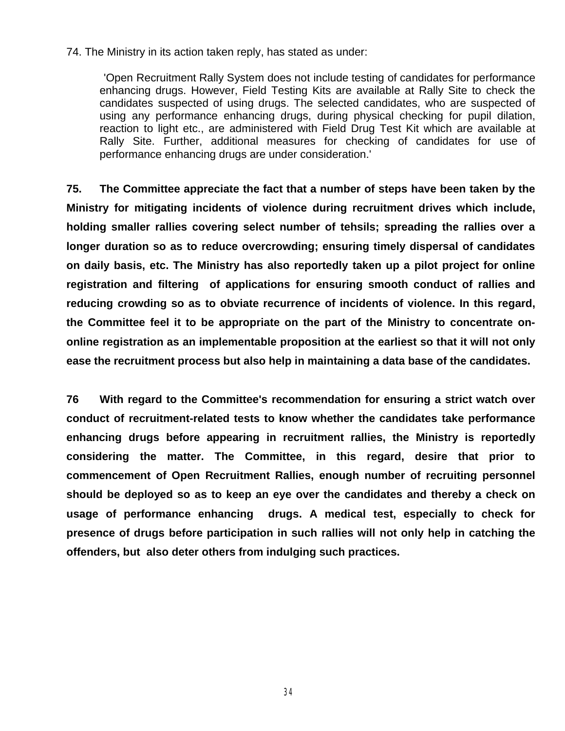74. The Ministry in its action taken reply, has stated as under:

> 'Open Recruitment Rally System does not include testing of candidates for performance enhancing drugs. However, Field Testing Kits are available at Rally Site to check the candidates suspected of using drugs. The selected candidates, who are suspected of using any performance enhancing drugs, during physical checking for pupil dilation, reaction to light etc., are administered with Field Drug Test Kit which are available at Rally Site. Further, additional measures for checking of candidates for use of performance enhancing drugs are under consideration.'

**75. The Committee appreciate the fact that a number of steps have been taken by the Ministry for mitigating incidents of violence during recruitment drives which include, holding smaller rallies covering select number of tehsils; spreading the rallies over a longer duration so as to reduce overcrowding; ensuring timely dispersal of candidates on daily basis, etc. The Ministry has also reportedly taken up a pilot project for online registration and filtering of applications for ensuring smooth conduct of rallies and reducing crowding so as to obviate recurrence of incidents of violence. In this regard, the Committee feel it to be appropriate on the part of the Ministry to concentrate on-online registration as an implementable proposition at the earliest so that it will not only ease the recruitment process but also help in maintaining a data base of the candidates.**

**76 With regard to the Committee's recommendation for ensuring a strict watch over conduct of recruitment-related tests to know whether the candidates take performance enhancing drugs before appearing in recruitment rallies, the Ministry is reportedly considering the matter. The Committee, in this regard, desire that prior to commencement of Open Recruitment Rallies, enough number of recruiting personnel should be deployed so as to keep an eye over the candidates and thereby a check on usage of performance enhancing drugs. A medical test, especially to check for presence of drugs before participation in such rallies will not only help in catching the offenders, but also deter others from indulging such practices.**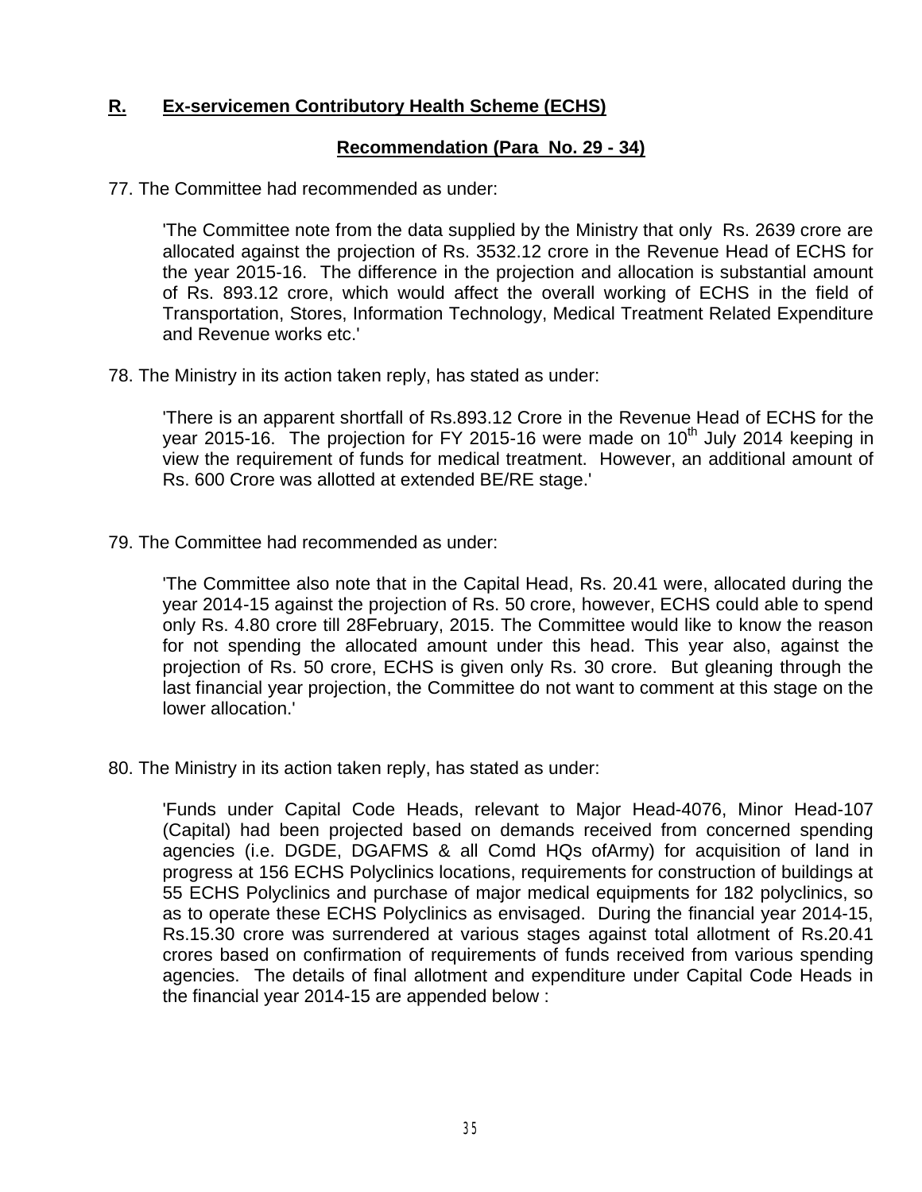## R. Ex-servicemen Contributory Health Scheme (ECHS)

### Recommendation (Para No. 29 - 34)

77. The Committee had recommended as under:

> 'The Committee note from the data supplied by the Ministry that only Rs. 2639 crore are allocated against the projection of Rs. 3532.12 crore in the Revenue Head of ECHS for the year 2015-16. The difference in the projection and allocation is substantial amount of Rs. 893.12 crore, which would affect the overall working of ECHS in the field of Transportation, Stores, Information Technology, Medical Treatment Related Expenditure and Revenue works etc.'

78. The Ministry in its action taken reply, has stated as under:

> 'There is an apparent shortfall of Rs.893.12 Crore in the Revenue Head of ECHS for the year 2015-16. The projection for FY 2015-16 were made on 10th July 2014 keeping in view the requirement of funds for medical treatment. However, an additional amount of Rs. 600 Crore was allotted at extended BE/RE stage.'

79. The Committee had recommended as under:

> 'The Committee also note that in the Capital Head, Rs. 20.41 were, allocated during the year 2014-15 against the projection of Rs. 50 crore, however, ECHS could able to spend only Rs. 4.80 crore till 28February, 2015. The Committee would like to know the reason for not spending the allocated amount under this head. This year also, against the projection of Rs. 50 crore, ECHS is given only Rs. 30 crore. But gleaning through the last financial year projection, the Committee do not want to comment at this stage on the lower allocation.'

80. The Ministry in its action taken reply, has stated as under:

> 'Funds under Capital Code Heads, relevant to Major Head-4076, Minor Head-107 (Capital) had been projected based on demands received from concerned spending agencies (i.e. DGDE, DGAFMS & all Comd HQs ofArmy) for acquisition of land in progress at 156 ECHS Polyclinics locations, requirements for construction of buildings at 55 ECHS Polyclinics and purchase of major medical equipments for 182 polyclinics, so as to operate these ECHS Polyclinics as envisaged. During the financial year 2014-15, Rs.15.30 crore was surrendered at various stages against total allotment of Rs.20.41 crores based on confirmation of requirements of funds received from various spending agencies. The details of final allotment and expenditure under Capital Code Heads in the financial year 2014-15 are appended below :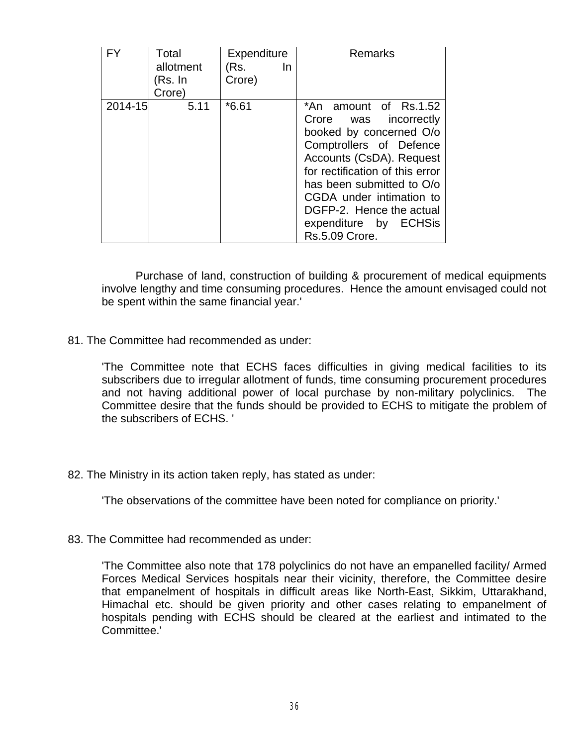| FY | Total allotment (Rs. In Crore) | Expenditure (Rs. In Crore) | Remarks |
|---|---|---|---|
| 2014-15 | 5.11 | *6.61 | *An amount of Rs.1.52 Crore was incorrectly booked by concerned O/o Comptrollers of Defence Accounts (CsDA). Request for rectification of this error has been submitted to O/o CGDA under intimation to DGFP-2. Hence the actual expenditure by ECHSis Rs.5.09 Crore. |

Purchase of land, construction of building & procurement of medical equipments involve lengthy and time consuming procedures. Hence the amount envisaged could not be spent within the same financial year.'

81. The Committee had recommended as under:

'The Committee note that ECHS faces difficulties in giving medical facilities to its subscribers due to irregular allotment of funds, time consuming procurement procedures and not having additional power of local purchase by non-military polyclinics. The Committee desire that the funds should be provided to ECHS to mitigate the problem of the subscribers of ECHS. '

82. The Ministry in its action taken reply, has stated as under:

'The observations of the committee have been noted for compliance on priority.'

83. The Committee had recommended as under:

'The Committee also note that 178 polyclinics do not have an empanelled facility/ Armed Forces Medical Services hospitals near their vicinity, therefore, the Committee desire that empanelment of hospitals in difficult areas like North-East, Sikkim, Uttarakhand, Himachal etc. should be given priority and other cases relating to empanelment of hospitals pending with ECHS should be cleared at the earliest and intimated to the Committee.'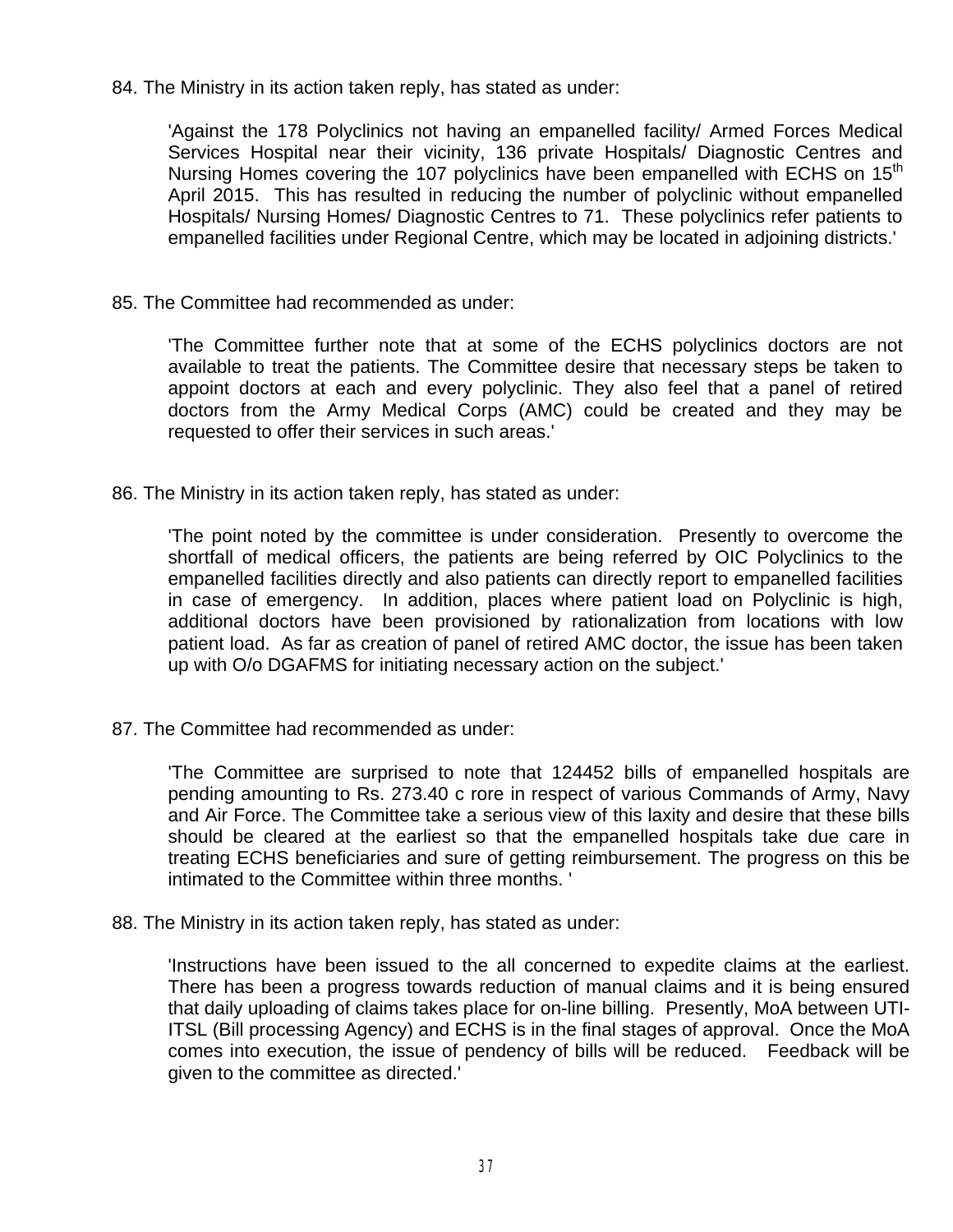84. The Ministry in its action taken reply, has stated as under:

> 'Against the 178 Polyclinics not having an empanelled facility/ Armed Forces Medical Services Hospital near their vicinity, 136 private Hospitals/ Diagnostic Centres and Nursing Homes covering the 107 polyclinics have been empanelled with ECHS on 15th April 2015. This has resulted in reducing the number of polyclinic without empanelled Hospitals/ Nursing Homes/ Diagnostic Centres to 71. These polyclinics refer patients to empanelled facilities under Regional Centre, which may be located in adjoining districts.'

85. The Committee had recommended as under:

> 'The Committee further note that at some of the ECHS polyclinics doctors are not available to treat the patients. The Committee desire that necessary steps be taken to appoint doctors at each and every polyclinic. They also feel that a panel of retired doctors from the Army Medical Corps (AMC) could be created and they may be requested to offer their services in such areas.'

86. The Ministry in its action taken reply, has stated as under:

> 'The point noted by the committee is under consideration. Presently to overcome the shortfall of medical officers, the patients are being referred by OIC Polyclinics to the empanelled facilities directly and also patients can directly report to empanelled facilities in case of emergency. In addition, places where patient load on Polyclinic is high, additional doctors have been provisioned by rationalization from locations with low patient load. As far as creation of panel of retired AMC doctor, the issue has been taken up with O/o DGAFMS for initiating necessary action on the subject.'

87. The Committee had recommended as under:

> 'The Committee are surprised to note that 124452 bills of empanelled hospitals are pending amounting to Rs. 273.40 c rore in respect of various Commands of Army, Navy and Air Force. The Committee take a serious view of this laxity and desire that these bills should be cleared at the earliest so that the empanelled hospitals take due care in treating ECHS beneficiaries and sure of getting reimbursement. The progress on this be intimated to the Committee within three months. '

88. The Ministry in its action taken reply, has stated as under:

> 'Instructions have been issued to the all concerned to expedite claims at the earliest. There has been a progress towards reduction of manual claims and it is being ensured that daily uploading of claims takes place for on-line billing. Presently, MoA between UTI-ITSL (Bill processing Agency) and ECHS is in the final stages of approval. Once the MoA comes into execution, the issue of pendency of bills will be reduced. Feedback will be given to the committee as directed.'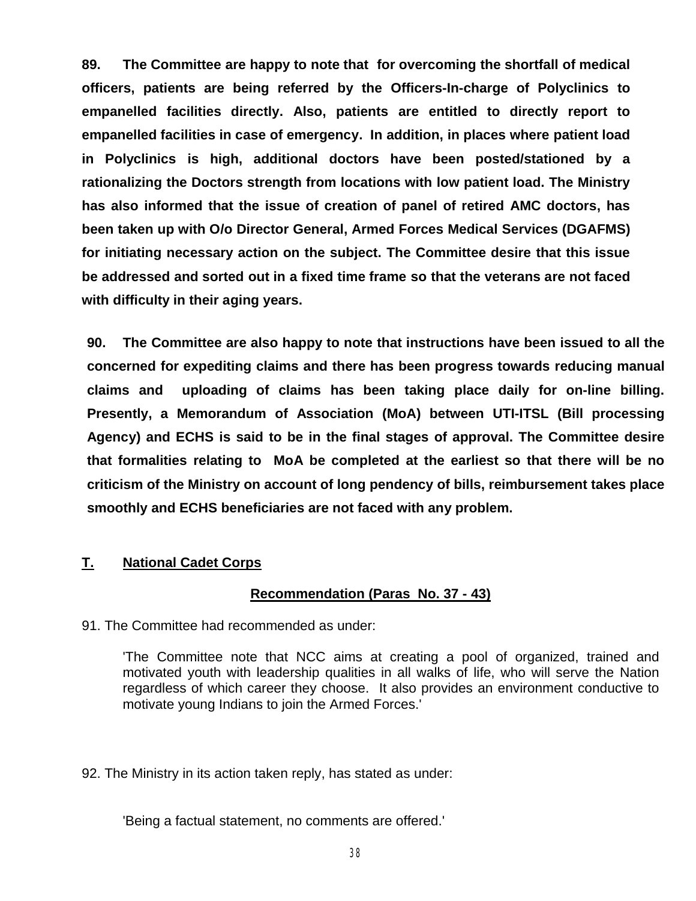**89. The Committee are happy to note that for overcoming the shortfall of medical officers, patients are being referred by the Officers-In-charge of Polyclinics to empanelled facilities directly. Also, patients are entitled to directly report to empanelled facilities in case of emergency. In addition, in places where patient load in Polyclinics is high, additional doctors have been posted/stationed by a rationalizing the Doctors strength from locations with low patient load. The Ministry has also informed that the issue of creation of panel of retired AMC doctors, has been taken up with O/o Director General, Armed Forces Medical Services (DGAFMS) for initiating necessary action on the subject. The Committee desire that this issue be addressed and sorted out in a fixed time frame so that the veterans are not faced with difficulty in their aging years.**

**90. The Committee are also happy to note that instructions have been issued to all the concerned for expediting claims and there has been progress towards reducing manual claims and uploading of claims has been taking place daily for on-line billing. Presently, a Memorandum of Association (MoA) between UTI-ITSL (Bill processing Agency) and ECHS is said to be in the final stages of approval. The Committee desire that formalities relating to MoA be completed at the earliest so that there will be no criticism of the Ministry on account of long pendency of bills, reimbursement takes place smoothly and ECHS beneficiaries are not faced with any problem.**

## T. National Cadet Corps

### Recommendation (Paras No. 37 - 43)

91. The Committee had recommended as under:

> 'The Committee note that NCC aims at creating a pool of organized, trained and motivated youth with leadership qualities in all walks of life, who will serve the Nation regardless of which career they choose. It also provides an environment conductive to motivate young Indians to join the Armed Forces.'

92. The Ministry in its action taken reply, has stated as under:

> 'Being a factual statement, no comments are offered.'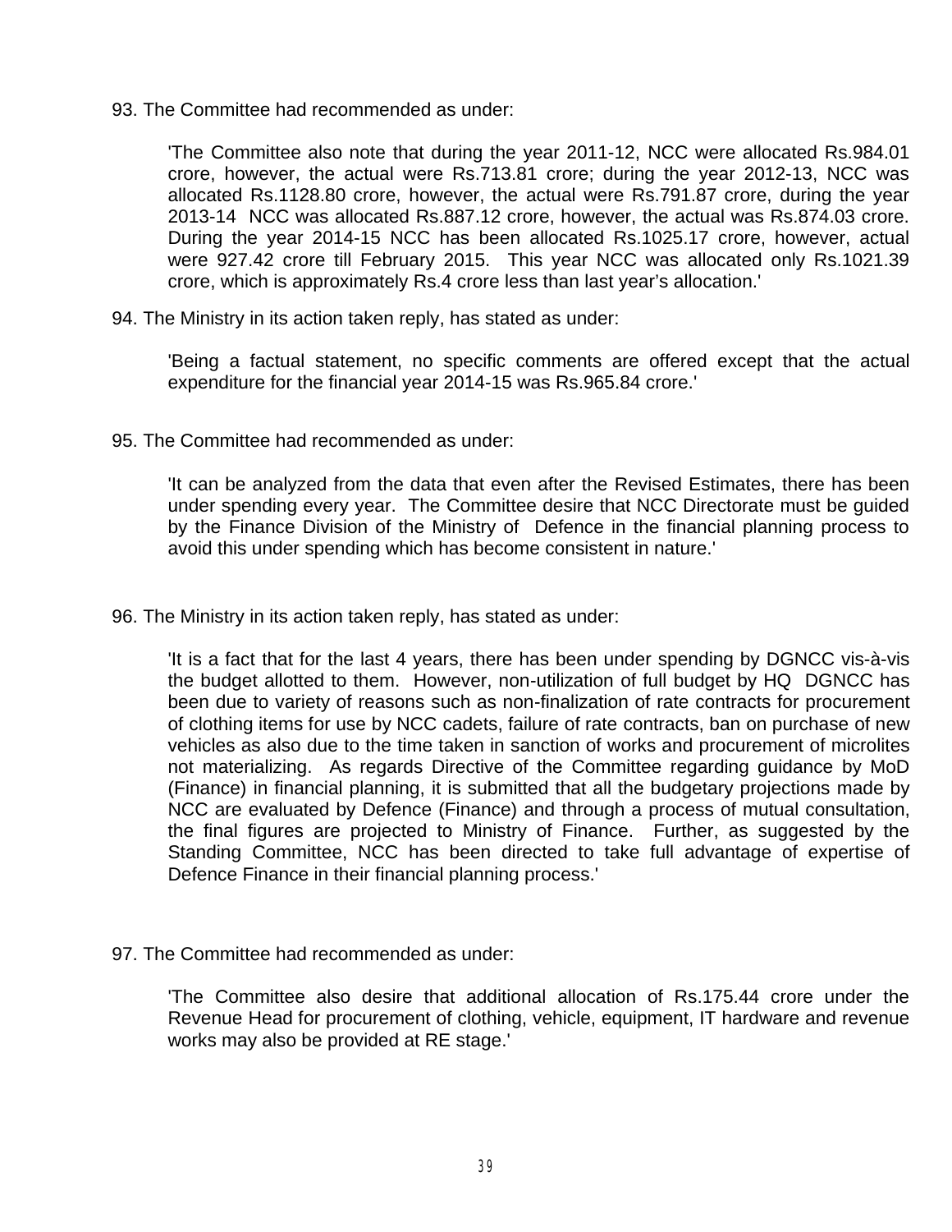93. The Committee had recommended as under:

> 'The Committee also note that during the year 2011-12, NCC were allocated Rs.984.01 crore, however, the actual were Rs.713.81 crore; during the year 2012-13, NCC was allocated Rs.1128.80 crore, however, the actual were Rs.791.87 crore, during the year 2013-14 NCC was allocated Rs.887.12 crore, however, the actual was Rs.874.03 crore. During the year 2014-15 NCC has been allocated Rs.1025.17 crore, however, actual were 927.42 crore till February 2015. This year NCC was allocated only Rs.1021.39 crore, which is approximately Rs.4 crore less than last year's allocation.'

94. The Ministry in its action taken reply, has stated as under:

> 'Being a factual statement, no specific comments are offered except that the actual expenditure for the financial year 2014-15 was Rs.965.84 crore.'

95. The Committee had recommended as under:

> 'It can be analyzed from the data that even after the Revised Estimates, there has been under spending every year. The Committee desire that NCC Directorate must be guided by the Finance Division of the Ministry of Defence in the financial planning process to avoid this under spending which has become consistent in nature.'

96. The Ministry in its action taken reply, has stated as under:

> 'It is a fact that for the last 4 years, there has been under spending by DGNCC vis-à-vis the budget allotted to them. However, non-utilization of full budget by HQ DGNCC has been due to variety of reasons such as non-finalization of rate contracts for procurement of clothing items for use by NCC cadets, failure of rate contracts, ban on purchase of new vehicles as also due to the time taken in sanction of works and procurement of microlites not materializing. As regards Directive of the Committee regarding guidance by MoD (Finance) in financial planning, it is submitted that all the budgetary projections made by NCC are evaluated by Defence (Finance) and through a process of mutual consultation, the final figures are projected to Ministry of Finance. Further, as suggested by the Standing Committee, NCC has been directed to take full advantage of expertise of Defence Finance in their financial planning process.'

97. The Committee had recommended as under:

> 'The Committee also desire that additional allocation of Rs.175.44 crore under the Revenue Head for procurement of clothing, vehicle, equipment, IT hardware and revenue works may also be provided at RE stage.'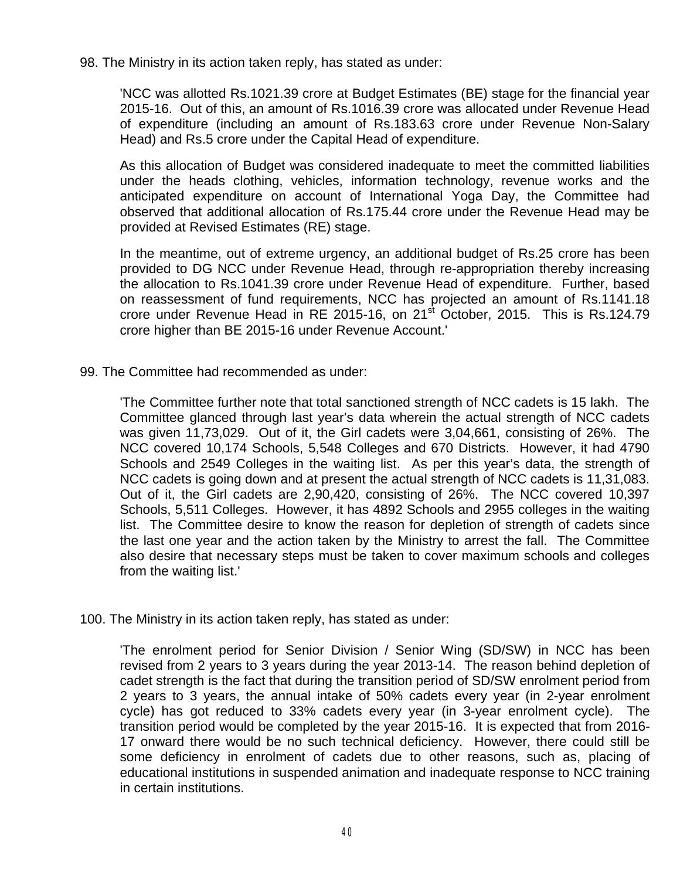98. The Ministry in its action taken reply, has stated as under:

> 'NCC was allotted Rs.1021.39 crore at Budget Estimates (BE) stage for the financial year 2015-16. Out of this, an amount of Rs.1016.39 crore was allocated under Revenue Head of expenditure (including an amount of Rs.183.63 crore under Revenue Non-Salary Head) and Rs.5 crore under the Capital Head of expenditure.
>
> As this allocation of Budget was considered inadequate to meet the committed liabilities under the heads clothing, vehicles, information technology, revenue works and the anticipated expenditure on account of International Yoga Day, the Committee had observed that additional allocation of Rs.175.44 crore under the Revenue Head may be provided at Revised Estimates (RE) stage.
>
> In the meantime, out of extreme urgency, an additional budget of Rs.25 crore has been provided to DG NCC under Revenue Head, through re-appropriation thereby increasing the allocation to Rs.1041.39 crore under Revenue Head of expenditure. Further, based on reassessment of fund requirements, NCC has projected an amount of Rs.1141.18 crore under Revenue Head in RE 2015-16, on 21st October, 2015. This is Rs.124.79 crore higher than BE 2015-16 under Revenue Account.'

99. The Committee had recommended as under:

> 'The Committee further note that total sanctioned strength of NCC cadets is 15 lakh. The Committee glanced through last year's data wherein the actual strength of NCC cadets was given 11,73,029. Out of it, the Girl cadets were 3,04,661, consisting of 26%. The NCC covered 10,174 Schools, 5,548 Colleges and 670 Districts. However, it had 4790 Schools and 2549 Colleges in the waiting list. As per this year's data, the strength of NCC cadets is going down and at present the actual strength of NCC cadets is 11,31,083. Out of it, the Girl cadets are 2,90,420, consisting of 26%. The NCC covered 10,397 Schools, 5,511 Colleges. However, it has 4892 Schools and 2955 colleges in the waiting list. The Committee desire to know the reason for depletion of strength of cadets since the last one year and the action taken by the Ministry to arrest the fall. The Committee also desire that necessary steps must be taken to cover maximum schools and colleges from the waiting list.'

100. The Ministry in its action taken reply, has stated as under:

> 'The enrolment period for Senior Division / Senior Wing (SD/SW) in NCC has been revised from 2 years to 3 years during the year 2013-14. The reason behind depletion of cadet strength is the fact that during the transition period of SD/SW enrolment period from 2 years to 3 years, the annual intake of 50% cadets every year (in 2-year enrolment cycle) has got reduced to 33% cadets every year (in 3-year enrolment cycle). The transition period would be completed by the year 2015-16. It is expected that from 2016-17 onward there would be no such technical deficiency. However, there could still be some deficiency in enrolment of cadets due to other reasons, such as, placing of educational institutions in suspended animation and inadequate response to NCC training in certain institutions.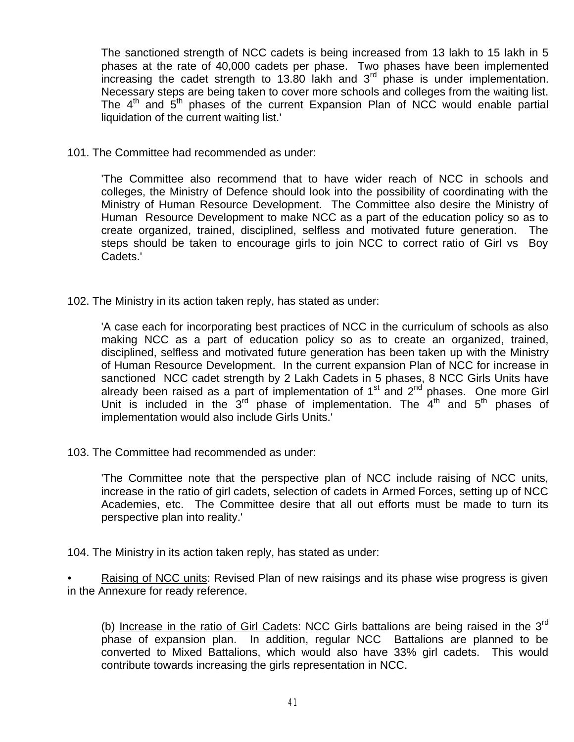The sanctioned strength of NCC cadets is being increased from 13 lakh to 15 lakh in 5 phases at the rate of 40,000 cadets per phase. Two phases have been implemented increasing the cadet strength to 13.80 lakh and 3rd phase is under implementation. Necessary steps are being taken to cover more schools and colleges from the waiting list. The 4th and 5th phases of the current Expansion Plan of NCC would enable partial liquidation of the current waiting list.'

101. The Committee had recommended as under:

'The Committee also recommend that to have wider reach of NCC in schools and colleges, the Ministry of Defence should look into the possibility of coordinating with the Ministry of Human Resource Development. The Committee also desire the Ministry of Human Resource Development to make NCC as a part of the education policy so as to create organized, trained, disciplined, selfless and motivated future generation. The steps should be taken to encourage girls to join NCC to correct ratio of Girl vs Boy Cadets.'

102. The Ministry in its action taken reply, has stated as under:

'A case each for incorporating best practices of NCC in the curriculum of schools as also making NCC as a part of education policy so as to create an organized, trained, disciplined, selfless and motivated future generation has been taken up with the Ministry of Human Resource Development. In the current expansion Plan of NCC for increase in sanctioned NCC cadet strength by 2 Lakh Cadets in 5 phases, 8 NCC Girls Units have already been raised as a part of implementation of 1st and 2nd phases. One more Girl Unit is included in the 3rd phase of implementation. The 4th and 5th phases of implementation would also include Girls Units.'

103. The Committee had recommended as under:

'The Committee note that the perspective plan of NCC include raising of NCC units, increase in the ratio of girl cadets, selection of cadets in Armed Forces, setting up of NCC Academies, etc. The Committee desire that all out efforts must be made to turn its perspective plan into reality.'

104. The Ministry in its action taken reply, has stated as under:

• Raising of NCC units: Revised Plan of new raisings and its phase wise progress is given in the Annexure for ready reference.

(b) Increase in the ratio of Girl Cadets: NCC Girls battalions are being raised in the 3rd phase of expansion plan. In addition, regular NCC Battalions are planned to be converted to Mixed Battalions, which would also have 33% girl cadets. This would contribute towards increasing the girls representation in NCC.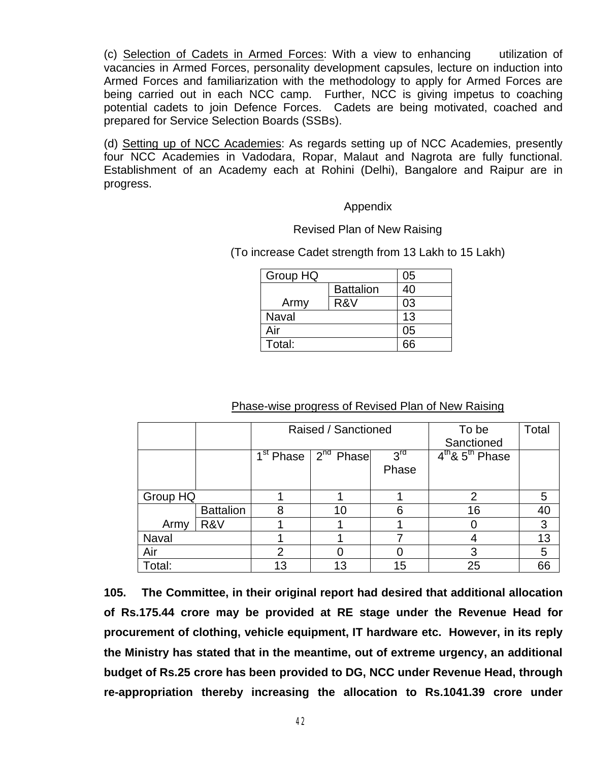(c) Selection of Cadets in Armed Forces: With a view to enhancing utilization of vacancies in Armed Forces, personality development capsules, lecture on induction into Armed Forces and familiarization with the methodology to apply for Armed Forces are being carried out in each NCC camp. Further, NCC is giving impetus to coaching potential cadets to join Defence Forces. Cadets are being motivated, coached and prepared for Service Selection Boards (SSBs).

(d) Setting up of NCC Academies: As regards setting up of NCC Academies, presently four NCC Academies in Vadodara, Ropar, Malaut and Nagrota are fully functional. Establishment of an Academy each at Rohini (Delhi), Bangalore and Raipur are in progress.

Appendix

Revised Plan of New Raising

(To increase Cadet strength from 13 Lakh to 15 Lakh)

| | | |
|---|---|---|
| Group HQ | | 05 |
| Army | Battalion | 40 |
| | R&V | 03 |
| Naval | | 13 |
| Air | | 05 |
| Total: | | 66 |

Phase-wise progress of Revised Plan of New Raising

| | | Raised / Sanctioned | | | To be Sanctioned | Total |
|---|---|---|---|---|---|---|
| | | 1st Phase | 2nd Phase | 3rd Phase | 4th & 5th Phase | |
| Group HQ | | 1 | 1 | 1 | 2 | 5 |
| Army | Battalion | 8 | 10 | 6 | 16 | 40 |
| | R&V | 1 | 1 | 1 | 0 | 3 |
| Naval | | 1 | 1 | 7 | 4 | 13 |
| Air | | 2 | 0 | 0 | 3 | 5 |
| Total: | | 13 | 13 | 15 | 25 | 66 |

**105. The Committee, in their original report had desired that additional allocation of Rs.175.44 crore may be provided at RE stage under the Revenue Head for procurement of clothing, vehicle equipment, IT hardware etc. However, in its reply the Ministry has stated that in the meantime, out of extreme urgency, an additional budget of Rs.25 crore has been provided to DG, NCC under Revenue Head, through re-appropriation thereby increasing the allocation to Rs.1041.39 crore under**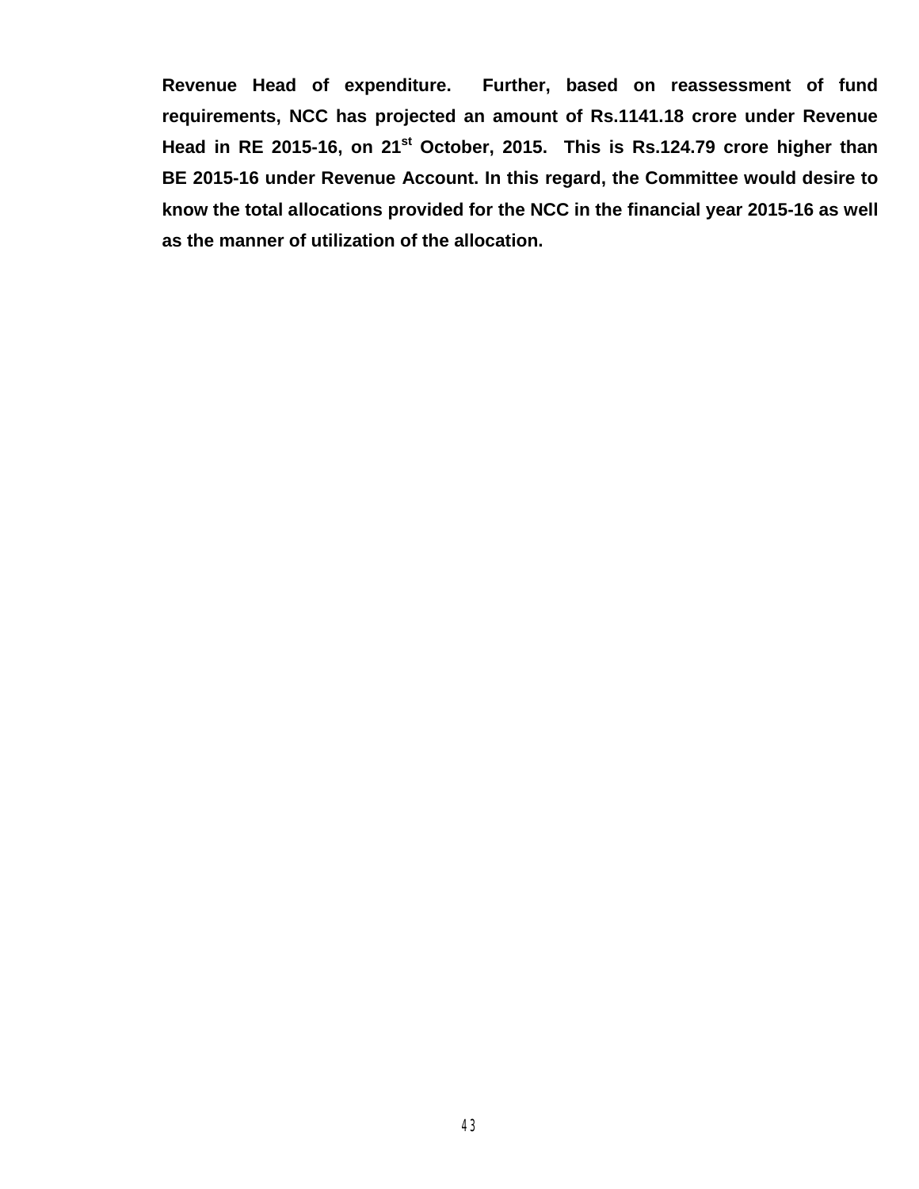**Revenue Head of expenditure. Further, based on reassessment of fund requirements, NCC has projected an amount of Rs.1141.18 crore under Revenue Head in RE 2015-16, on 21st October, 2015. This is Rs.124.79 crore higher than BE 2015-16 under Revenue Account. In this regard, the Committee would desire to know the total allocations provided for the NCC in the financial year 2015-16 as well as the manner of utilization of the allocation.**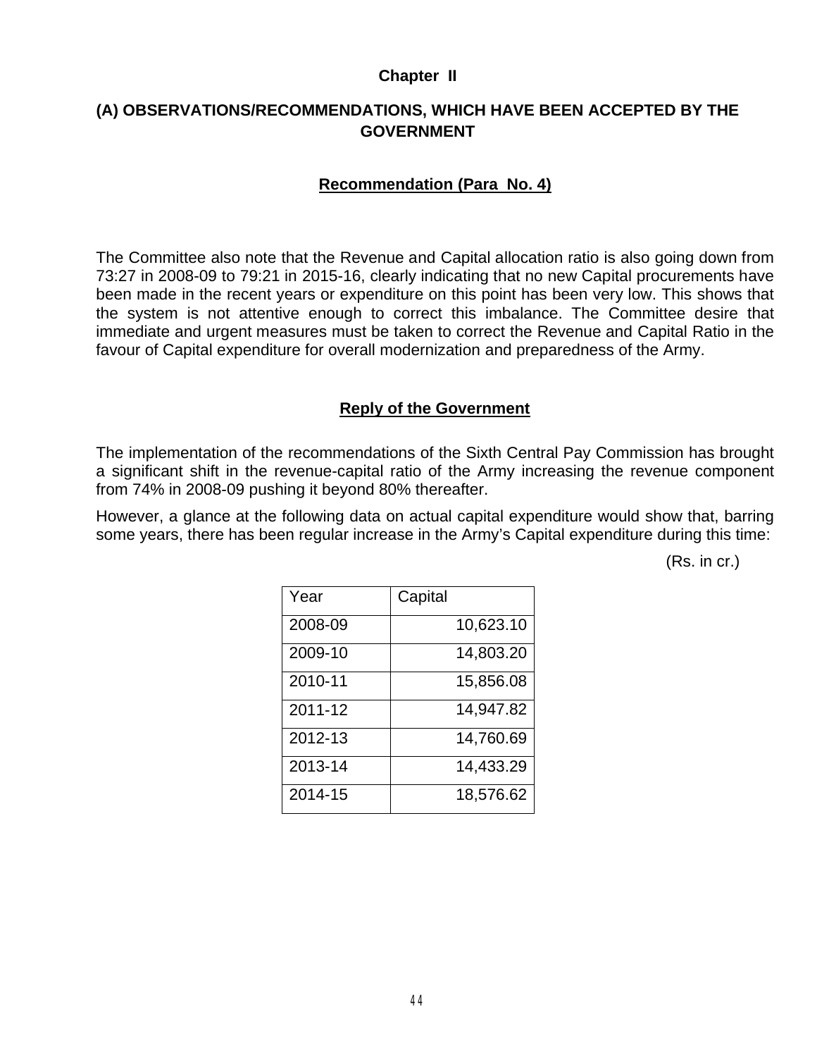**Chapter II**

## (A) OBSERVATIONS/RECOMMENDATIONS, WHICH HAVE BEEN ACCEPTED BY THE GOVERNMENT

### Recommendation (Para No. 4)

The Committee also note that the Revenue and Capital allocation ratio is also going down from 73:27 in 2008-09 to 79:21 in 2015-16, clearly indicating that no new Capital procurements have been made in the recent years or expenditure on this point has been very low. This shows that the system is not attentive enough to correct this imbalance. The Committee desire that immediate and urgent measures must be taken to correct the Revenue and Capital Ratio in the favour of Capital expenditure for overall modernization and preparedness of the Army.

### Reply of the Government

The implementation of the recommendations of the Sixth Central Pay Commission has brought a significant shift in the revenue-capital ratio of the Army increasing the revenue component from 74% in 2008-09 pushing it beyond 80% thereafter.

However, a glance at the following data on actual capital expenditure would show that, barring some years, there has been regular increase in the Army's Capital expenditure during this time:

(Rs. in cr.)

| Year | Capital |
|---|---|
| 2008-09 | 10,623.10 |
| 2009-10 | 14,803.20 |
| 2010-11 | 15,856.08 |
| 2011-12 | 14,947.82 |
| 2012-13 | 14,760.69 |
| 2013-14 | 14,433.29 |
| 2014-15 | 18,576.62 |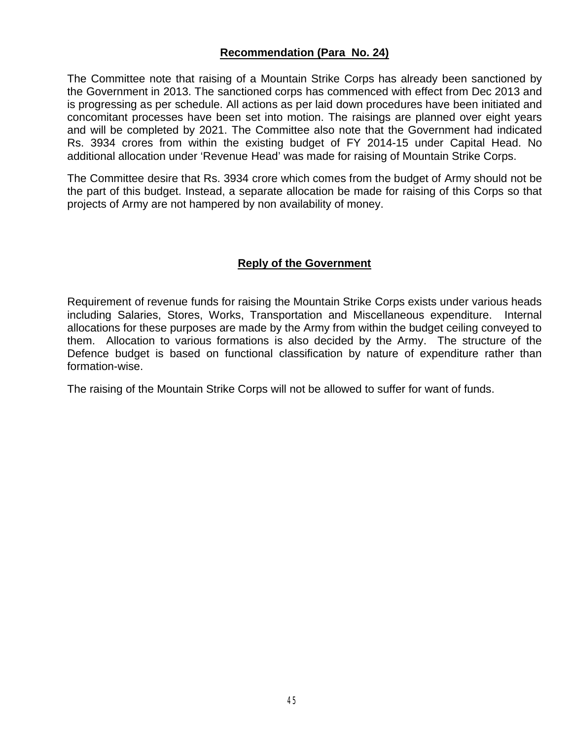## Recommendation (Para No. 24)

The Committee note that raising of a Mountain Strike Corps has already been sanctioned by the Government in 2013. The sanctioned corps has commenced with effect from Dec 2013 and is progressing as per schedule. All actions as per laid down procedures have been initiated and concomitant processes have been set into motion. The raisings are planned over eight years and will be completed by 2021. The Committee also note that the Government had indicated Rs. 3934 crores from within the existing budget of FY 2014-15 under Capital Head. No additional allocation under 'Revenue Head' was made for raising of Mountain Strike Corps.

The Committee desire that Rs. 3934 crore which comes from the budget of Army should not be the part of this budget. Instead, a separate allocation be made for raising of this Corps so that projects of Army are not hampered by non availability of money.

## Reply of the Government

Requirement of revenue funds for raising the Mountain Strike Corps exists under various heads including Salaries, Stores, Works, Transportation and Miscellaneous expenditure. Internal allocations for these purposes are made by the Army from within the budget ceiling conveyed to them. Allocation to various formations is also decided by the Army. The structure of the Defence budget is based on functional classification by nature of expenditure rather than formation-wise.

The raising of the Mountain Strike Corps will not be allowed to suffer for want of funds.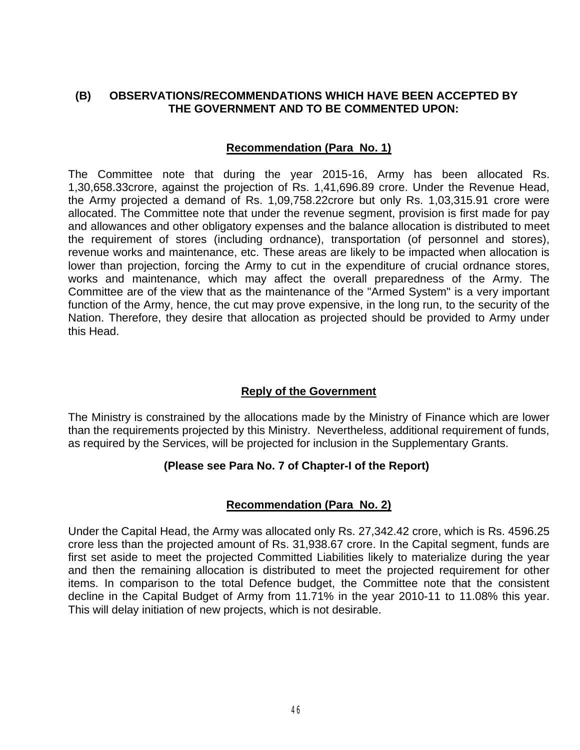## (B) OBSERVATIONS/RECOMMENDATIONS WHICH HAVE BEEN ACCEPTED BY THE GOVERNMENT AND TO BE COMMENTED UPON:

### Recommendation (Para No. 1)

The Committee note that during the year 2015-16, Army has been allocated Rs. 1,30,658.33crore, against the projection of Rs. 1,41,696.89 crore. Under the Revenue Head, the Army projected a demand of Rs. 1,09,758.22crore but only Rs. 1,03,315.91 crore were allocated. The Committee note that under the revenue segment, provision is first made for pay and allowances and other obligatory expenses and the balance allocation is distributed to meet the requirement of stores (including ordnance), transportation (of personnel and stores), revenue works and maintenance, etc. These areas are likely to be impacted when allocation is lower than projection, forcing the Army to cut in the expenditure of crucial ordnance stores, works and maintenance, which may affect the overall preparedness of the Army. The Committee are of the view that as the maintenance of the "Armed System" is a very important function of the Army, hence, the cut may prove expensive, in the long run, to the security of the Nation. Therefore, they desire that allocation as projected should be provided to Army under this Head.

### Reply of the Government

The Ministry is constrained by the allocations made by the Ministry of Finance which are lower than the requirements projected by this Ministry. Nevertheless, additional requirement of funds, as required by the Services, will be projected for inclusion in the Supplementary Grants.

**(Please see Para No. 7 of Chapter-I of the Report)**

### Recommendation (Para No. 2)

Under the Capital Head, the Army was allocated only Rs. 27,342.42 crore, which is Rs. 4596.25 crore less than the projected amount of Rs. 31,938.67 crore. In the Capital segment, funds are first set aside to meet the projected Committed Liabilities likely to materialize during the year and then the remaining allocation is distributed to meet the projected requirement for other items. In comparison to the total Defence budget, the Committee note that the consistent decline in the Capital Budget of Army from 11.71% in the year 2010-11 to 11.08% this year. This will delay initiation of new projects, which is not desirable.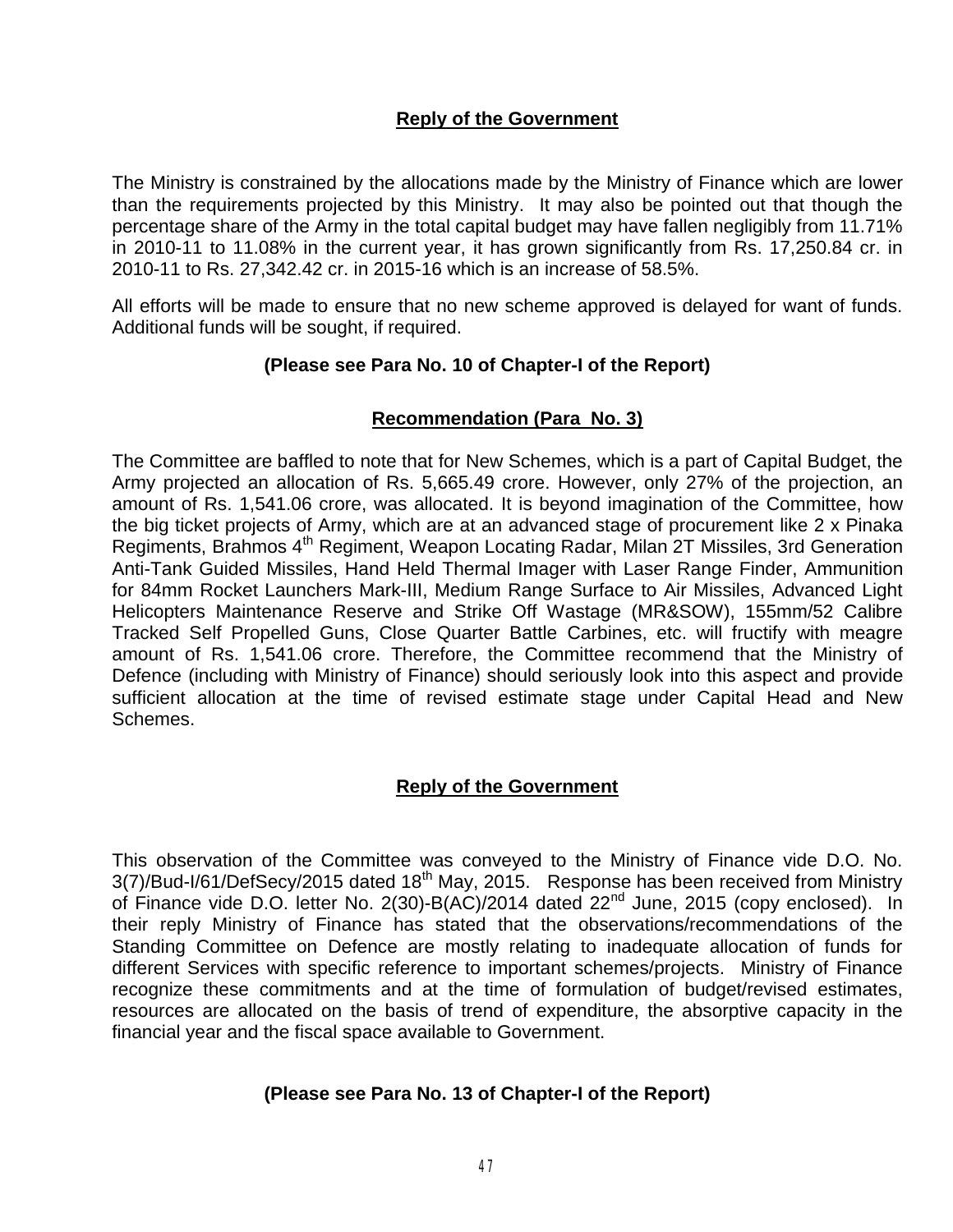## Reply of the Government

The Ministry is constrained by the allocations made by the Ministry of Finance which are lower than the requirements projected by this Ministry. It may also be pointed out that though the percentage share of the Army in the total capital budget may have fallen negligibly from 11.71% in 2010-11 to 11.08% in the current year, it has grown significantly from Rs. 17,250.84 cr. in 2010-11 to Rs. 27,342.42 cr. in 2015-16 which is an increase of 58.5%.

All efforts will be made to ensure that no new scheme approved is delayed for want of funds. Additional funds will be sought, if required.

**(Please see Para No. 10 of Chapter-I of the Report)**

## Recommendation (Para No. 3)

The Committee are baffled to note that for New Schemes, which is a part of Capital Budget, the Army projected an allocation of Rs. 5,665.49 crore. However, only 27% of the projection, an amount of Rs. 1,541.06 crore, was allocated. It is beyond imagination of the Committee, how the big ticket projects of Army, which are at an advanced stage of procurement like 2 x Pinaka Regiments, Brahmos 4th Regiment, Weapon Locating Radar, Milan 2T Missiles, 3rd Generation Anti-Tank Guided Missiles, Hand Held Thermal Imager with Laser Range Finder, Ammunition for 84mm Rocket Launchers Mark-III, Medium Range Surface to Air Missiles, Advanced Light Helicopters Maintenance Reserve and Strike Off Wastage (MR&SOW), 155mm/52 Calibre Tracked Self Propelled Guns, Close Quarter Battle Carbines, etc. will fructify with meagre amount of Rs. 1,541.06 crore. Therefore, the Committee recommend that the Ministry of Defence (including with Ministry of Finance) should seriously look into this aspect and provide sufficient allocation at the time of revised estimate stage under Capital Head and New Schemes.

## Reply of the Government

This observation of the Committee was conveyed to the Ministry of Finance vide D.O. No. 3(7)/Bud-I/61/DefSecy/2015 dated 18th May, 2015. Response has been received from Ministry of Finance vide D.O. letter No. 2(30)-B(AC)/2014 dated 22nd June, 2015 (copy enclosed). In their reply Ministry of Finance has stated that the observations/recommendations of the Standing Committee on Defence are mostly relating to inadequate allocation of funds for different Services with specific reference to important schemes/projects. Ministry of Finance recognize these commitments and at the time of formulation of budget/revised estimates, resources are allocated on the basis of trend of expenditure, the absorptive capacity in the financial year and the fiscal space available to Government.

**(Please see Para No. 13 of Chapter-I of the Report)**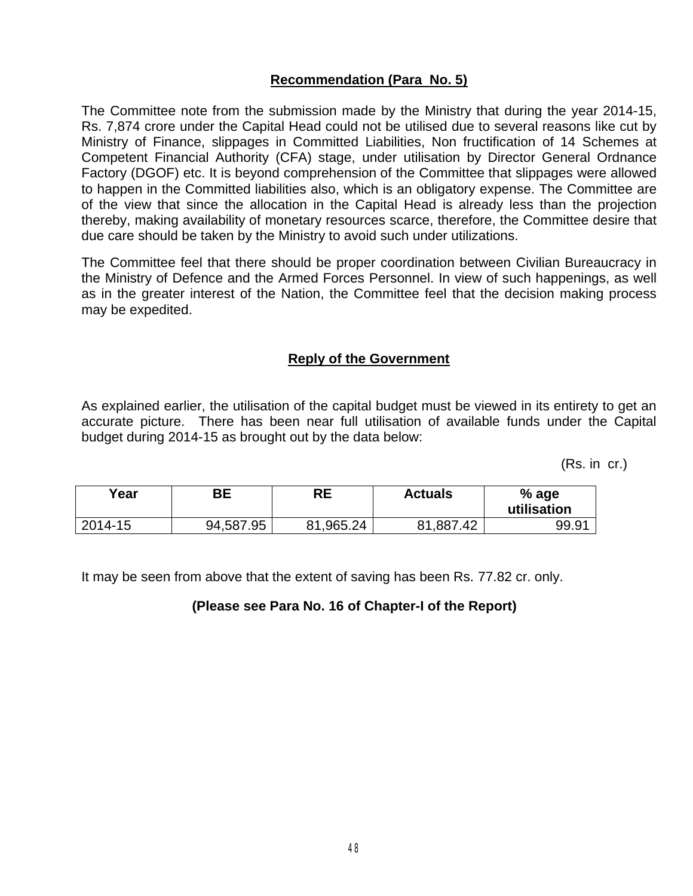## Recommendation (Para No. 5)

The Committee note from the submission made by the Ministry that during the year 2014-15, Rs. 7,874 crore under the Capital Head could not be utilised due to several reasons like cut by Ministry of Finance, slippages in Committed Liabilities, Non fructification of 14 Schemes at Competent Financial Authority (CFA) stage, under utilisation by Director General Ordnance Factory (DGOF) etc. It is beyond comprehension of the Committee that slippages were allowed to happen in the Committed liabilities also, which is an obligatory expense. The Committee are of the view that since the allocation in the Capital Head is already less than the projection thereby, making availability of monetary resources scarce, therefore, the Committee desire that due care should be taken by the Ministry to avoid such under utilizations.

The Committee feel that there should be proper coordination between Civilian Bureaucracy in the Ministry of Defence and the Armed Forces Personnel. In view of such happenings, as well as in the greater interest of the Nation, the Committee feel that the decision making process may be expedited.

## Reply of the Government

As explained earlier, the utilisation of the capital budget must be viewed in its entirety to get an accurate picture. There has been near full utilisation of available funds under the Capital budget during 2014-15 as brought out by the data below:

(Rs. in cr.)

| Year | BE | RE | Actuals | % age utilisation |
|---|---|---|---|---|
| 2014-15 | 94,587.95 | 81,965.24 | 81,887.42 | 99.91 |

It may be seen from above that the extent of saving has been Rs. 77.82 cr. only.

**(Please see Para No. 16 of Chapter-I of the Report)**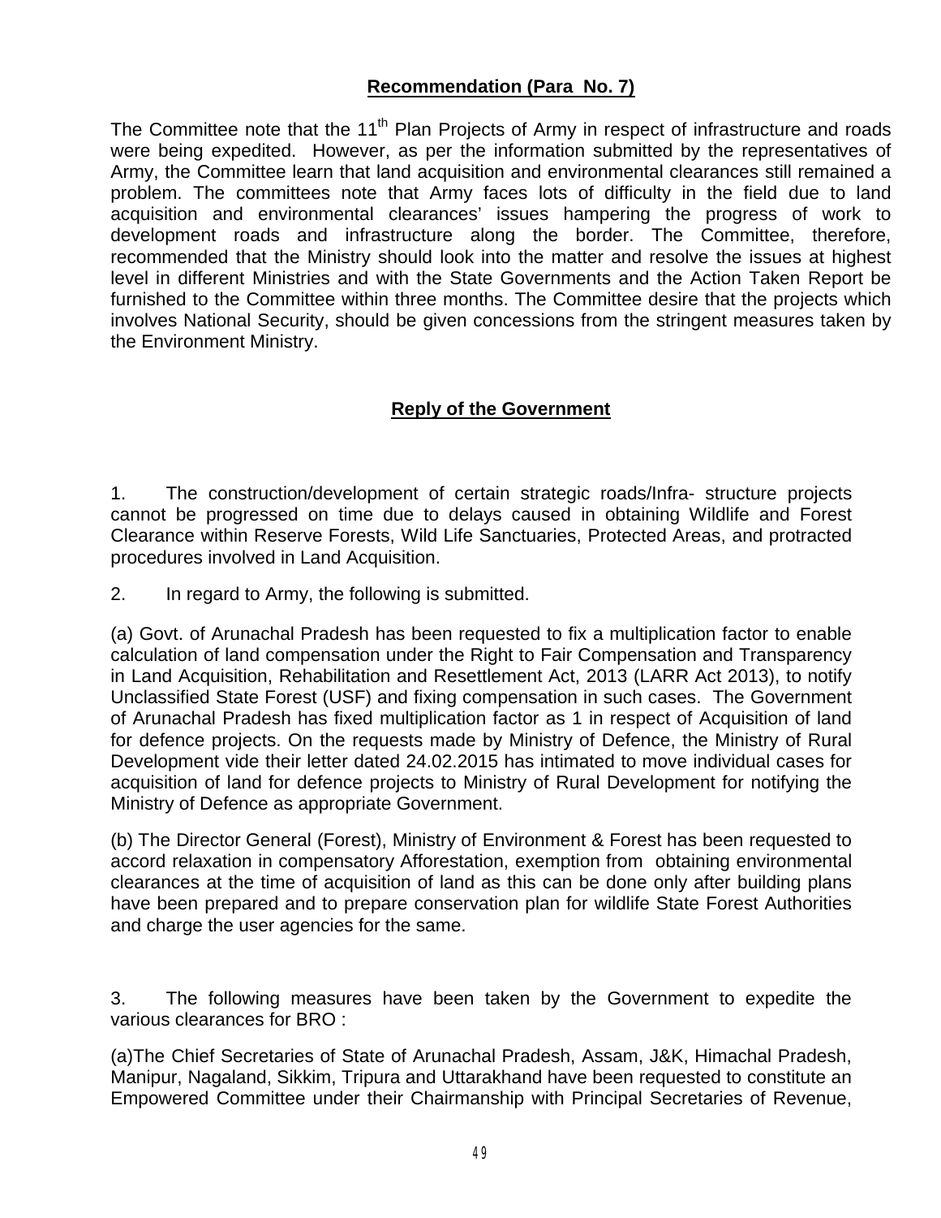## **Recommendation (Para No. 7)**

The Committee note that the 11th Plan Projects of Army in respect of infrastructure and roads were being expedited. However, as per the information submitted by the representatives of Army, the Committee learn that land acquisition and environmental clearances still remained a problem. The committees note that Army faces lots of difficulty in the field due to land acquisition and environmental clearances' issues hampering the progress of work to development roads and infrastructure along the border. The Committee, therefore, recommended that the Ministry should look into the matter and resolve the issues at highest level in different Ministries and with the State Governments and the Action Taken Report be furnished to the Committee within three months. The Committee desire that the projects which involves National Security, should be given concessions from the stringent measures taken by the Environment Ministry.

## **Reply of the Government**

1. The construction/development of certain strategic roads/Infra- structure projects cannot be progressed on time due to delays caused in obtaining Wildlife and Forest Clearance within Reserve Forests, Wild Life Sanctuaries, Protected Areas, and protracted procedures involved in Land Acquisition.

2. In regard to Army, the following is submitted.

(a) Govt. of Arunachal Pradesh has been requested to fix a multiplication factor to enable calculation of land compensation under the Right to Fair Compensation and Transparency in Land Acquisition, Rehabilitation and Resettlement Act, 2013 (LARR Act 2013), to notify Unclassified State Forest (USF) and fixing compensation in such cases. The Government of Arunachal Pradesh has fixed multiplication factor as 1 in respect of Acquisition of land for defence projects. On the requests made by Ministry of Defence, the Ministry of Rural Development vide their letter dated 24.02.2015 has intimated to move individual cases for acquisition of land for defence projects to Ministry of Rural Development for notifying the Ministry of Defence as appropriate Government.

(b) The Director General (Forest), Ministry of Environment & Forest has been requested to accord relaxation in compensatory Afforestation, exemption from obtaining environmental clearances at the time of acquisition of land as this can be done only after building plans have been prepared and to prepare conservation plan for wildlife State Forest Authorities and charge the user agencies for the same.

3. The following measures have been taken by the Government to expedite the various clearances for BRO :

(a)The Chief Secretaries of State of Arunachal Pradesh, Assam, J&K, Himachal Pradesh, Manipur, Nagaland, Sikkim, Tripura and Uttarakhand have been requested to constitute an Empowered Committee under their Chairmanship with Principal Secretaries of Revenue,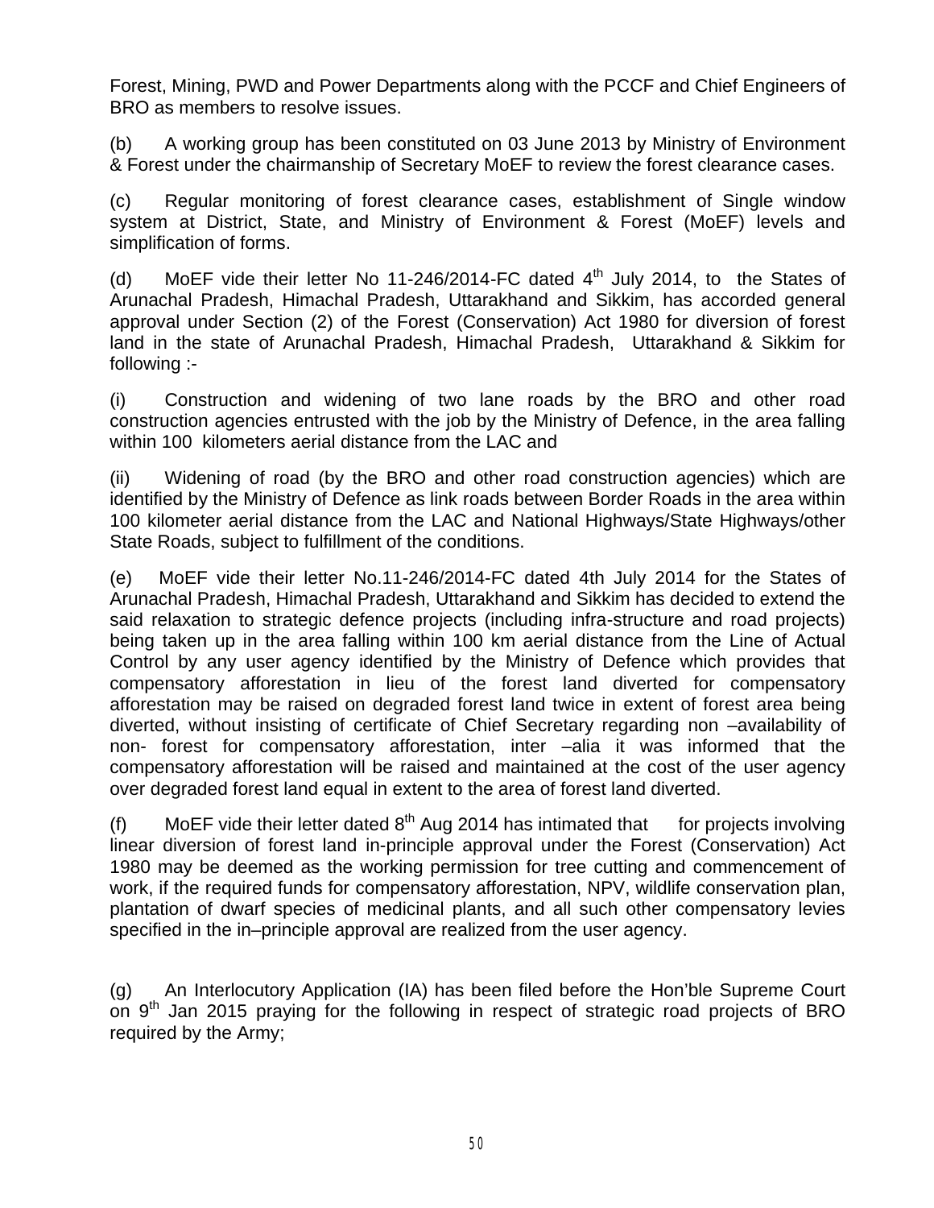Forest, Mining, PWD and Power Departments along with the PCCF and Chief Engineers of BRO as members to resolve issues.

(b) A working group has been constituted on 03 June 2013 by Ministry of Environment & Forest under the chairmanship of Secretary MoEF to review the forest clearance cases.

(c) Regular monitoring of forest clearance cases, establishment of Single window system at District, State, and Ministry of Environment & Forest (MoEF) levels and simplification of forms.

(d) MoEF vide their letter No 11-246/2014-FC dated 4th July 2014, to the States of Arunachal Pradesh, Himachal Pradesh, Uttarakhand and Sikkim, has accorded general approval under Section (2) of the Forest (Conservation) Act 1980 for diversion of forest land in the state of Arunachal Pradesh, Himachal Pradesh, Uttarakhand & Sikkim for following :-

(i) Construction and widening of two lane roads by the BRO and other road construction agencies entrusted with the job by the Ministry of Defence, in the area falling within 100 kilometers aerial distance from the LAC and

(ii) Widening of road (by the BRO and other road construction agencies) which are identified by the Ministry of Defence as link roads between Border Roads in the area within 100 kilometer aerial distance from the LAC and National Highways/State Highways/other State Roads, subject to fulfillment of the conditions.

(e) MoEF vide their letter No.11-246/2014-FC dated 4th July 2014 for the States of Arunachal Pradesh, Himachal Pradesh, Uttarakhand and Sikkim has decided to extend the said relaxation to strategic defence projects (including infra-structure and road projects) being taken up in the area falling within 100 km aerial distance from the Line of Actual Control by any user agency identified by the Ministry of Defence which provides that compensatory afforestation in lieu of the forest land diverted for compensatory afforestation may be raised on degraded forest land twice in extent of forest area being diverted, without insisting of certificate of Chief Secretary regarding non –availability of non- forest for compensatory afforestation, inter –alia it was informed that the compensatory afforestation will be raised and maintained at the cost of the user agency over degraded forest land equal in extent to the area of forest land diverted.

(f) MoEF vide their letter dated 8th Aug 2014 has intimated that for projects involving linear diversion of forest land in-principle approval under the Forest (Conservation) Act 1980 may be deemed as the working permission for tree cutting and commencement of work, if the required funds for compensatory afforestation, NPV, wildlife conservation plan, plantation of dwarf species of medicinal plants, and all such other compensatory levies specified in the in–principle approval are realized from the user agency.

(g) An Interlocutory Application (IA) has been filed before the Hon'ble Supreme Court on 9th Jan 2015 praying for the following in respect of strategic road projects of BRO required by the Army;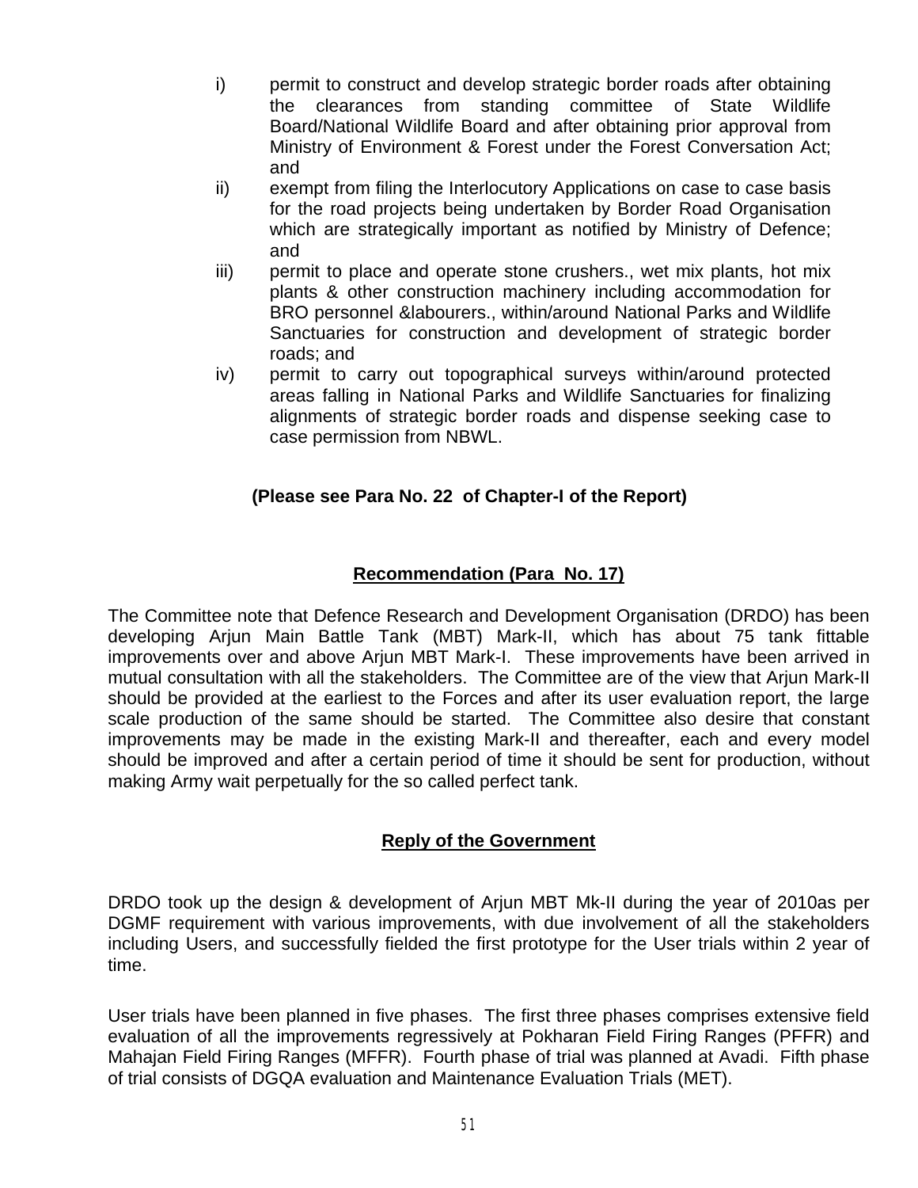i) permit to construct and develop strategic border roads after obtaining the clearances from standing committee of State Wildlife Board/National Wildlife Board and after obtaining prior approval from Ministry of Environment & Forest under the Forest Conversation Act; and

ii) exempt from filing the Interlocutory Applications on case to case basis for the road projects being undertaken by Border Road Organisation which are strategically important as notified by Ministry of Defence; and

iii) permit to place and operate stone crushers., wet mix plants, hot mix plants & other construction machinery including accommodation for BRO personnel &labourers., within/around National Parks and Wildlife Sanctuaries for construction and development of strategic border roads; and

iv) permit to carry out topographical surveys within/around protected areas falling in National Parks and Wildlife Sanctuaries for finalizing alignments of strategic border roads and dispense seeking case to case permission from NBWL.

**(Please see Para No. 22 of Chapter-I of the Report)**

## Recommendation (Para No. 17)

The Committee note that Defence Research and Development Organisation (DRDO) has been developing Arjun Main Battle Tank (MBT) Mark-II, which has about 75 tank fittable improvements over and above Arjun MBT Mark-I. These improvements have been arrived in mutual consultation with all the stakeholders. The Committee are of the view that Arjun Mark-II should be provided at the earliest to the Forces and after its user evaluation report, the large scale production of the same should be started. The Committee also desire that constant improvements may be made in the existing Mark-II and thereafter, each and every model should be improved and after a certain period of time it should be sent for production, without making Army wait perpetually for the so called perfect tank.

## Reply of the Government

DRDO took up the design & development of Arjun MBT Mk-II during the year of 2010as per DGMF requirement with various improvements, with due involvement of all the stakeholders including Users, and successfully fielded the first prototype for the User trials within 2 year of time.

User trials have been planned in five phases. The first three phases comprises extensive field evaluation of all the improvements regressively at Pokharan Field Firing Ranges (PFFR) and Mahajan Field Firing Ranges (MFFR). Fourth phase of trial was planned at Avadi. Fifth phase of trial consists of DGQA evaluation and Maintenance Evaluation Trials (MET).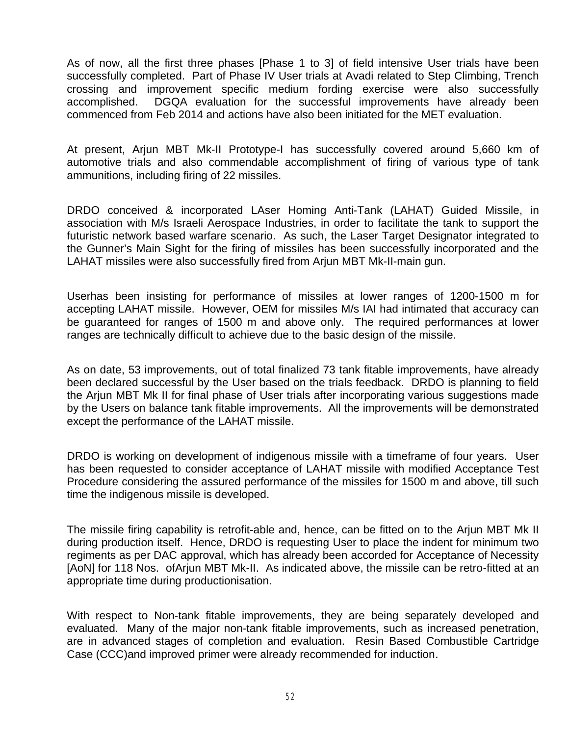As of now, all the first three phases [Phase 1 to 3] of field intensive User trials have been successfully completed. Part of Phase IV User trials at Avadi related to Step Climbing, Trench crossing and improvement specific medium fording exercise were also successfully accomplished. DGQA evaluation for the successful improvements have already been commenced from Feb 2014 and actions have also been initiated for the MET evaluation.

At present, Arjun MBT Mk-II Prototype-I has successfully covered around 5,660 km of automotive trials and also commendable accomplishment of firing of various type of tank ammunitions, including firing of 22 missiles.

DRDO conceived & incorporated LAser Homing Anti-Tank (LAHAT) Guided Missile, in association with M/s Israeli Aerospace Industries, in order to facilitate the tank to support the futuristic network based warfare scenario. As such, the Laser Target Designator integrated to the Gunner's Main Sight for the firing of missiles has been successfully incorporated and the LAHAT missiles were also successfully fired from Arjun MBT Mk-II-main gun.

Userhas been insisting for performance of missiles at lower ranges of 1200-1500 m for accepting LAHAT missile. However, OEM for missiles M/s IAI had intimated that accuracy can be guaranteed for ranges of 1500 m and above only. The required performances at lower ranges are technically difficult to achieve due to the basic design of the missile.

As on date, 53 improvements, out of total finalized 73 tank fitable improvements, have already been declared successful by the User based on the trials feedback. DRDO is planning to field the Arjun MBT Mk II for final phase of User trials after incorporating various suggestions made by the Users on balance tank fitable improvements. All the improvements will be demonstrated except the performance of the LAHAT missile.

DRDO is working on development of indigenous missile with a timeframe of four years. User has been requested to consider acceptance of LAHAT missile with modified Acceptance Test Procedure considering the assured performance of the missiles for 1500 m and above, till such time the indigenous missile is developed.

The missile firing capability is retrofit-able and, hence, can be fitted on to the Arjun MBT Mk II during production itself. Hence, DRDO is requesting User to place the indent for minimum two regiments as per DAC approval, which has already been accorded for Acceptance of Necessity [AoN] for 118 Nos. ofArjun MBT Mk-II. As indicated above, the missile can be retro-fitted at an appropriate time during productionisation.

With respect to Non-tank fitable improvements, they are being separately developed and evaluated. Many of the major non-tank fitable improvements, such as increased penetration, are in advanced stages of completion and evaluation. Resin Based Combustible Cartridge Case (CCC)and improved primer were already recommended for induction.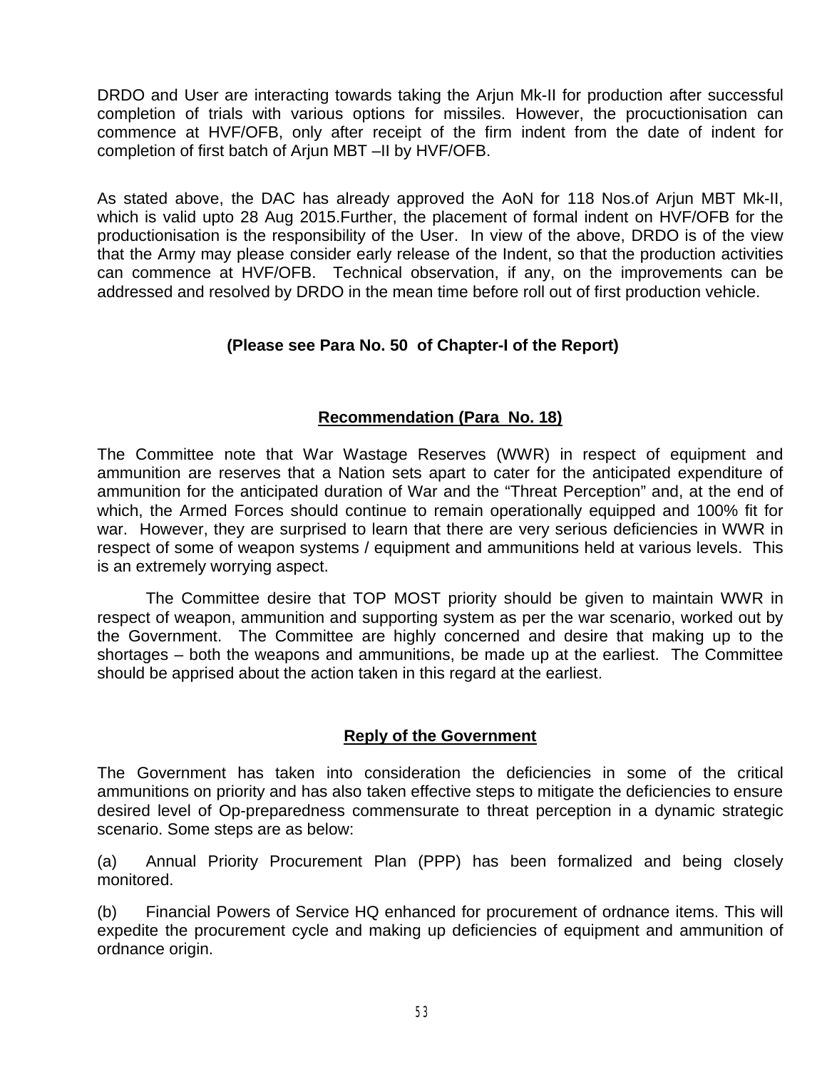DRDO and User are interacting towards taking the Arjun Mk-II for production after successful completion of trials with various options for missiles. However, the procuctionisation can commence at HVF/OFB, only after receipt of the firm indent from the date of indent for completion of first batch of Arjun MBT –II by HVF/OFB.

As stated above, the DAC has already approved the AoN for 118 Nos.of Arjun MBT Mk-II, which is valid upto 28 Aug 2015.Further, the placement of formal indent on HVF/OFB for the productionisation is the responsibility of the User. In view of the above, DRDO is of the view that the Army may please consider early release of the Indent, so that the production activities can commence at HVF/OFB. Technical observation, if any, on the improvements can be addressed and resolved by DRDO in the mean time before roll out of first production vehicle.

**(Please see Para No. 50 of Chapter-I of the Report)**

**Recommendation (Para No. 18)**

The Committee note that War Wastage Reserves (WWR) in respect of equipment and ammunition are reserves that a Nation sets apart to cater for the anticipated expenditure of ammunition for the anticipated duration of War and the "Threat Perception" and, at the end of which, the Armed Forces should continue to remain operationally equipped and 100% fit for war. However, they are surprised to learn that there are very serious deficiencies in WWR in respect of some of weapon systems / equipment and ammunitions held at various levels. This is an extremely worrying aspect.

The Committee desire that TOP MOST priority should be given to maintain WWR in respect of weapon, ammunition and supporting system as per the war scenario, worked out by the Government. The Committee are highly concerned and desire that making up to the shortages – both the weapons and ammunitions, be made up at the earliest. The Committee should be apprised about the action taken in this regard at the earliest.

**Reply of the Government**

The Government has taken into consideration the deficiencies in some of the critical ammunitions on priority and has also taken effective steps to mitigate the deficiencies to ensure desired level of Op-preparedness commensurate to threat perception in a dynamic strategic scenario. Some steps are as below:

(a) Annual Priority Procurement Plan (PPP) has been formalized and being closely monitored.

(b) Financial Powers of Service HQ enhanced for procurement of ordnance items. This will expedite the procurement cycle and making up deficiencies of equipment and ammunition of ordnance origin.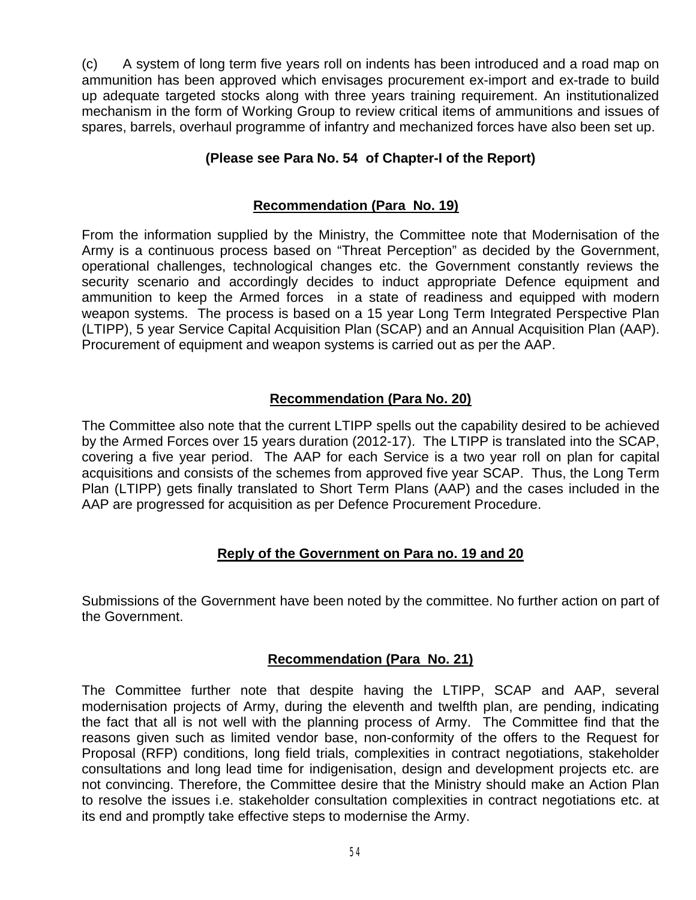(c) A system of long term five years roll on indents has been introduced and a road map on ammunition has been approved which envisages procurement ex-import and ex-trade to build up adequate targeted stocks along with three years training requirement. An institutionalized mechanism in the form of Working Group to review critical items of ammunitions and issues of spares, barrels, overhaul programme of infantry and mechanized forces have also been set up.

**(Please see Para No. 54 of Chapter-I of the Report)**

**Recommendation (Para No. 19)**

From the information supplied by the Ministry, the Committee note that Modernisation of the Army is a continuous process based on "Threat Perception" as decided by the Government, operational challenges, technological changes etc. the Government constantly reviews the security scenario and accordingly decides to induct appropriate Defence equipment and ammunition to keep the Armed forces in a state of readiness and equipped with modern weapon systems. The process is based on a 15 year Long Term Integrated Perspective Plan (LTIPP), 5 year Service Capital Acquisition Plan (SCAP) and an Annual Acquisition Plan (AAP). Procurement of equipment and weapon systems is carried out as per the AAP.

**Recommendation (Para No. 20)**

The Committee also note that the current LTIPP spells out the capability desired to be achieved by the Armed Forces over 15 years duration (2012-17). The LTIPP is translated into the SCAP, covering a five year period. The AAP for each Service is a two year roll on plan for capital acquisitions and consists of the schemes from approved five year SCAP. Thus, the Long Term Plan (LTIPP) gets finally translated to Short Term Plans (AAP) and the cases included in the AAP are progressed for acquisition as per Defence Procurement Procedure.

**Reply of the Government on Para no. 19 and 20**

Submissions of the Government have been noted by the committee. No further action on part of the Government.

**Recommendation (Para No. 21)**

The Committee further note that despite having the LTIPP, SCAP and AAP, several modernisation projects of Army, during the eleventh and twelfth plan, are pending, indicating the fact that all is not well with the planning process of Army. The Committee find that the reasons given such as limited vendor base, non-conformity of the offers to the Request for Proposal (RFP) conditions, long field trials, complexities in contract negotiations, stakeholder consultations and long lead time for indigenisation, design and development projects etc. are not convincing. Therefore, the Committee desire that the Ministry should make an Action Plan to resolve the issues i.e. stakeholder consultation complexities in contract negotiations etc. at its end and promptly take effective steps to modernise the Army.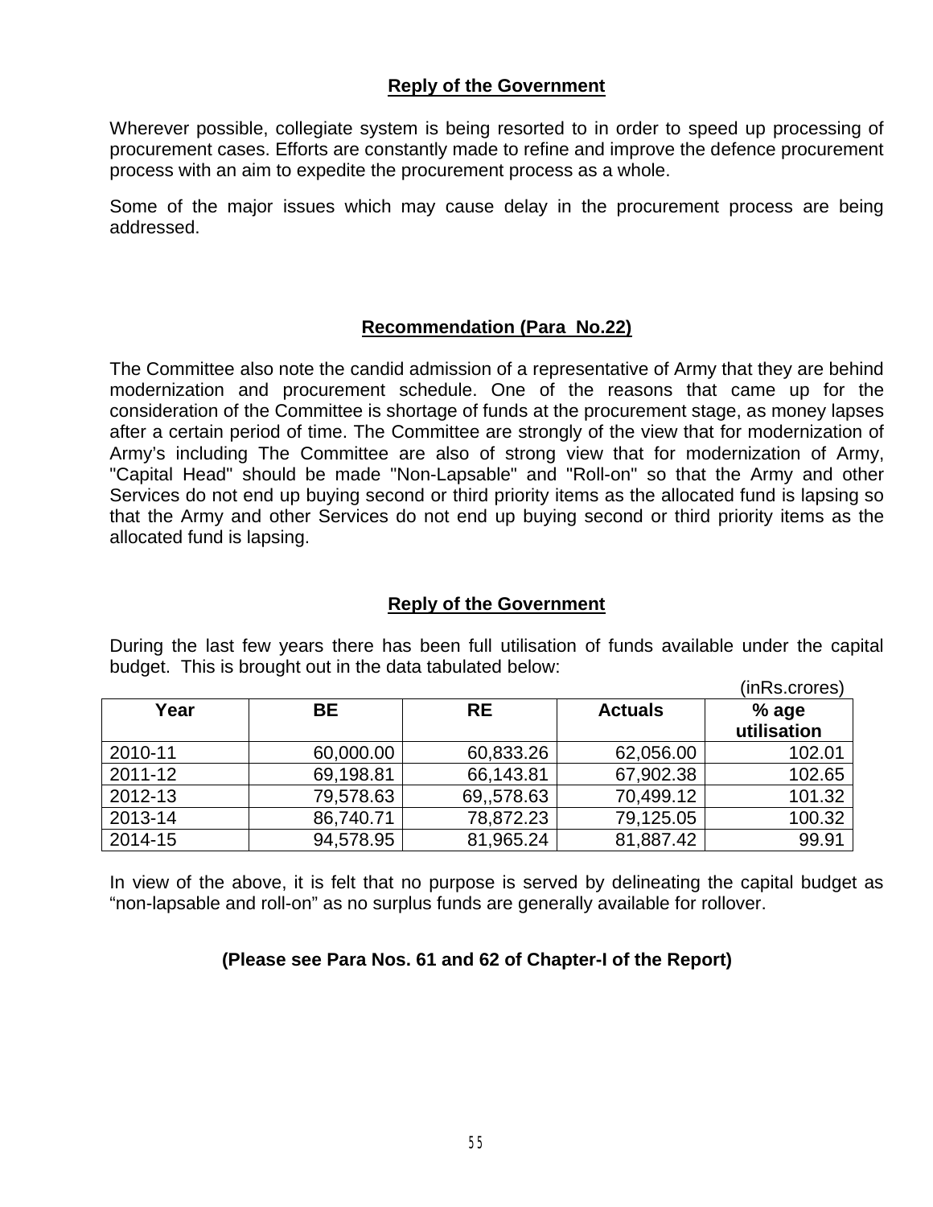**Reply of the Government**

Wherever possible, collegiate system is being resorted to in order to speed up processing of procurement cases. Efforts are constantly made to refine and improve the defence procurement process with an aim to expedite the procurement process as a whole.

Some of the major issues which may cause delay in the procurement process are being addressed.

**Recommendation (Para No.22)**

The Committee also note the candid admission of a representative of Army that they are behind modernization and procurement schedule. One of the reasons that came up for the consideration of the Committee is shortage of funds at the procurement stage, as money lapses after a certain period of time. The Committee are strongly of the view that for modernization of Army's including The Committee are also of strong view that for modernization of Army, "Capital Head" should be made "Non-Lapsable" and "Roll-on" so that the Army and other Services do not end up buying second or third priority items as the allocated fund is lapsing so that the Army and other Services do not end up buying second or third priority items as the allocated fund is lapsing.

**Reply of the Government**

During the last few years there has been full utilisation of funds available under the capital budget. This is brought out in the data tabulated below:

(inRs.crores)

| Year | BE | RE | Actuals | % age utilisation |
|---|---|---|---|---|
| 2010-11 | 60,000.00 | 60,833.26 | 62,056.00 | 102.01 |
| 2011-12 | 69,198.81 | 66,143.81 | 67,902.38 | 102.65 |
| 2012-13 | 79,578.63 | 69,,578.63 | 70,499.12 | 101.32 |
| 2013-14 | 86,740.71 | 78,872.23 | 79,125.05 | 100.32 |
| 2014-15 | 94,578.95 | 81,965.24 | 81,887.42 | 99.91 |

In view of the above, it is felt that no purpose is served by delineating the capital budget as "non-lapsable and roll-on" as no surplus funds are generally available for rollover.

**(Please see Para Nos. 61 and 62 of Chapter-I of the Report)**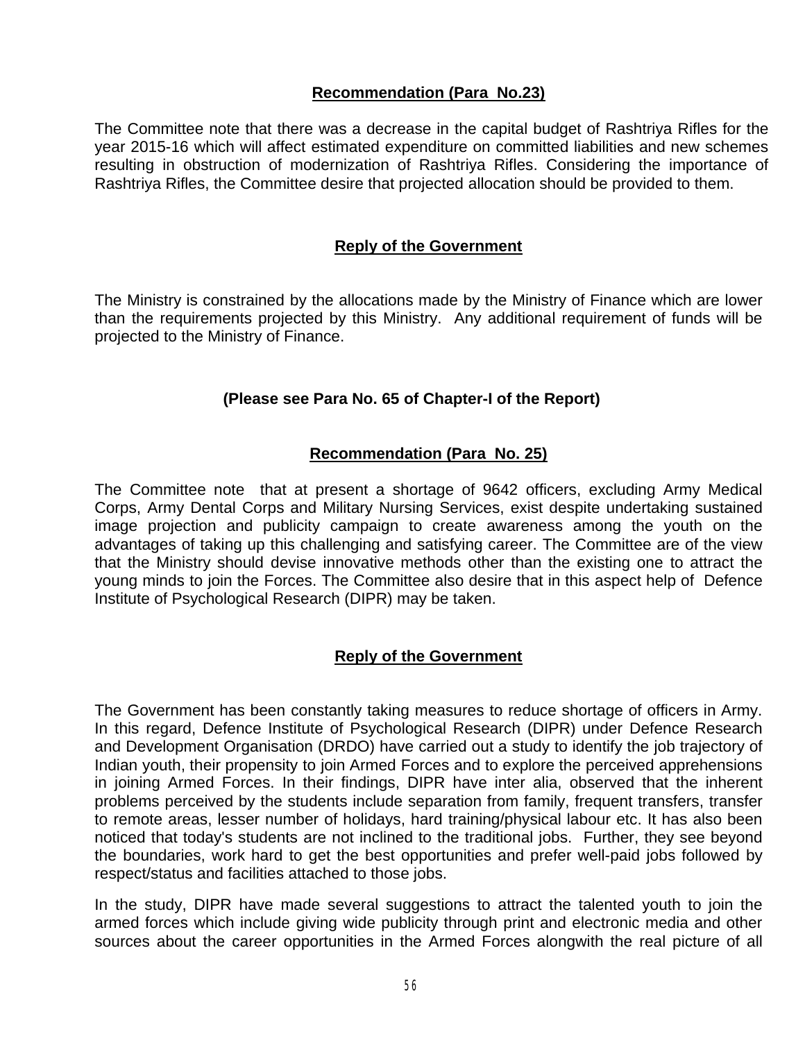**Recommendation (Para No.23)**

The Committee note that there was a decrease in the capital budget of Rashtriya Rifles for the year 2015-16 which will affect estimated expenditure on committed liabilities and new schemes resulting in obstruction of modernization of Rashtriya Rifles. Considering the importance of Rashtriya Rifles, the Committee desire that projected allocation should be provided to them.

**Reply of the Government**

The Ministry is constrained by the allocations made by the Ministry of Finance which are lower than the requirements projected by this Ministry. Any additional requirement of funds will be projected to the Ministry of Finance.

**(Please see Para No. 65 of Chapter-I of the Report)**

**Recommendation (Para No. 25)**

The Committee note that at present a shortage of 9642 officers, excluding Army Medical Corps, Army Dental Corps and Military Nursing Services, exist despite undertaking sustained image projection and publicity campaign to create awareness among the youth on the advantages of taking up this challenging and satisfying career. The Committee are of the view that the Ministry should devise innovative methods other than the existing one to attract the young minds to join the Forces. The Committee also desire that in this aspect help of Defence Institute of Psychological Research (DIPR) may be taken.

**Reply of the Government**

The Government has been constantly taking measures to reduce shortage of officers in Army. In this regard, Defence Institute of Psychological Research (DIPR) under Defence Research and Development Organisation (DRDO) have carried out a study to identify the job trajectory of Indian youth, their propensity to join Armed Forces and to explore the perceived apprehensions in joining Armed Forces. In their findings, DIPR have inter alia, observed that the inherent problems perceived by the students include separation from family, frequent transfers, transfer to remote areas, lesser number of holidays, hard training/physical labour etc. It has also been noticed that today's students are not inclined to the traditional jobs. Further, they see beyond the boundaries, work hard to get the best opportunities and prefer well-paid jobs followed by respect/status and facilities attached to those jobs.

In the study, DIPR have made several suggestions to attract the talented youth to join the armed forces which include giving wide publicity through print and electronic media and other sources about the career opportunities in the Armed Forces alongwith the real picture of all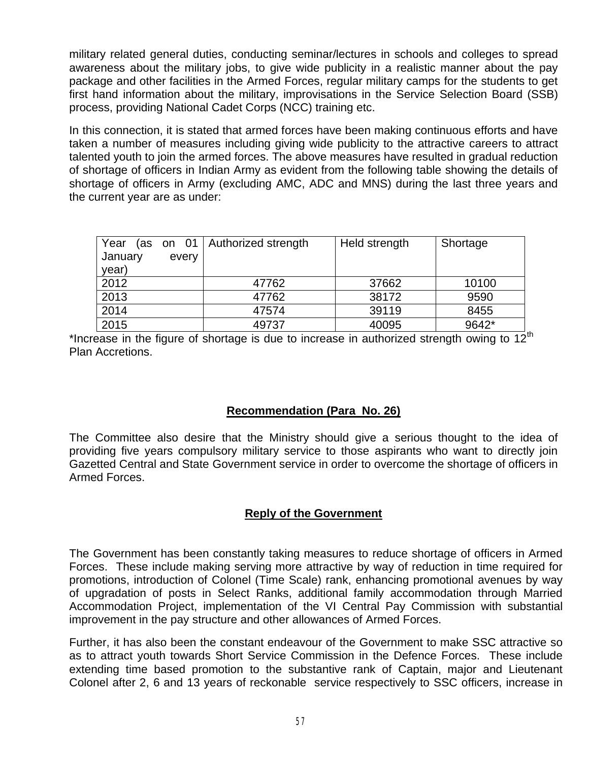military related general duties, conducting seminar/lectures in schools and colleges to spread awareness about the military jobs, to give wide publicity in a realistic manner about the pay package and other facilities in the Armed Forces, regular military camps for the students to get first hand information about the military, improvisations in the Service Selection Board (SSB) process, providing National Cadet Corps (NCC) training etc.

In this connection, it is stated that armed forces have been making continuous efforts and have taken a number of measures including giving wide publicity to the attractive careers to attract talented youth to join the armed forces. The above measures have resulted in gradual reduction of shortage of officers in Indian Army as evident from the following table showing the details of shortage of officers in Army (excluding AMC, ADC and MNS) during the last three years and the current year are as under:

| Year (as on 01 January every year) | Authorized strength | Held strength | Shortage |
|---|---|---|---|
| 2012 | 47762 | 37662 | 10100 |
| 2013 | 47762 | 38172 | 9590 |
| 2014 | 47574 | 39119 | 8455 |
| 2015 | 49737 | 40095 | 9642* |

*Increase in the figure of shortage is due to increase in authorized strength owing to 12th Plan Accretions.

**Recommendation (Para No. 26)**

The Committee also desire that the Ministry should give a serious thought to the idea of providing five years compulsory military service to those aspirants who want to directly join Gazetted Central and State Government service in order to overcome the shortage of officers in Armed Forces.

**Reply of the Government**

The Government has been constantly taking measures to reduce shortage of officers in Armed Forces. These include making serving more attractive by way of reduction in time required for promotions, introduction of Colonel (Time Scale) rank, enhancing promotional avenues by way of upgradation of posts in Select Ranks, additional family accommodation through Married Accommodation Project, implementation of the VI Central Pay Commission with substantial improvement in the pay structure and other allowances of Armed Forces.

Further, it has also been the constant endeavour of the Government to make SSC attractive so as to attract youth towards Short Service Commission in the Defence Forces. These include extending time based promotion to the substantive rank of Captain, major and Lieutenant Colonel after 2, 6 and 13 years of reckonable service respectively to SSC officers, increase in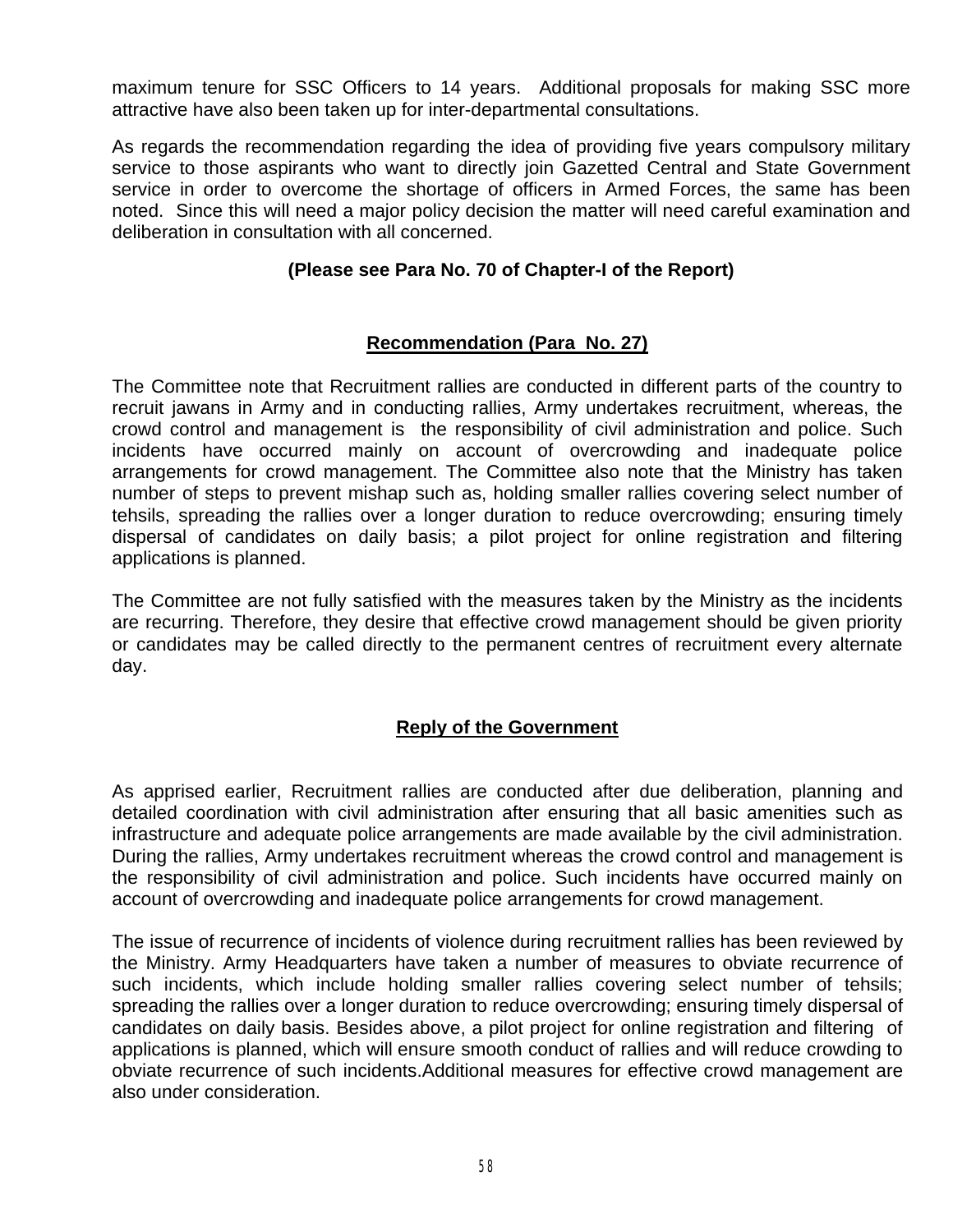maximum tenure for SSC Officers to 14 years. Additional proposals for making SSC more attractive have also been taken up for inter-departmental consultations.

As regards the recommendation regarding the idea of providing five years compulsory military service to those aspirants who want to directly join Gazetted Central and State Government service in order to overcome the shortage of officers in Armed Forces, the same has been noted. Since this will need a major policy decision the matter will need careful examination and deliberation in consultation with all concerned.

**(Please see Para No. 70 of Chapter-I of the Report)**

**Recommendation (Para No. 27)**

The Committee note that Recruitment rallies are conducted in different parts of the country to recruit jawans in Army and in conducting rallies, Army undertakes recruitment, whereas, the crowd control and management is the responsibility of civil administration and police. Such incidents have occurred mainly on account of overcrowding and inadequate police arrangements for crowd management. The Committee also note that the Ministry has taken number of steps to prevent mishap such as, holding smaller rallies covering select number of tehsils, spreading the rallies over a longer duration to reduce overcrowding; ensuring timely dispersal of candidates on daily basis; a pilot project for online registration and filtering applications is planned.

The Committee are not fully satisfied with the measures taken by the Ministry as the incidents are recurring. Therefore, they desire that effective crowd management should be given priority or candidates may be called directly to the permanent centres of recruitment every alternate day.

**Reply of the Government**

As apprised earlier, Recruitment rallies are conducted after due deliberation, planning and detailed coordination with civil administration after ensuring that all basic amenities such as infrastructure and adequate police arrangements are made available by the civil administration. During the rallies, Army undertakes recruitment whereas the crowd control and management is the responsibility of civil administration and police. Such incidents have occurred mainly on account of overcrowding and inadequate police arrangements for crowd management.

The issue of recurrence of incidents of violence during recruitment rallies has been reviewed by the Ministry. Army Headquarters have taken a number of measures to obviate recurrence of such incidents, which include holding smaller rallies covering select number of tehsils; spreading the rallies over a longer duration to reduce overcrowding; ensuring timely dispersal of candidates on daily basis. Besides above, a pilot project for online registration and filtering of applications is planned, which will ensure smooth conduct of rallies and will reduce crowding to obviate recurrence of such incidents.Additional measures for effective crowd management are also under consideration.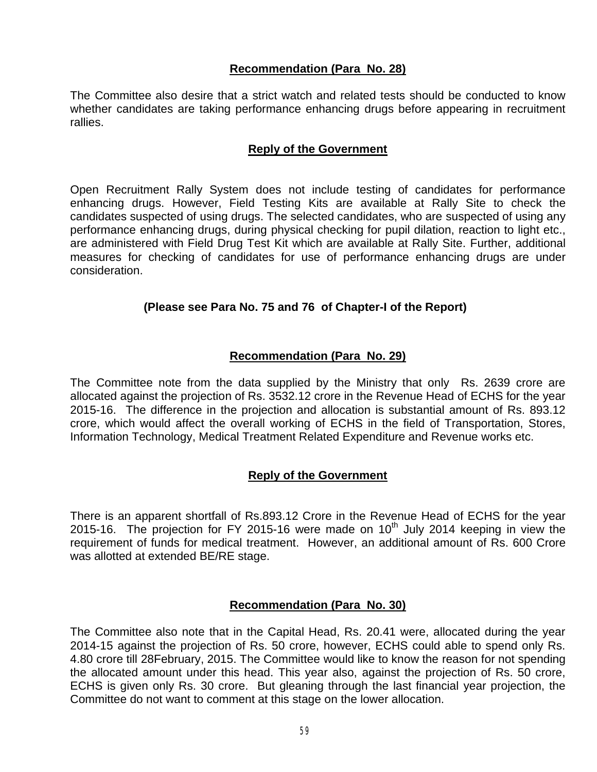**Recommendation (Para No. 28)**

The Committee also desire that a strict watch and related tests should be conducted to know whether candidates are taking performance enhancing drugs before appearing in recruitment rallies.

**Reply of the Government**

Open Recruitment Rally System does not include testing of candidates for performance enhancing drugs. However, Field Testing Kits are available at Rally Site to check the candidates suspected of using drugs. The selected candidates, who are suspected of using any performance enhancing drugs, during physical checking for pupil dilation, reaction to light etc., are administered with Field Drug Test Kit which are available at Rally Site. Further, additional measures for checking of candidates for use of performance enhancing drugs are under consideration.

**(Please see Para No. 75 and 76 of Chapter-I of the Report)**

**Recommendation (Para No. 29)**

The Committee note from the data supplied by the Ministry that only Rs. 2639 crore are allocated against the projection of Rs. 3532.12 crore in the Revenue Head of ECHS for the year 2015-16. The difference in the projection and allocation is substantial amount of Rs. 893.12 crore, which would affect the overall working of ECHS in the field of Transportation, Stores, Information Technology, Medical Treatment Related Expenditure and Revenue works etc.

**Reply of the Government**

There is an apparent shortfall of Rs.893.12 Crore in the Revenue Head of ECHS for the year 2015-16. The projection for FY 2015-16 were made on 10th July 2014 keeping in view the requirement of funds for medical treatment. However, an additional amount of Rs. 600 Crore was allotted at extended BE/RE stage.

**Recommendation (Para No. 30)**

The Committee also note that in the Capital Head, Rs. 20.41 were, allocated during the year 2014-15 against the projection of Rs. 50 crore, however, ECHS could able to spend only Rs. 4.80 crore till 28February, 2015. The Committee would like to know the reason for not spending the allocated amount under this head. This year also, against the projection of Rs. 50 crore, ECHS is given only Rs. 30 crore. But gleaning through the last financial year projection, the Committee do not want to comment at this stage on the lower allocation.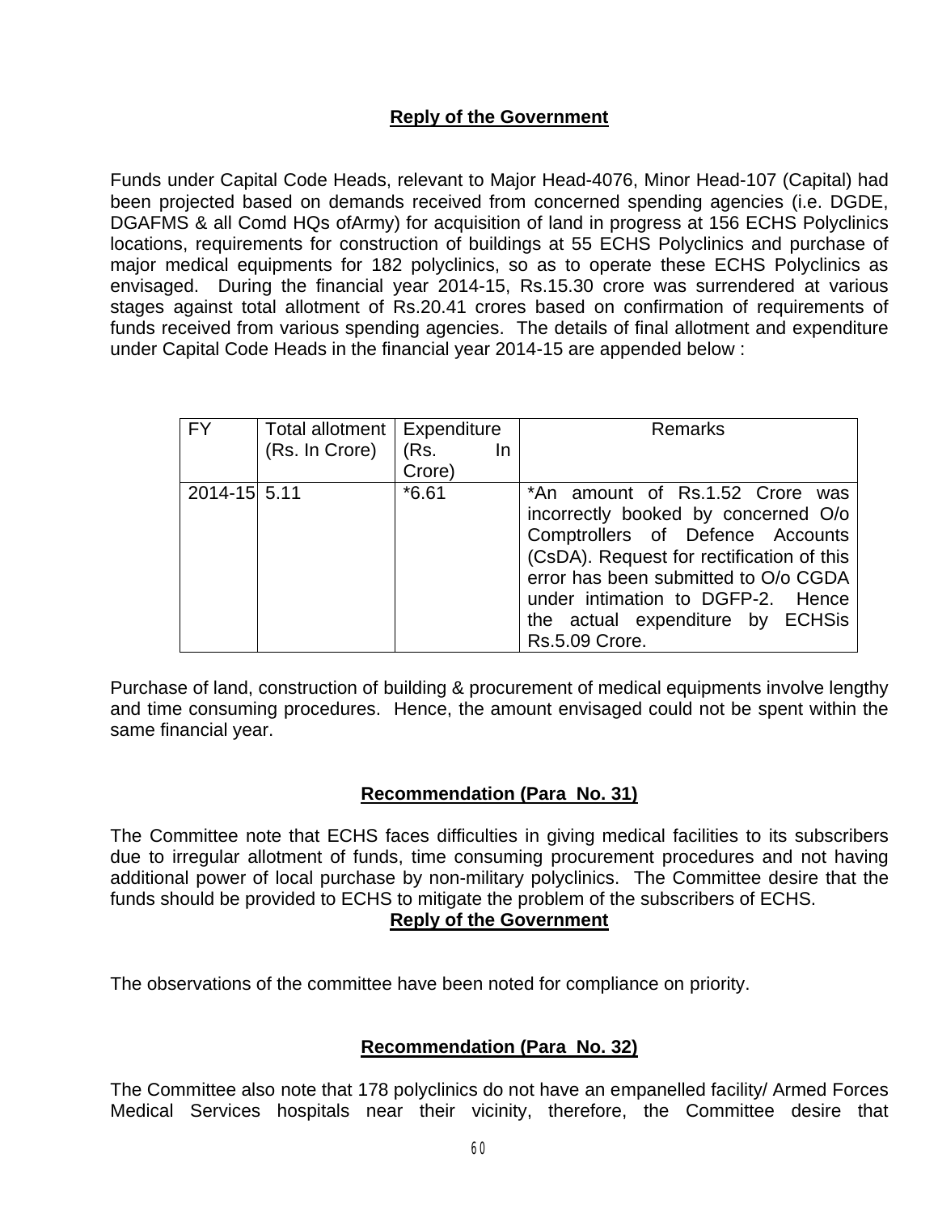**Reply of the Government**

Funds under Capital Code Heads, relevant to Major Head-4076, Minor Head-107 (Capital) had been projected based on demands received from concerned spending agencies (i.e. DGDE, DGAFMS & all Comd HQs ofArmy) for acquisition of land in progress at 156 ECHS Polyclinics locations, requirements for construction of buildings at 55 ECHS Polyclinics and purchase of major medical equipments for 182 polyclinics, so as to operate these ECHS Polyclinics as envisaged. During the financial year 2014-15, Rs.15.30 crore was surrendered at various stages against total allotment of Rs.20.41 crores based on confirmation of requirements of funds received from various spending agencies. The details of final allotment and expenditure under Capital Code Heads in the financial year 2014-15 are appended below :

| FY | Total allotment (Rs. In Crore) | Expenditure (Rs. In Crore) | Remarks |
|---|---|---|---|
| 2014-15 | 5.11 | *6.61 | *An amount of Rs.1.52 Crore was incorrectly booked by concerned O/o Comptrollers of Defence Accounts (CsDA). Request for rectification of this error has been submitted to O/o CGDA under intimation to DGFP-2. Hence the actual expenditure by ECHSis Rs.5.09 Crore. |

Purchase of land, construction of building & procurement of medical equipments involve lengthy and time consuming procedures. Hence, the amount envisaged could not be spent within the same financial year.

**Recommendation (Para No. 31)**

The Committee note that ECHS faces difficulties in giving medical facilities to its subscribers due to irregular allotment of funds, time consuming procurement procedures and not having additional power of local purchase by non-military polyclinics. The Committee desire that the funds should be provided to ECHS to mitigate the problem of the subscribers of ECHS.

**Reply of the Government**

The observations of the committee have been noted for compliance on priority.

**Recommendation (Para No. 32)**

The Committee also note that 178 polyclinics do not have an empanelled facility/ Armed Forces Medical Services hospitals near their vicinity, therefore, the Committee desire that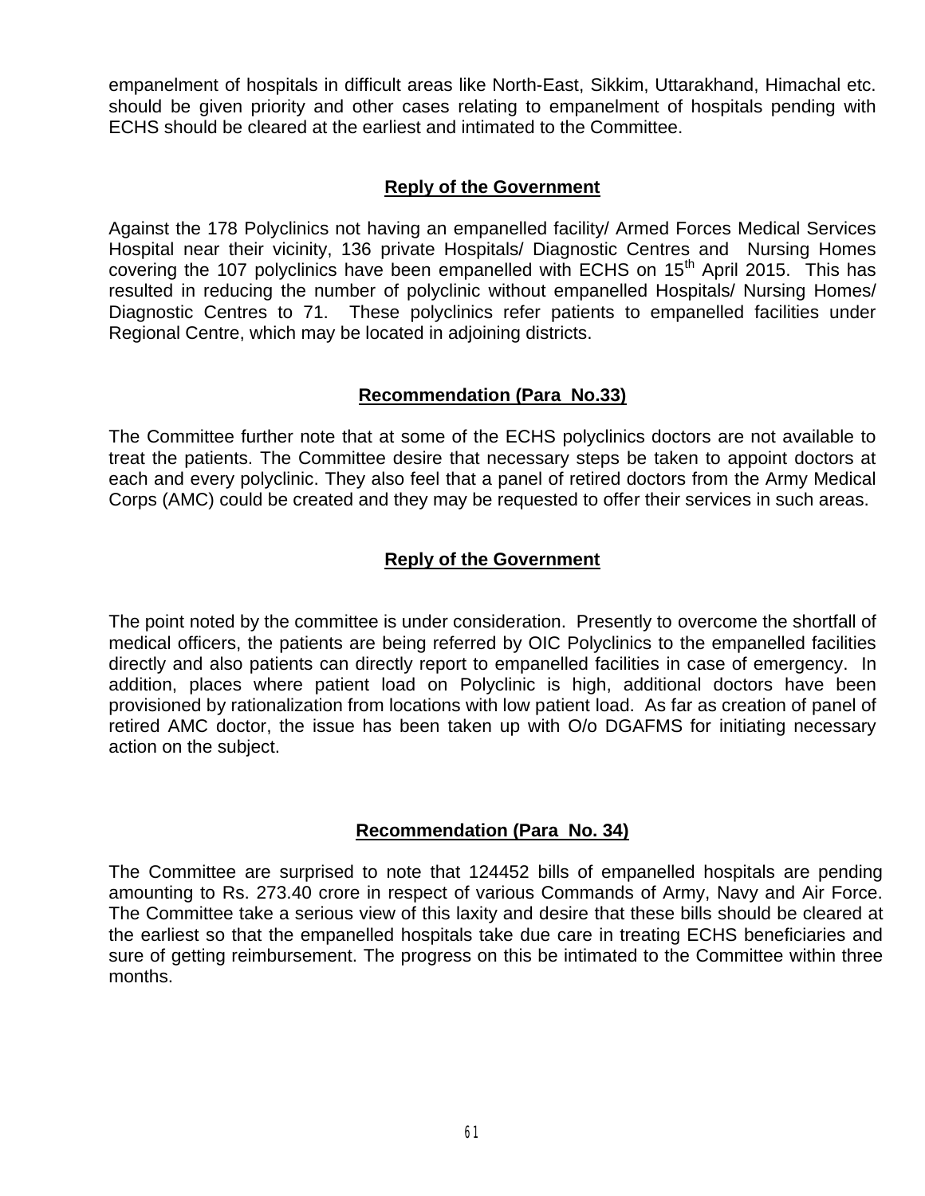empanelment of hospitals in difficult areas like North-East, Sikkim, Uttarakhand, Himachal etc. should be given priority and other cases relating to empanelment of hospitals pending with ECHS should be cleared at the earliest and intimated to the Committee.

**Reply of the Government**

Against the 178 Polyclinics not having an empanelled facility/ Armed Forces Medical Services Hospital near their vicinity, 136 private Hospitals/ Diagnostic Centres and Nursing Homes covering the 107 polyclinics have been empanelled with ECHS on 15th April 2015. This has resulted in reducing the number of polyclinic without empanelled Hospitals/ Nursing Homes/ Diagnostic Centres to 71. These polyclinics refer patients to empanelled facilities under Regional Centre, which may be located in adjoining districts.

**Recommendation (Para No.33)**

The Committee further note that at some of the ECHS polyclinics doctors are not available to treat the patients. The Committee desire that necessary steps be taken to appoint doctors at each and every polyclinic. They also feel that a panel of retired doctors from the Army Medical Corps (AMC) could be created and they may be requested to offer their services in such areas.

**Reply of the Government**

The point noted by the committee is under consideration. Presently to overcome the shortfall of medical officers, the patients are being referred by OIC Polyclinics to the empanelled facilities directly and also patients can directly report to empanelled facilities in case of emergency. In addition, places where patient load on Polyclinic is high, additional doctors have been provisioned by rationalization from locations with low patient load. As far as creation of panel of retired AMC doctor, the issue has been taken up with O/o DGAFMS for initiating necessary action on the subject.

**Recommendation (Para No. 34)**

The Committee are surprised to note that 124452 bills of empanelled hospitals are pending amounting to Rs. 273.40 crore in respect of various Commands of Army, Navy and Air Force. The Committee take a serious view of this laxity and desire that these bills should be cleared at the earliest so that the empanelled hospitals take due care in treating ECHS beneficiaries and sure of getting reimbursement. The progress on this be intimated to the Committee within three months.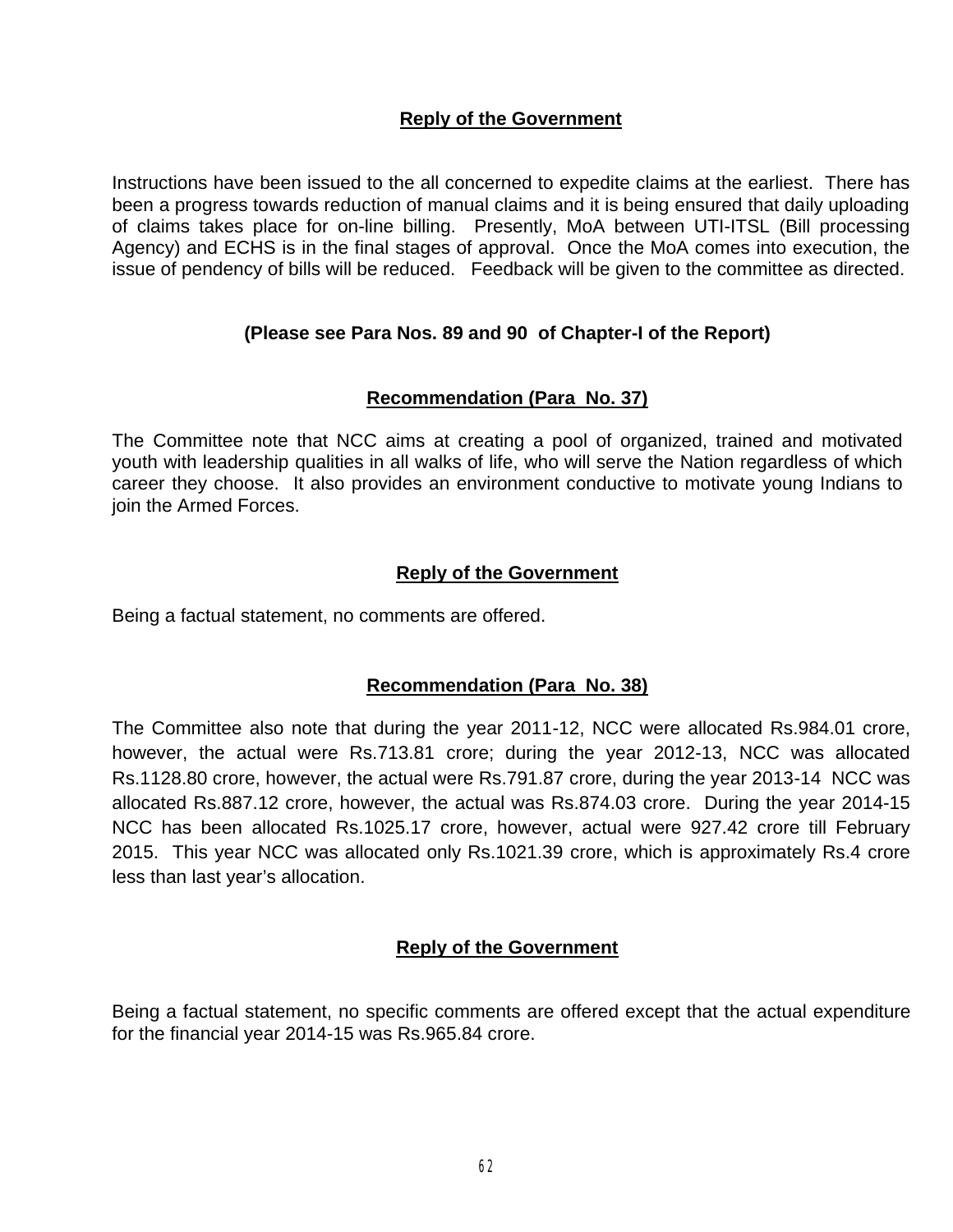**Reply of the Government**

Instructions have been issued to the all concerned to expedite claims at the earliest. There has been a progress towards reduction of manual claims and it is being ensured that daily uploading of claims takes place for on-line billing. Presently, MoA between UTI-ITSL (Bill processing Agency) and ECHS is in the final stages of approval. Once the MoA comes into execution, the issue of pendency of bills will be reduced. Feedback will be given to the committee as directed.

**(Please see Para Nos. 89 and 90 of Chapter-I of the Report)**

**Recommendation (Para No. 37)**

The Committee note that NCC aims at creating a pool of organized, trained and motivated youth with leadership qualities in all walks of life, who will serve the Nation regardless of which career they choose. It also provides an environment conductive to motivate young Indians to join the Armed Forces.

**Reply of the Government**

Being a factual statement, no comments are offered.

**Recommendation (Para No. 38)**

The Committee also note that during the year 2011-12, NCC were allocated Rs.984.01 crore, however, the actual were Rs.713.81 crore; during the year 2012-13, NCC was allocated Rs.1128.80 crore, however, the actual were Rs.791.87 crore, during the year 2013-14 NCC was allocated Rs.887.12 crore, however, the actual was Rs.874.03 crore. During the year 2014-15 NCC has been allocated Rs.1025.17 crore, however, actual were 927.42 crore till February 2015. This year NCC was allocated only Rs.1021.39 crore, which is approximately Rs.4 crore less than last year's allocation.

**Reply of the Government**

Being a factual statement, no specific comments are offered except that the actual expenditure for the financial year 2014-15 was Rs.965.84 crore.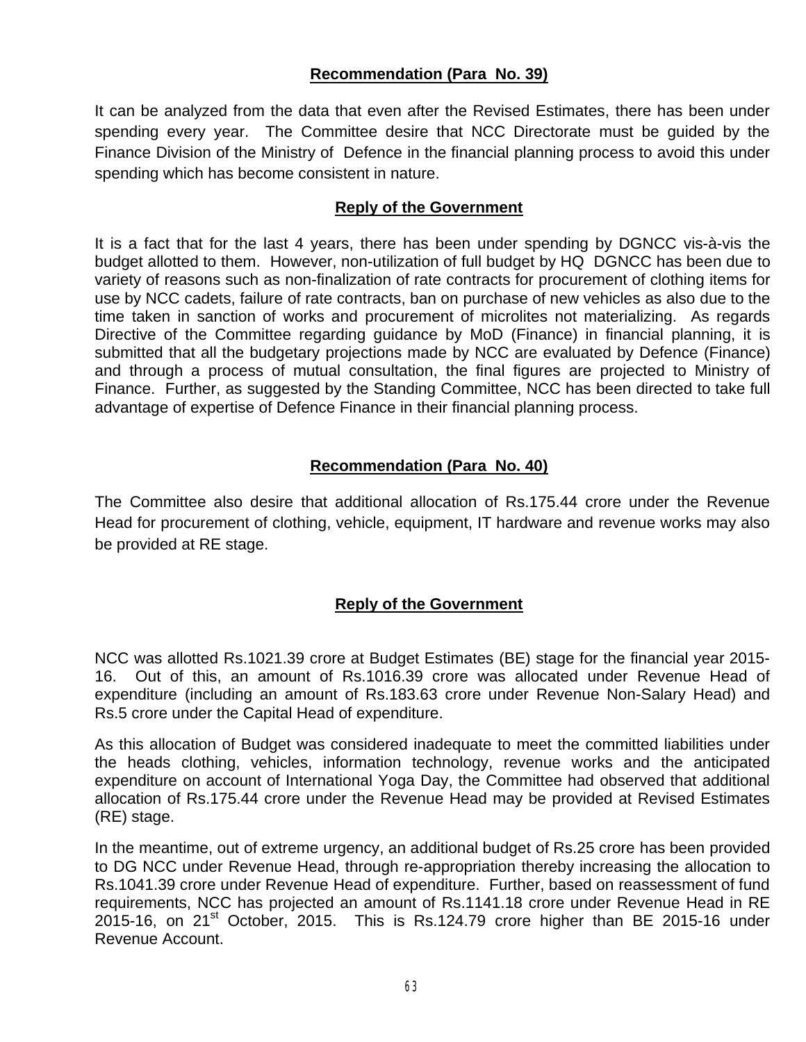**Recommendation (Para No. 39)**

It can be analyzed from the data that even after the Revised Estimates, there has been under spending every year. The Committee desire that NCC Directorate must be guided by the Finance Division of the Ministry of Defence in the financial planning process to avoid this under spending which has become consistent in nature.

**Reply of the Government**

It is a fact that for the last 4 years, there has been under spending by DGNCC vis-à-vis the budget allotted to them. However, non-utilization of full budget by HQ DGNCC has been due to variety of reasons such as non-finalization of rate contracts for procurement of clothing items for use by NCC cadets, failure of rate contracts, ban on purchase of new vehicles as also due to the time taken in sanction of works and procurement of microlites not materializing. As regards Directive of the Committee regarding guidance by MoD (Finance) in financial planning, it is submitted that all the budgetary projections made by NCC are evaluated by Defence (Finance) and through a process of mutual consultation, the final figures are projected to Ministry of Finance. Further, as suggested by the Standing Committee, NCC has been directed to take full advantage of expertise of Defence Finance in their financial planning process.

**Recommendation (Para No. 40)**

The Committee also desire that additional allocation of Rs.175.44 crore under the Revenue Head for procurement of clothing, vehicle, equipment, IT hardware and revenue works may also be provided at RE stage.

**Reply of the Government**

NCC was allotted Rs.1021.39 crore at Budget Estimates (BE) stage for the financial year 2015-16. Out of this, an amount of Rs.1016.39 crore was allocated under Revenue Head of expenditure (including an amount of Rs.183.63 crore under Revenue Non-Salary Head) and Rs.5 crore under the Capital Head of expenditure.

As this allocation of Budget was considered inadequate to meet the committed liabilities under the heads clothing, vehicles, information technology, revenue works and the anticipated expenditure on account of International Yoga Day, the Committee had observed that additional allocation of Rs.175.44 crore under the Revenue Head may be provided at Revised Estimates (RE) stage.

In the meantime, out of extreme urgency, an additional budget of Rs.25 crore has been provided to DG NCC under Revenue Head, through re-appropriation thereby increasing the allocation to Rs.1041.39 crore under Revenue Head of expenditure. Further, based on reassessment of fund requirements, NCC has projected an amount of Rs.1141.18 crore under Revenue Head in RE 2015-16, on 21st October, 2015. This is Rs.124.79 crore higher than BE 2015-16 under Revenue Account.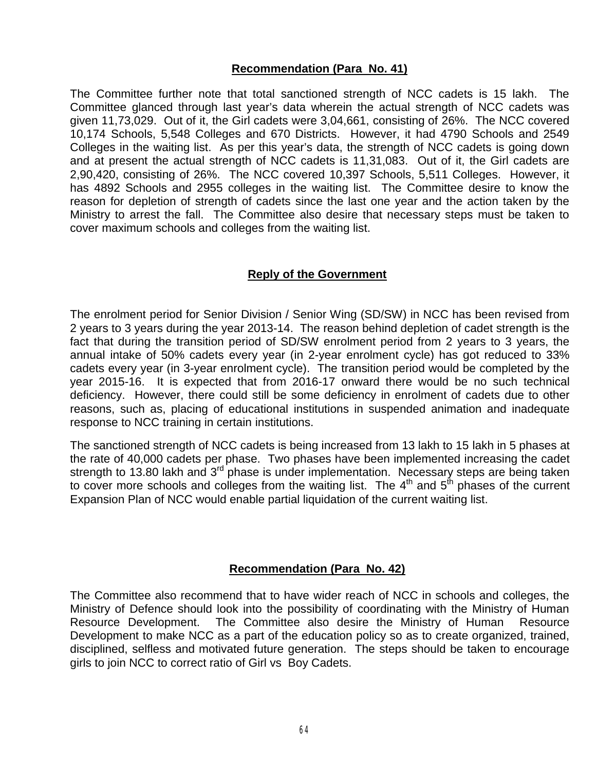**Recommendation (Para No. 41)**

The Committee further note that total sanctioned strength of NCC cadets is 15 lakh. The Committee glanced through last year's data wherein the actual strength of NCC cadets was given 11,73,029. Out of it, the Girl cadets were 3,04,661, consisting of 26%. The NCC covered 10,174 Schools, 5,548 Colleges and 670 Districts. However, it had 4790 Schools and 2549 Colleges in the waiting list. As per this year's data, the strength of NCC cadets is going down and at present the actual strength of NCC cadets is 11,31,083. Out of it, the Girl cadets are 2,90,420, consisting of 26%. The NCC covered 10,397 Schools, 5,511 Colleges. However, it has 4892 Schools and 2955 colleges in the waiting list. The Committee desire to know the reason for depletion of strength of cadets since the last one year and the action taken by the Ministry to arrest the fall. The Committee also desire that necessary steps must be taken to cover maximum schools and colleges from the waiting list.

**Reply of the Government**

The enrolment period for Senior Division / Senior Wing (SD/SW) in NCC has been revised from 2 years to 3 years during the year 2013-14. The reason behind depletion of cadet strength is the fact that during the transition period of SD/SW enrolment period from 2 years to 3 years, the annual intake of 50% cadets every year (in 2-year enrolment cycle) has got reduced to 33% cadets every year (in 3-year enrolment cycle). The transition period would be completed by the year 2015-16. It is expected that from 2016-17 onward there would be no such technical deficiency. However, there could still be some deficiency in enrolment of cadets due to other reasons, such as, placing of educational institutions in suspended animation and inadequate response to NCC training in certain institutions.

The sanctioned strength of NCC cadets is being increased from 13 lakh to 15 lakh in 5 phases at the rate of 40,000 cadets per phase. Two phases have been implemented increasing the cadet strength to 13.80 lakh and 3rd phase is under implementation. Necessary steps are being taken to cover more schools and colleges from the waiting list. The 4th and 5th phases of the current Expansion Plan of NCC would enable partial liquidation of the current waiting list.

**Recommendation (Para No. 42)**

The Committee also recommend that to have wider reach of NCC in schools and colleges, the Ministry of Defence should look into the possibility of coordinating with the Ministry of Human Resource Development. The Committee also desire the Ministry of Human Resource Development to make NCC as a part of the education policy so as to create organized, trained, disciplined, selfless and motivated future generation. The steps should be taken to encourage girls to join NCC to correct ratio of Girl vs Boy Cadets.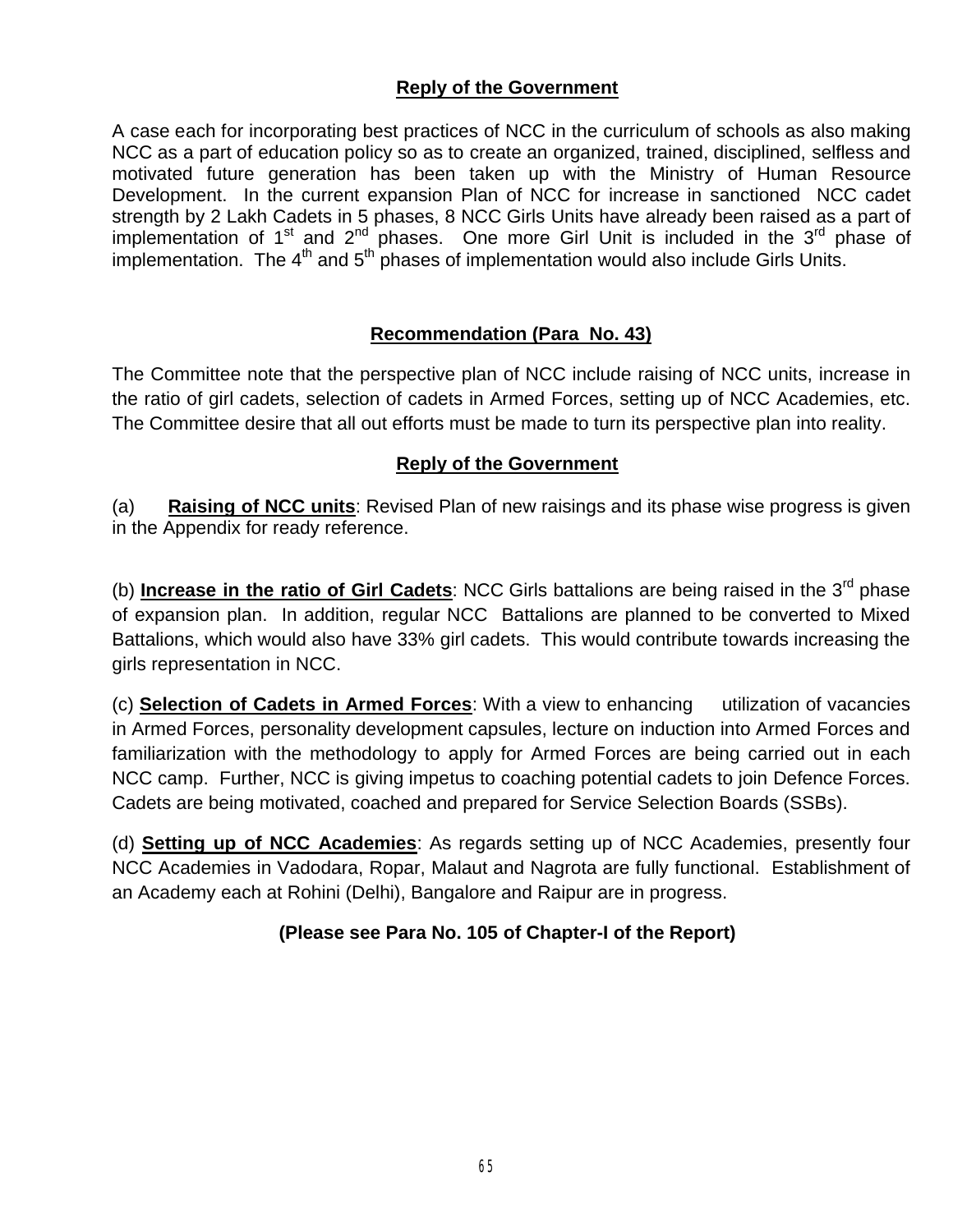**Reply of the Government**

A case each for incorporating best practices of NCC in the curriculum of schools as also making NCC as a part of education policy so as to create an organized, trained, disciplined, selfless and motivated future generation has been taken up with the Ministry of Human Resource Development. In the current expansion Plan of NCC for increase in sanctioned NCC cadet strength by 2 Lakh Cadets in 5 phases, 8 NCC Girls Units have already been raised as a part of implementation of 1st and 2nd phases. One more Girl Unit is included in the 3rd phase of implementation. The 4th and 5th phases of implementation would also include Girls Units.

**Recommendation (Para No. 43)**

The Committee note that the perspective plan of NCC include raising of NCC units, increase in the ratio of girl cadets, selection of cadets in Armed Forces, setting up of NCC Academies, etc. The Committee desire that all out efforts must be made to turn its perspective plan into reality.

**Reply of the Government**

(a) **Raising of NCC units**: Revised Plan of new raisings and its phase wise progress is given in the Appendix for ready reference.

(b) **Increase in the ratio of Girl Cadets**: NCC Girls battalions are being raised in the 3rd phase of expansion plan. In addition, regular NCC Battalions are planned to be converted to Mixed Battalions, which would also have 33% girl cadets. This would contribute towards increasing the girls representation in NCC.

(c) **Selection of Cadets in Armed Forces**: With a view to enhancing utilization of vacancies in Armed Forces, personality development capsules, lecture on induction into Armed Forces and familiarization with the methodology to apply for Armed Forces are being carried out in each NCC camp. Further, NCC is giving impetus to coaching potential cadets to join Defence Forces. Cadets are being motivated, coached and prepared for Service Selection Boards (SSBs).

(d) **Setting up of NCC Academies**: As regards setting up of NCC Academies, presently four NCC Academies in Vadodara, Ropar, Malaut and Nagrota are fully functional. Establishment of an Academy each at Rohini (Delhi), Bangalore and Raipur are in progress.

**(Please see Para No. 105 of Chapter-I of the Report)**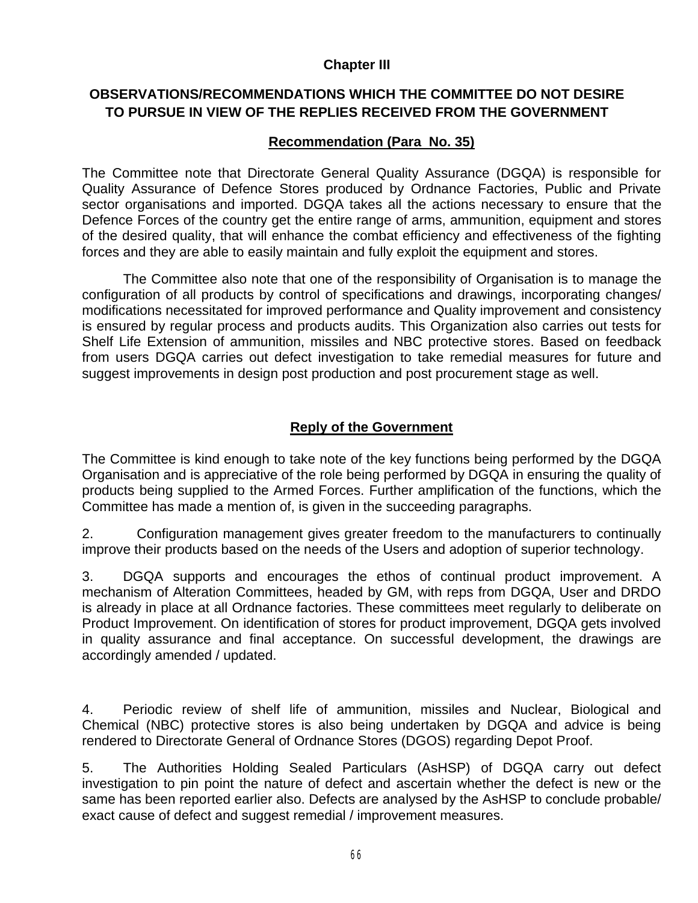## Chapter III

## OBSERVATIONS/RECOMMENDATIONS WHICH THE COMMITTEE DO NOT DESIRE TO PURSUE IN VIEW OF THE REPLIES RECEIVED FROM THE GOVERNMENT

### Recommendation (Para No. 35)

The Committee note that Directorate General Quality Assurance (DGQA) is responsible for Quality Assurance of Defence Stores produced by Ordnance Factories, Public and Private sector organisations and imported. DGQA takes all the actions necessary to ensure that the Defence Forces of the country get the entire range of arms, ammunition, equipment and stores of the desired quality, that will enhance the combat efficiency and effectiveness of the fighting forces and they are able to easily maintain and fully exploit the equipment and stores.

The Committee also note that one of the responsibility of Organisation is to manage the configuration of all products by control of specifications and drawings, incorporating changes/ modifications necessitated for improved performance and Quality improvement and consistency is ensured by regular process and products audits. This Organization also carries out tests for Shelf Life Extension of ammunition, missiles and NBC protective stores. Based on feedback from users DGQA carries out defect investigation to take remedial measures for future and suggest improvements in design post production and post procurement stage as well.

### Reply of the Government

The Committee is kind enough to take note of the key functions being performed by the DGQA Organisation and is appreciative of the role being performed by DGQA in ensuring the quality of products being supplied to the Armed Forces. Further amplification of the functions, which the Committee has made a mention of, is given in the succeeding paragraphs.

2. Configuration management gives greater freedom to the manufacturers to continually improve their products based on the needs of the Users and adoption of superior technology.

3. DGQA supports and encourages the ethos of continual product improvement. A mechanism of Alteration Committees, headed by GM, with reps from DGQA, User and DRDO is already in place at all Ordnance factories. These committees meet regularly to deliberate on Product Improvement. On identification of stores for product improvement, DGQA gets involved in quality assurance and final acceptance. On successful development, the drawings are accordingly amended / updated.

4. Periodic review of shelf life of ammunition, missiles and Nuclear, Biological and Chemical (NBC) protective stores is also being undertaken by DGQA and advice is being rendered to Directorate General of Ordnance Stores (DGOS) regarding Depot Proof.

5. The Authorities Holding Sealed Particulars (AsHSP) of DGQA carry out defect investigation to pin point the nature of defect and ascertain whether the defect is new or the same has been reported earlier also. Defects are analysed by the AsHSP to conclude probable/ exact cause of defect and suggest remedial / improvement measures.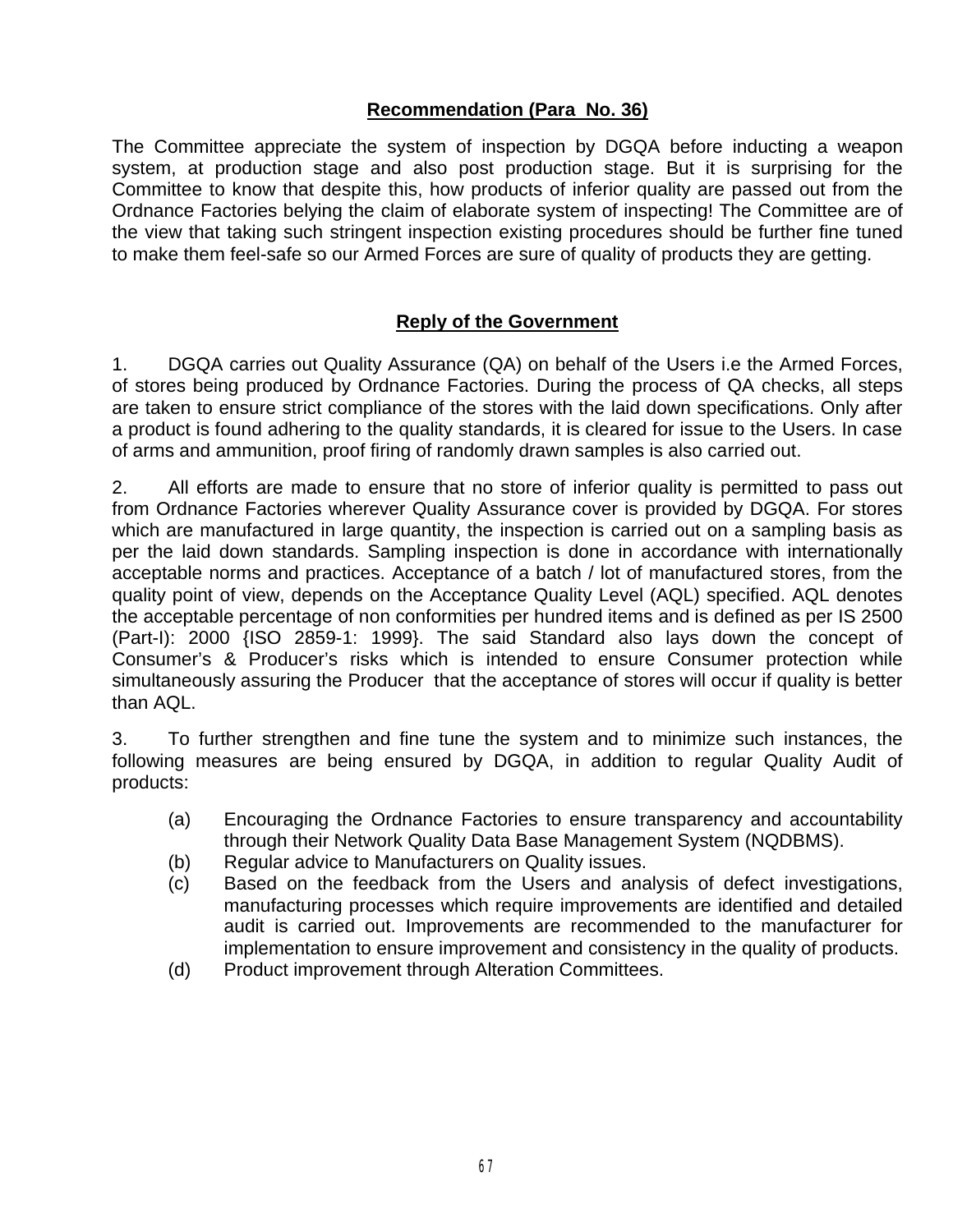**Recommendation (Para No. 36)**

The Committee appreciate the system of inspection by DGQA before inducting a weapon system, at production stage and also post production stage. But it is surprising for the Committee to know that despite this, how products of inferior quality are passed out from the Ordnance Factories belying the claim of elaborate system of inspecting! The Committee are of the view that taking such stringent inspection existing procedures should be further fine tuned to make them feel-safe so our Armed Forces are sure of quality of products they are getting.

**Reply of the Government**

1. DGQA carries out Quality Assurance (QA) on behalf of the Users i.e the Armed Forces, of stores being produced by Ordnance Factories. During the process of QA checks, all steps are taken to ensure strict compliance of the stores with the laid down specifications. Only after a product is found adhering to the quality standards, it is cleared for issue to the Users. In case of arms and ammunition, proof firing of randomly drawn samples is also carried out.

2. All efforts are made to ensure that no store of inferior quality is permitted to pass out from Ordnance Factories wherever Quality Assurance cover is provided by DGQA. For stores which are manufactured in large quantity, the inspection is carried out on a sampling basis as per the laid down standards. Sampling inspection is done in accordance with internationally acceptable norms and practices. Acceptance of a batch / lot of manufactured stores, from the quality point of view, depends on the Acceptance Quality Level (AQL) specified. AQL denotes the acceptable percentage of non conformities per hundred items and is defined as per IS 2500 (Part-I): 2000 {ISO 2859-1: 1999}. The said Standard also lays down the concept of Consumer's & Producer's risks which is intended to ensure Consumer protection while simultaneously assuring the Producer that the acceptance of stores will occur if quality is better than AQL.

3. To further strengthen and fine tune the system and to minimize such instances, the following measures are being ensured by DGQA, in addition to regular Quality Audit of products:

(a) Encouraging the Ordnance Factories to ensure transparency and accountability through their Network Quality Data Base Management System (NQDBMS).

(b) Regular advice to Manufacturers on Quality issues.

(c) Based on the feedback from the Users and analysis of defect investigations, manufacturing processes which require improvements are identified and detailed audit is carried out. Improvements are recommended to the manufacturer for implementation to ensure improvement and consistency in the quality of products.

(d) Product improvement through Alteration Committees.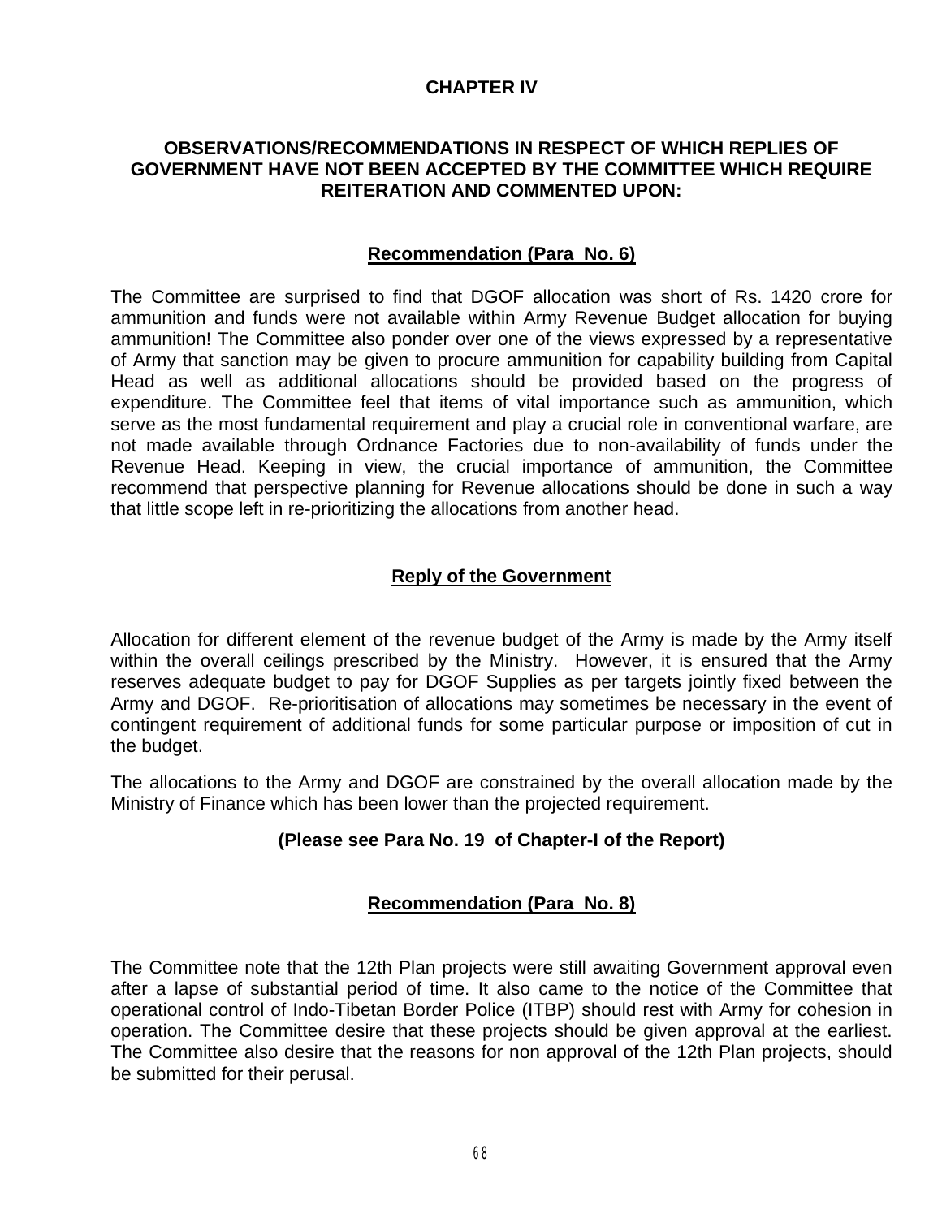# CHAPTER IV

## OBSERVATIONS/RECOMMENDATIONS IN RESPECT OF WHICH REPLIES OF GOVERNMENT HAVE NOT BEEN ACCEPTED BY THE COMMITTEE WHICH REQUIRE REITERATION AND COMMENTED UPON:

### Recommendation (Para No. 6)

The Committee are surprised to find that DGOF allocation was short of Rs. 1420 crore for ammunition and funds were not available within Army Revenue Budget allocation for buying ammunition! The Committee also ponder over one of the views expressed by a representative of Army that sanction may be given to procure ammunition for capability building from Capital Head as well as additional allocations should be provided based on the progress of expenditure. The Committee feel that items of vital importance such as ammunition, which serve as the most fundamental requirement and play a crucial role in conventional warfare, are not made available through Ordnance Factories due to non-availability of funds under the Revenue Head. Keeping in view, the crucial importance of ammunition, the Committee recommend that perspective planning for Revenue allocations should be done in such a way that little scope left in re-prioritizing the allocations from another head.

### Reply of the Government

Allocation for different element of the revenue budget of the Army is made by the Army itself within the overall ceilings prescribed by the Ministry. However, it is ensured that the Army reserves adequate budget to pay for DGOF Supplies as per targets jointly fixed between the Army and DGOF. Re-prioritisation of allocations may sometimes be necessary in the event of contingent requirement of additional funds for some particular purpose or imposition of cut in the budget.

The allocations to the Army and DGOF are constrained by the overall allocation made by the Ministry of Finance which has been lower than the projected requirement.

**(Please see Para No. 19 of Chapter-I of the Report)**

### Recommendation (Para No. 8)

The Committee note that the 12th Plan projects were still awaiting Government approval even after a lapse of substantial period of time. It also came to the notice of the Committee that operational control of Indo-Tibetan Border Police (ITBP) should rest with Army for cohesion in operation. The Committee desire that these projects should be given approval at the earliest. The Committee also desire that the reasons for non approval of the 12th Plan projects, should be submitted for their perusal.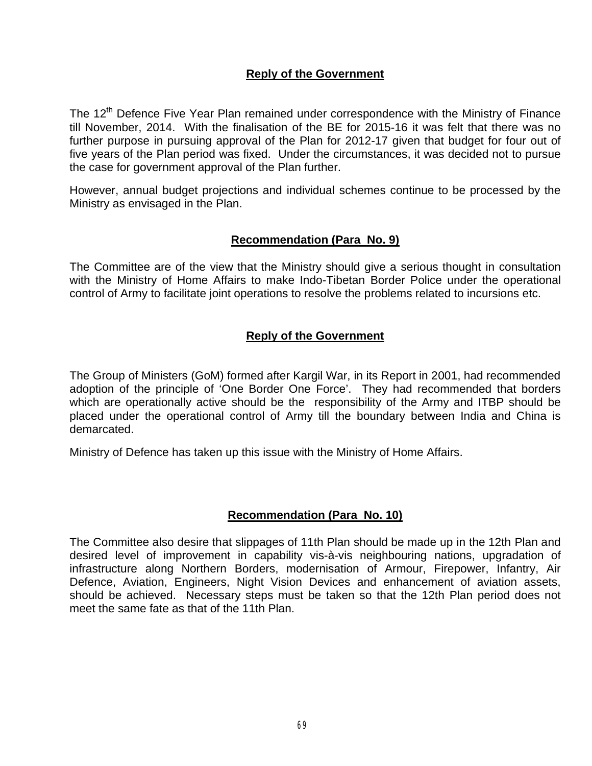**Reply of the Government**

The 12th Defence Five Year Plan remained under correspondence with the Ministry of Finance till November, 2014. With the finalisation of the BE for 2015-16 it was felt that there was no further purpose in pursuing approval of the Plan for 2012-17 given that budget for four out of five years of the Plan period was fixed. Under the circumstances, it was decided not to pursue the case for government approval of the Plan further.

However, annual budget projections and individual schemes continue to be processed by the Ministry as envisaged in the Plan.

**Recommendation (Para No. 9)**

The Committee are of the view that the Ministry should give a serious thought in consultation with the Ministry of Home Affairs to make Indo-Tibetan Border Police under the operational control of Army to facilitate joint operations to resolve the problems related to incursions etc.

**Reply of the Government**

The Group of Ministers (GoM) formed after Kargil War, in its Report in 2001, had recommended adoption of the principle of 'One Border One Force'. They had recommended that borders which are operationally active should be the responsibility of the Army and ITBP should be placed under the operational control of Army till the boundary between India and China is demarcated.

Ministry of Defence has taken up this issue with the Ministry of Home Affairs.

**Recommendation (Para No. 10)**

The Committee also desire that slippages of 11th Plan should be made up in the 12th Plan and desired level of improvement in capability vis-à-vis neighbouring nations, upgradation of infrastructure along Northern Borders, modernisation of Armour, Firepower, Infantry, Air Defence, Aviation, Engineers, Night Vision Devices and enhancement of aviation assets, should be achieved. Necessary steps must be taken so that the 12th Plan period does not meet the same fate as that of the 11th Plan.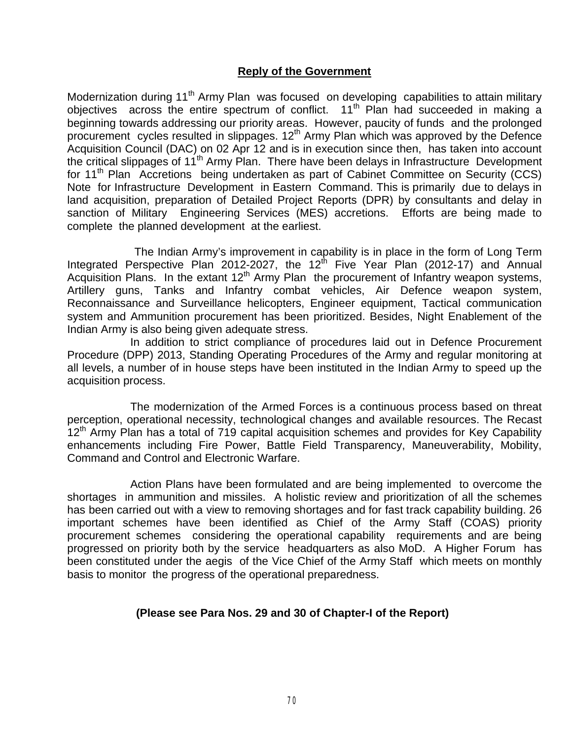## Reply of the Government

Modernization during 11th Army Plan was focused on developing capabilities to attain military objectives across the entire spectrum of conflict. 11th Plan had succeeded in making a beginning towards addressing our priority areas. However, paucity of funds and the prolonged procurement cycles resulted in slippages. 12th Army Plan which was approved by the Defence Acquisition Council (DAC) on 02 Apr 12 and is in execution since then, has taken into account the critical slippages of 11th Army Plan. There have been delays in Infrastructure Development for 11th Plan Accretions being undertaken as part of Cabinet Committee on Security (CCS) Note for Infrastructure Development in Eastern Command. This is primarily due to delays in land acquisition, preparation of Detailed Project Reports (DPR) by consultants and delay in sanction of Military Engineering Services (MES) accretions. Efforts are being made to complete the planned development at the earliest.

The Indian Army's improvement in capability is in place in the form of Long Term Integrated Perspective Plan 2012-2027, the 12th Five Year Plan (2012-17) and Annual Acquisition Plans. In the extant 12th Army Plan the procurement of Infantry weapon systems, Artillery guns, Tanks and Infantry combat vehicles, Air Defence weapon system, Reconnaissance and Surveillance helicopters, Engineer equipment, Tactical communication system and Ammunition procurement has been prioritized. Besides, Night Enablement of the Indian Army is also being given adequate stress.

In addition to strict compliance of procedures laid out in Defence Procurement Procedure (DPP) 2013, Standing Operating Procedures of the Army and regular monitoring at all levels, a number of in house steps have been instituted in the Indian Army to speed up the acquisition process.

The modernization of the Armed Forces is a continuous process based on threat perception, operational necessity, technological changes and available resources. The Recast 12th Army Plan has a total of 719 capital acquisition schemes and provides for Key Capability enhancements including Fire Power, Battle Field Transparency, Maneuverability, Mobility, Command and Control and Electronic Warfare.

Action Plans have been formulated and are being implemented to overcome the shortages in ammunition and missiles. A holistic review and prioritization of all the schemes has been carried out with a view to removing shortages and for fast track capability building. 26 important schemes have been identified as Chief of the Army Staff (COAS) priority procurement schemes considering the operational capability requirements and are being progressed on priority both by the service headquarters as also MoD. A Higher Forum has been constituted under the aegis of the Vice Chief of the Army Staff which meets on monthly basis to monitor the progress of the operational preparedness.

**(Please see Para Nos. 29 and 30 of Chapter-I of the Report)**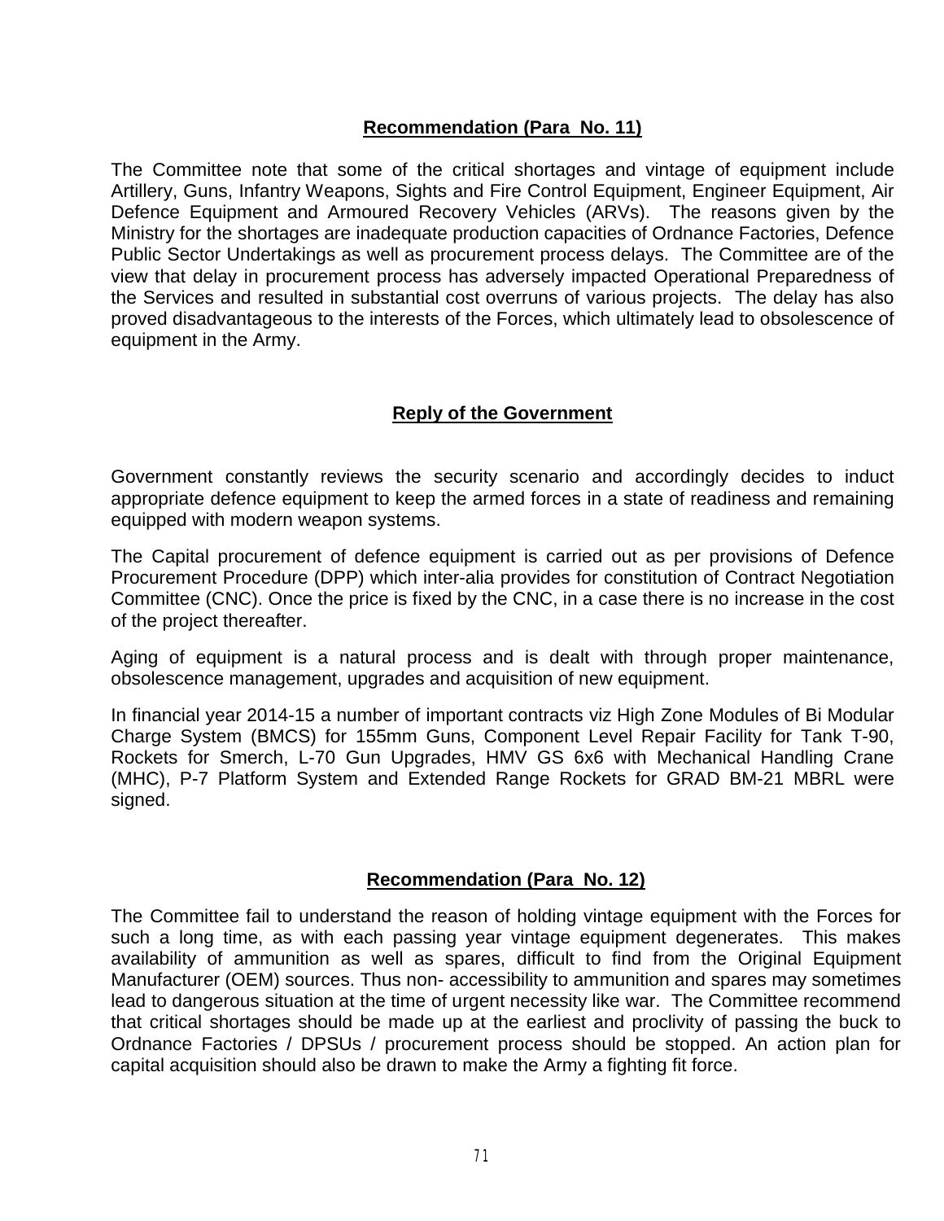## Recommendation (Para No. 11)

The Committee note that some of the critical shortages and vintage of equipment include Artillery, Guns, Infantry Weapons, Sights and Fire Control Equipment, Engineer Equipment, Air Defence Equipment and Armoured Recovery Vehicles (ARVs). The reasons given by the Ministry for the shortages are inadequate production capacities of Ordnance Factories, Defence Public Sector Undertakings as well as procurement process delays. The Committee are of the view that delay in procurement process has adversely impacted Operational Preparedness of the Services and resulted in substantial cost overruns of various projects. The delay has also proved disadvantageous to the interests of the Forces, which ultimately lead to obsolescence of equipment in the Army.

## Reply of the Government

Government constantly reviews the security scenario and accordingly decides to induct appropriate defence equipment to keep the armed forces in a state of readiness and remaining equipped with modern weapon systems.

The Capital procurement of defence equipment is carried out as per provisions of Defence Procurement Procedure (DPP) which inter-alia provides for constitution of Contract Negotiation Committee (CNC). Once the price is fixed by the CNC, in a case there is no increase in the cost of the project thereafter.

Aging of equipment is a natural process and is dealt with through proper maintenance, obsolescence management, upgrades and acquisition of new equipment.

In financial year 2014-15 a number of important contracts viz High Zone Modules of Bi Modular Charge System (BMCS) for 155mm Guns, Component Level Repair Facility for Tank T-90, Rockets for Smerch, L-70 Gun Upgrades, HMV GS 6x6 with Mechanical Handling Crane (MHC), P-7 Platform System and Extended Range Rockets for GRAD BM-21 MBRL were signed.

## Recommendation (Para No. 12)

The Committee fail to understand the reason of holding vintage equipment with the Forces for such a long time, as with each passing year vintage equipment degenerates. This makes availability of ammunition as well as spares, difficult to find from the Original Equipment Manufacturer (OEM) sources. Thus non- accessibility to ammunition and spares may sometimes lead to dangerous situation at the time of urgent necessity like war. The Committee recommend that critical shortages should be made up at the earliest and proclivity of passing the buck to Ordnance Factories / DPSUs / procurement process should be stopped. An action plan for capital acquisition should also be drawn to make the Army a fighting fit force.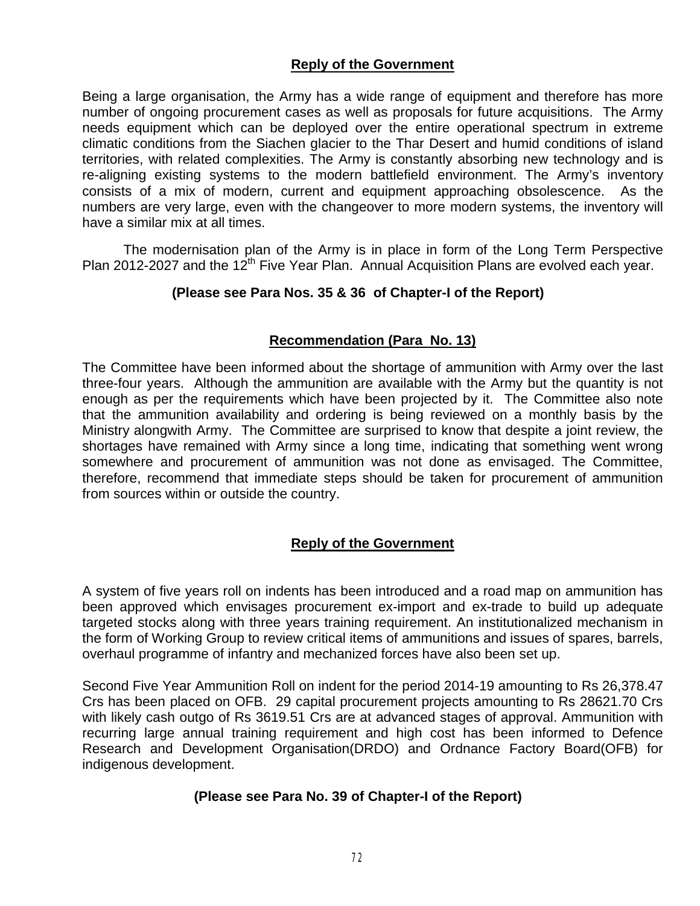**Reply of the Government**

Being a large organisation, the Army has a wide range of equipment and therefore has more number of ongoing procurement cases as well as proposals for future acquisitions. The Army needs equipment which can be deployed over the entire operational spectrum in extreme climatic conditions from the Siachen glacier to the Thar Desert and humid conditions of island territories, with related complexities. The Army is constantly absorbing new technology and is re-aligning existing systems to the modern battlefield environment. The Army's inventory consists of a mix of modern, current and equipment approaching obsolescence. As the numbers are very large, even with the changeover to more modern systems, the inventory will have a similar mix at all times.

The modernisation plan of the Army is in place in form of the Long Term Perspective Plan 2012-2027 and the 12th Five Year Plan. Annual Acquisition Plans are evolved each year.

**(Please see Para Nos. 35 & 36 of Chapter-I of the Report)**

**Recommendation (Para No. 13)**

The Committee have been informed about the shortage of ammunition with Army over the last three-four years. Although the ammunition are available with the Army but the quantity is not enough as per the requirements which have been projected by it. The Committee also note that the ammunition availability and ordering is being reviewed on a monthly basis by the Ministry alongwith Army. The Committee are surprised to know that despite a joint review, the shortages have remained with Army since a long time, indicating that something went wrong somewhere and procurement of ammunition was not done as envisaged. The Committee, therefore, recommend that immediate steps should be taken for procurement of ammunition from sources within or outside the country.

**Reply of the Government**

A system of five years roll on indents has been introduced and a road map on ammunition has been approved which envisages procurement ex-import and ex-trade to build up adequate targeted stocks along with three years training requirement. An institutionalized mechanism in the form of Working Group to review critical items of ammunitions and issues of spares, barrels, overhaul programme of infantry and mechanized forces have also been set up.

Second Five Year Ammunition Roll on indent for the period 2014-19 amounting to Rs 26,378.47 Crs has been placed on OFB. 29 capital procurement projects amounting to Rs 28621.70 Crs with likely cash outgo of Rs 3619.51 Crs are at advanced stages of approval. Ammunition with recurring large annual training requirement and high cost has been informed to Defence Research and Development Organisation(DRDO) and Ordnance Factory Board(OFB) for indigenous development.

**(Please see Para No. 39 of Chapter-I of the Report)**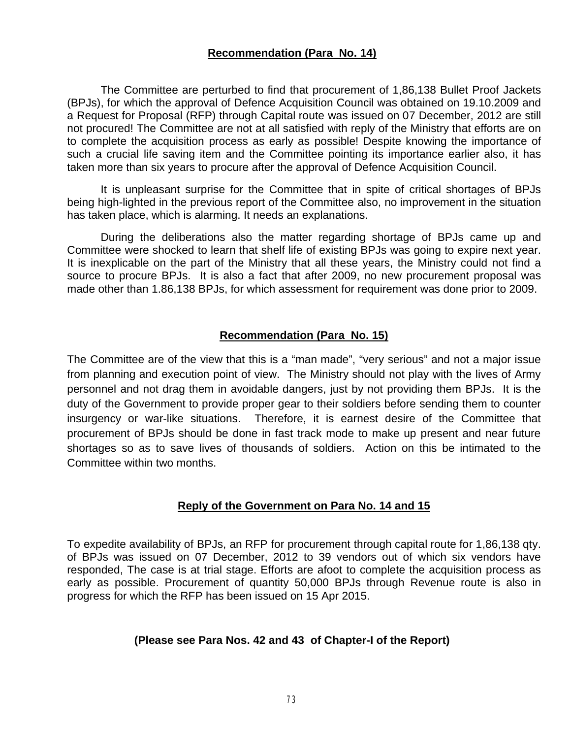## Recommendation (Para No. 14)

The Committee are perturbed to find that procurement of 1,86,138 Bullet Proof Jackets (BPJs), for which the approval of Defence Acquisition Council was obtained on 19.10.2009 and a Request for Proposal (RFP) through Capital route was issued on 07 December, 2012 are still not procured! The Committee are not at all satisfied with reply of the Ministry that efforts are on to complete the acquisition process as early as possible! Despite knowing the importance of such a crucial life saving item and the Committee pointing its importance earlier also, it has taken more than six years to procure after the approval of Defence Acquisition Council.

It is unpleasant surprise for the Committee that in spite of critical shortages of BPJs being high-lighted in the previous report of the Committee also, no improvement in the situation has taken place, which is alarming. It needs an explanations.

During the deliberations also the matter regarding shortage of BPJs came up and Committee were shocked to learn that shelf life of existing BPJs was going to expire next year. It is inexplicable on the part of the Ministry that all these years, the Ministry could not find a source to procure BPJs. It is also a fact that after 2009, no new procurement proposal was made other than 1.86,138 BPJs, for which assessment for requirement was done prior to 2009.

## Recommendation (Para No. 15)

The Committee are of the view that this is a “man made”, “very serious” and not a major issue from planning and execution point of view. The Ministry should not play with the lives of Army personnel and not drag them in avoidable dangers, just by not providing them BPJs. It is the duty of the Government to provide proper gear to their soldiers before sending them to counter insurgency or war-like situations. Therefore, it is earnest desire of the Committee that procurement of BPJs should be done in fast track mode to make up present and near future shortages so as to save lives of thousands of soldiers. Action on this be intimated to the Committee within two months.

## Reply of the Government on Para No. 14 and 15

To expedite availability of BPJs, an RFP for procurement through capital route for 1,86,138 qty. of BPJs was issued on 07 December, 2012 to 39 vendors out of which six vendors have responded, The case is at trial stage. Efforts are afoot to complete the acquisition process as early as possible. Procurement of quantity 50,000 BPJs through Revenue route is also in progress for which the RFP has been issued on 15 Apr 2015.

**(Please see Para Nos. 42 and 43 of Chapter-I of the Report)**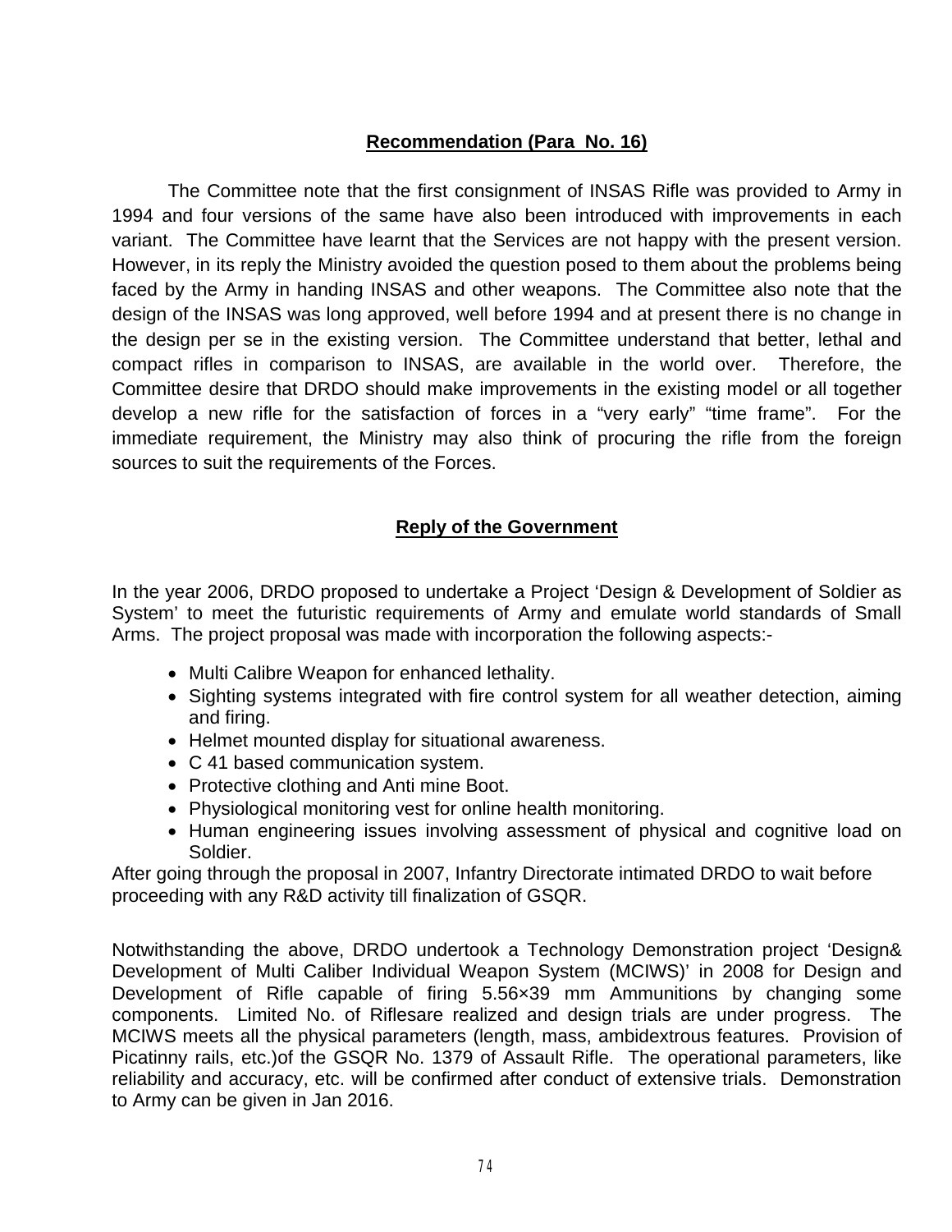## Recommendation (Para No. 16)

The Committee note that the first consignment of INSAS Rifle was provided to Army in 1994 and four versions of the same have also been introduced with improvements in each variant. The Committee have learnt that the Services are not happy with the present version. However, in its reply the Ministry avoided the question posed to them about the problems being faced by the Army in handing INSAS and other weapons. The Committee also note that the design of the INSAS was long approved, well before 1994 and at present there is no change in the design per se in the existing version. The Committee understand that better, lethal and compact rifles in comparison to INSAS, are available in the world over. Therefore, the Committee desire that DRDO should make improvements in the existing model or all together develop a new rifle for the satisfaction of forces in a "very early" "time frame". For the immediate requirement, the Ministry may also think of procuring the rifle from the foreign sources to suit the requirements of the Forces.

## Reply of the Government

In the year 2006, DRDO proposed to undertake a Project 'Design & Development of Soldier as System' to meet the futuristic requirements of Army and emulate world standards of Small Arms. The project proposal was made with incorporation the following aspects:-

- Multi Calibre Weapon for enhanced lethality.
- Sighting systems integrated with fire control system for all weather detection, aiming and firing.
- Helmet mounted display for situational awareness.
- C 41 based communication system.
- Protective clothing and Anti mine Boot.
- Physiological monitoring vest for online health monitoring.
- Human engineering issues involving assessment of physical and cognitive load on Soldier.

After going through the proposal in 2007, Infantry Directorate intimated DRDO to wait before proceeding with any R&D activity till finalization of GSQR.

Notwithstanding the above, DRDO undertook a Technology Demonstration project 'Design& Development of Multi Caliber Individual Weapon System (MCIWS)' in 2008 for Design and Development of Rifle capable of firing 5.56×39 mm Ammunitions by changing some components. Limited No. of Riflesare realized and design trials are under progress. The MCIWS meets all the physical parameters (length, mass, ambidextrous features. Provision of Picatinny rails, etc.)of the GSQR No. 1379 of Assault Rifle. The operational parameters, like reliability and accuracy, etc. will be confirmed after conduct of extensive trials. Demonstration to Army can be given in Jan 2016.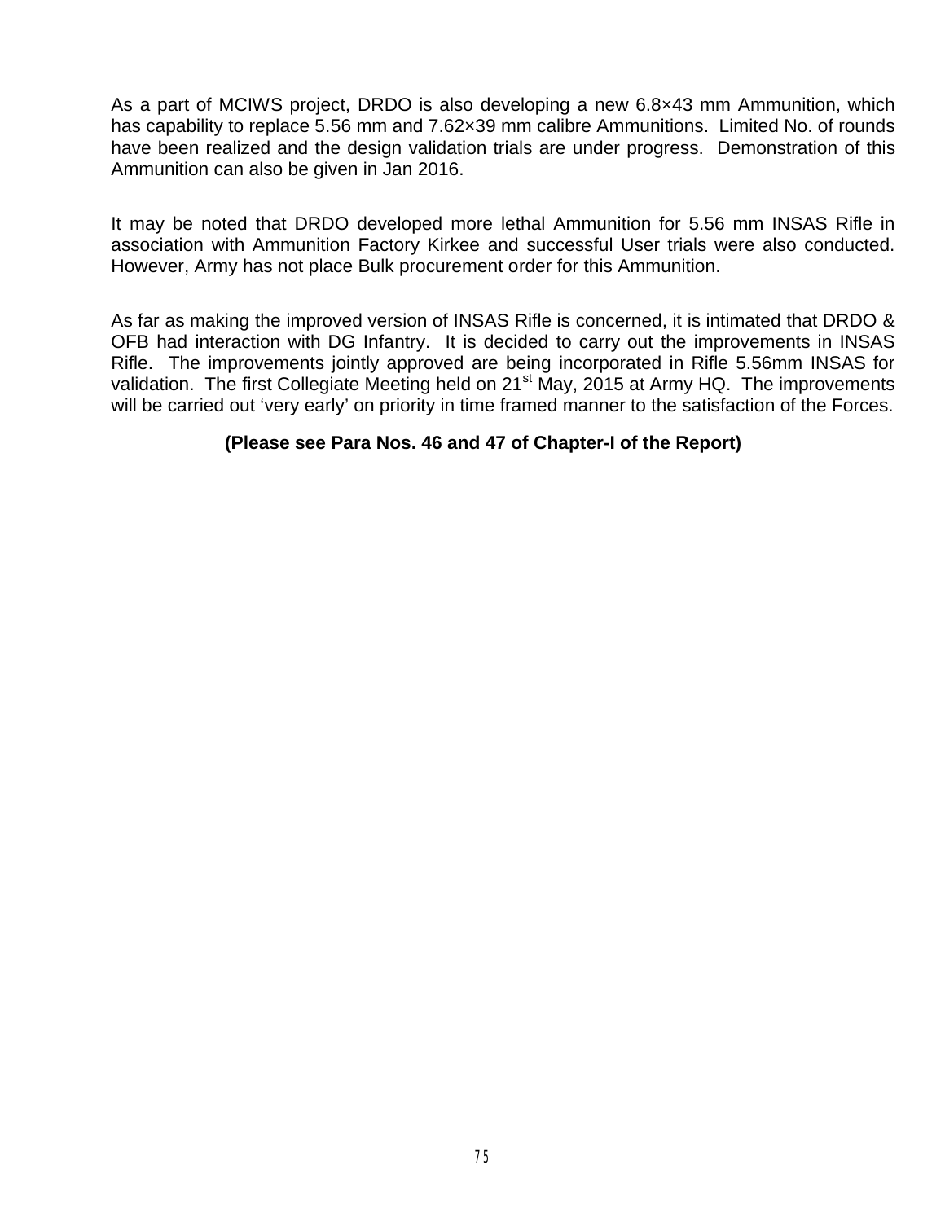As a part of MCIWS project, DRDO is also developing a new 6.8×43 mm Ammunition, which has capability to replace 5.56 mm and 7.62×39 mm calibre Ammunitions. Limited No. of rounds have been realized and the design validation trials are under progress. Demonstration of this Ammunition can also be given in Jan 2016.

It may be noted that DRDO developed more lethal Ammunition for 5.56 mm INSAS Rifle in association with Ammunition Factory Kirkee and successful User trials were also conducted. However, Army has not place Bulk procurement order for this Ammunition.

As far as making the improved version of INSAS Rifle is concerned, it is intimated that DRDO & OFB had interaction with DG Infantry. It is decided to carry out the improvements in INSAS Rifle. The improvements jointly approved are being incorporated in Rifle 5.56mm INSAS for validation. The first Collegiate Meeting held on 21st May, 2015 at Army HQ. The improvements will be carried out 'very early' on priority in time framed manner to the satisfaction of the Forces.

**(Please see Para Nos. 46 and 47 of Chapter-I of the Report)**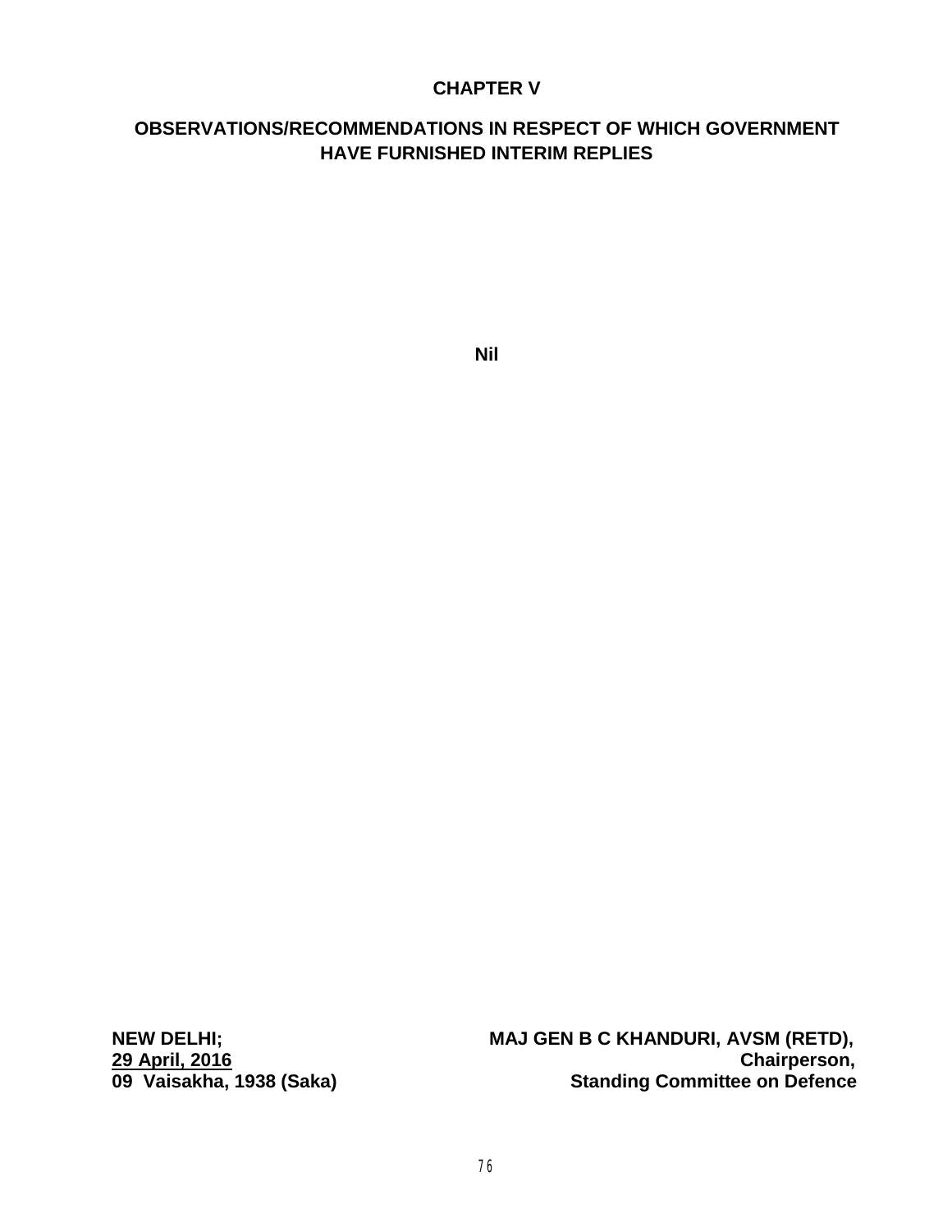# CHAPTER V

## OBSERVATIONS/RECOMMENDATIONS IN RESPECT OF WHICH GOVERNMENT HAVE FURNISHED INTERIM REPLIES

**Nil**

**NEW DELHI;**
**29 April, 2016**
**09 Vaisakha, 1938 (Saka)**

**MAJ GEN B C KHANDURI, AVSM (RETD),**
**Chairperson,**
**Standing Committee on Defence**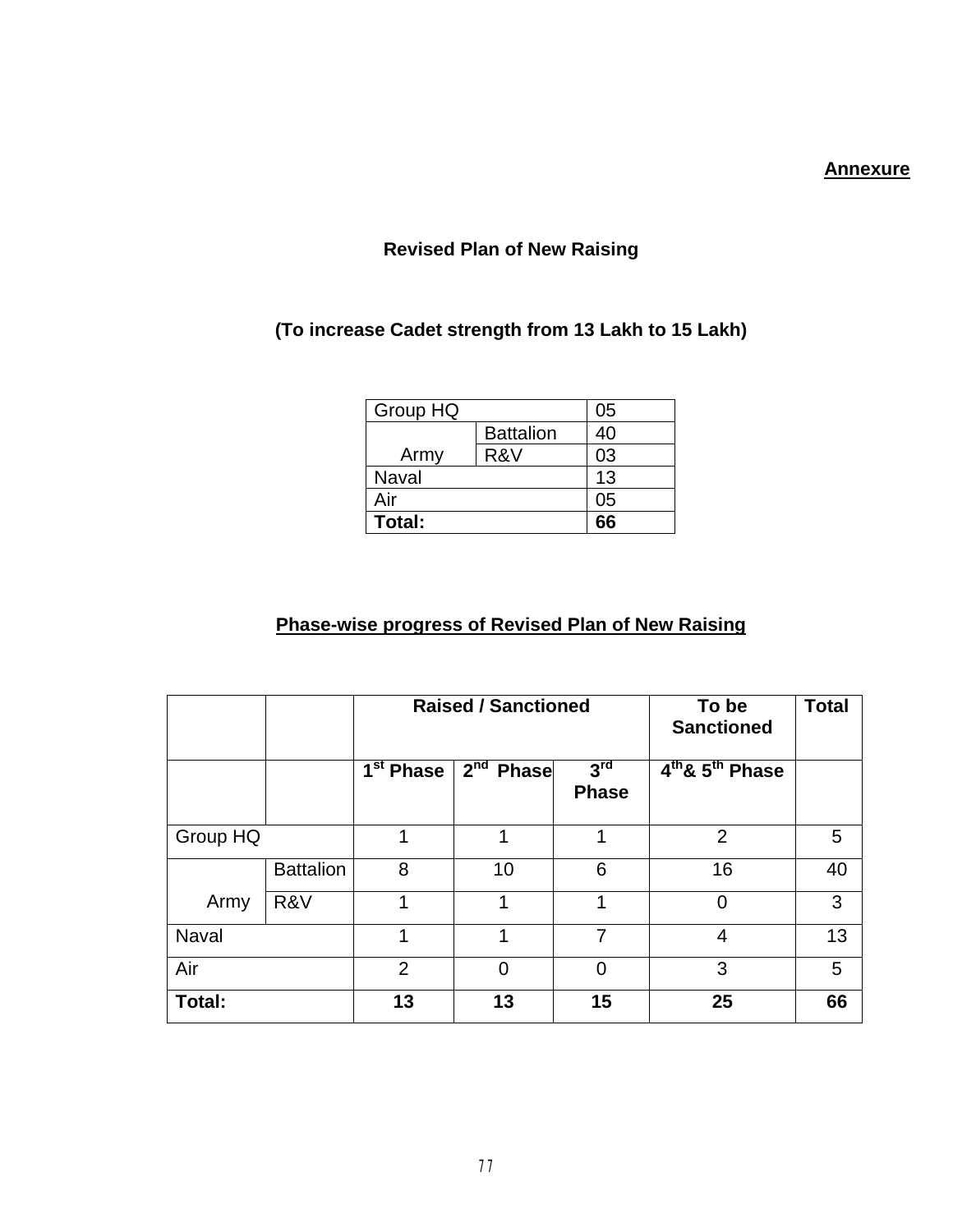**Annexure**

## Revised Plan of New Raising

### (To increase Cadet strength from 13 Lakh to 15 Lakh)

| Group HQ | | 05 |
|---|---|---|
| Army | Battalion | 40 |
| | R&V | 03 |
| Naval | | 13 |
| Air | | 05 |
| **Total:** | | **66** |

## Phase-wise progress of Revised Plan of New Raising

| | | **Raised / Sanctioned** | | | **To be Sanctioned** | **Total** |
|---|---|---|---|---|---|---|
| | | **1st Phase** | **2nd Phase** | **3rd Phase** | **4th & 5th Phase** | |
| Group HQ | | 1 | 1 | 1 | 2 | 5 |
| Army | Battalion | 8 | 10 | 6 | 16 | 40 |
| | R&V | 1 | 1 | 1 | 0 | 3 |
| Naval | | 1 | 1 | 7 | 4 | 13 |
| Air | | 2 | 0 | 0 | 3 | 5 |
| **Total:** | | **13** | **13** | **15** | **25** | **66** |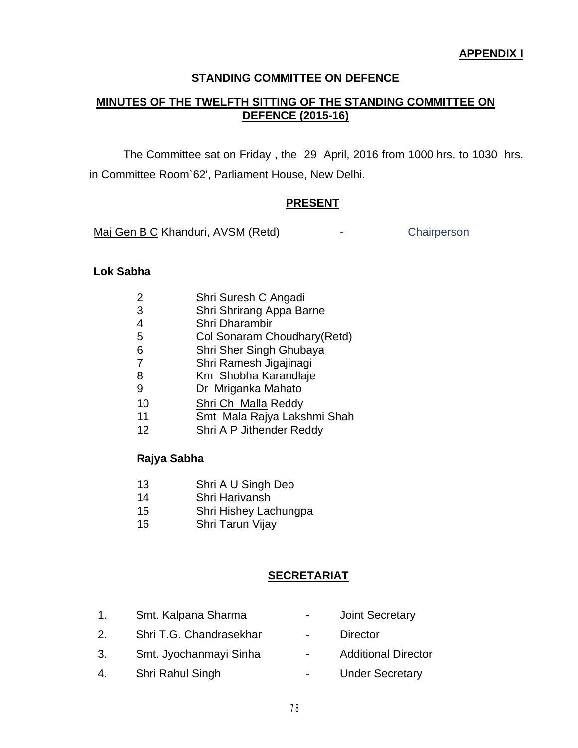**APPENDIX I**

## STANDING COMMITTEE ON DEFENCE

## MINUTES OF THE TWELFTH SITTING OF THE STANDING COMMITTEE ON DEFENCE (2015-16)

The Committee sat on Friday , the 29 April, 2016 from 1000 hrs. to 1030 hrs. in Committee Room`62', Parliament House, New Delhi.

### PRESENT

Maj Gen B C Khanduri, AVSM (Retd) - Chairperson

**Lok Sabha**

2 Shri Suresh C Angadi
3 Shri Shrirang Appa Barne
4 Shri Dharambir
5 Col Sonaram Choudhary(Retd)
6 Shri Sher Singh Ghubaya
7 Shri Ramesh Jigajinagi
8 Km Shobha Karandlaje
9 Dr Mriganka Mahato
10 Shri Ch Malla Reddy
11 Smt Mala Rajya Lakshmi Shah
12 Shri A P Jithender Reddy

**Rajya Sabha**

13 Shri A U Singh Deo
14 Shri Harivansh
15 Shri Hishey Lachungpa
16 Shri Tarun Vijay

### SECRETARIAT

1. Smt. Kalpana Sharma - Joint Secretary
2. Shri T.G. Chandrasekhar - Director
3. Smt. Jyochanmayi Sinha - Additional Director
4. Shri Rahul Singh - Under Secretary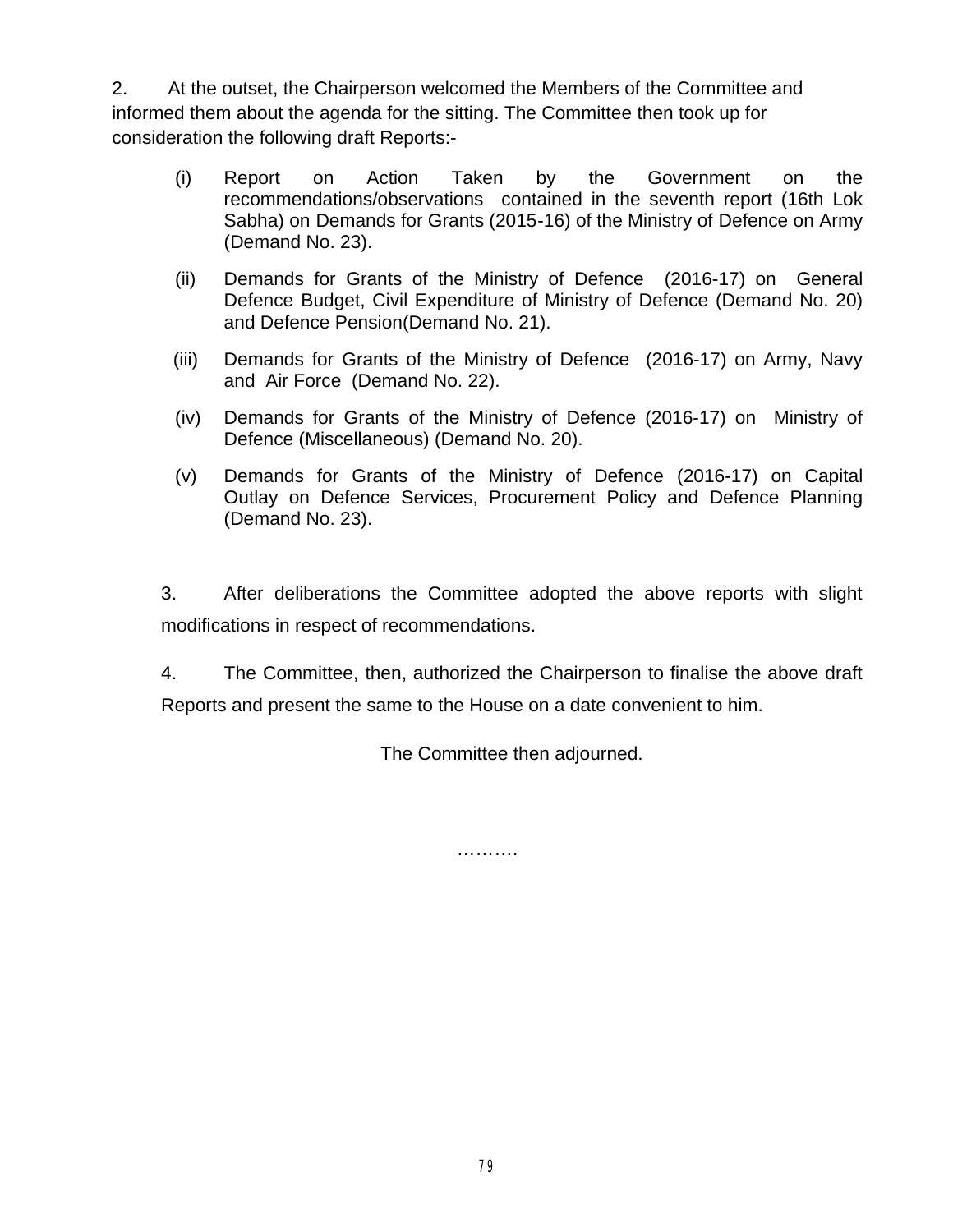2. At the outset, the Chairperson welcomed the Members of the Committee and informed them about the agenda for the sitting. The Committee then took up for consideration the following draft Reports:-

(i) Report on Action Taken by the Government on the recommendations/observations contained in the seventh report (16th Lok Sabha) on Demands for Grants (2015-16) of the Ministry of Defence on Army (Demand No. 23).

(ii) Demands for Grants of the Ministry of Defence (2016-17) on General Defence Budget, Civil Expenditure of Ministry of Defence (Demand No. 20) and Defence Pension(Demand No. 21).

(iii) Demands for Grants of the Ministry of Defence (2016-17) on Army, Navy and Air Force (Demand No. 22).

(iv) Demands for Grants of the Ministry of Defence (2016-17) on Ministry of Defence (Miscellaneous) (Demand No. 20).

(v) Demands for Grants of the Ministry of Defence (2016-17) on Capital Outlay on Defence Services, Procurement Policy and Defence Planning (Demand No. 23).

3. After deliberations the Committee adopted the above reports with slight modifications in respect of recommendations.

4. The Committee, then, authorized the Chairperson to finalise the above draft Reports and present the same to the House on a date convenient to him.

The Committee then adjourned.

……….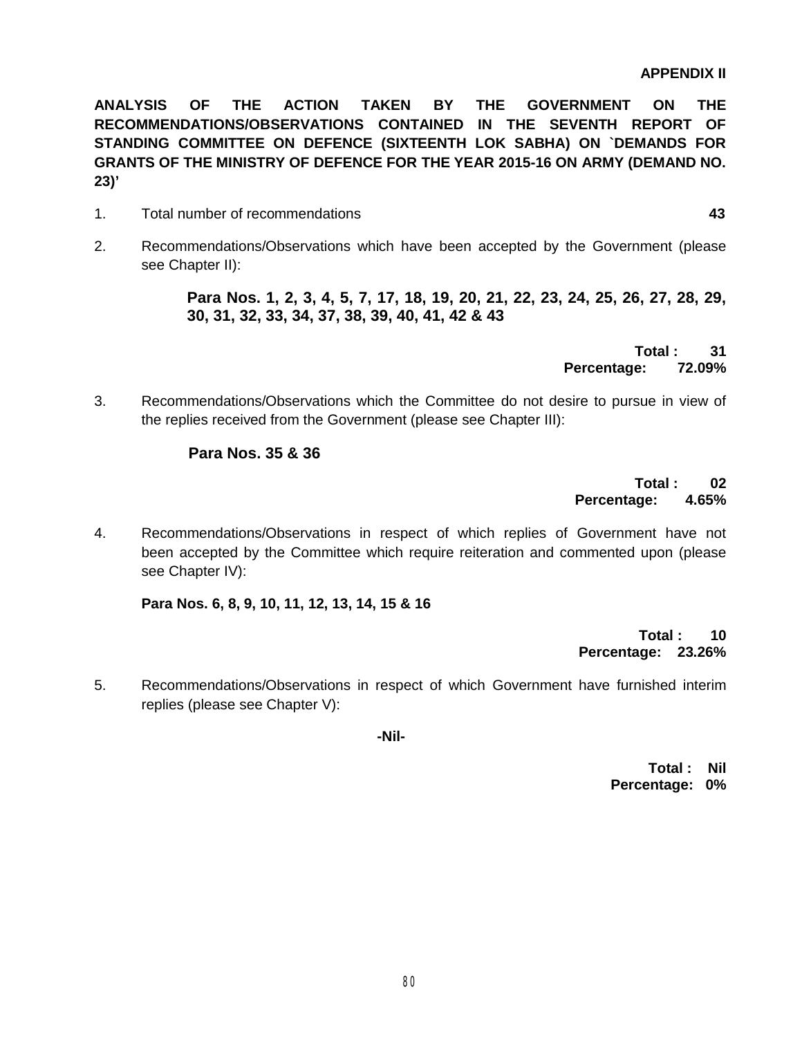**APPENDIX II**

**ANALYSIS OF THE ACTION TAKEN BY THE GOVERNMENT ON THE RECOMMENDATIONS/OBSERVATIONS CONTAINED IN THE SEVENTH REPORT OF STANDING COMMITTEE ON DEFENCE (SIXTEENTH LOK SABHA) ON `DEMANDS FOR GRANTS OF THE MINISTRY OF DEFENCE FOR THE YEAR 2015-16 ON ARMY (DEMAND NO. 23)'**

1. Total number of recommendations **43**

2. Recommendations/Observations which have been accepted by the Government (please see Chapter II):

   **Para Nos. 1, 2, 3, 4, 5, 7, 17, 18, 19, 20, 21, 22, 23, 24, 25, 26, 27, 28, 29, 30, 31, 32, 33, 34, 37, 38, 39, 40, 41, 42 & 43**

   **Total : 31**
   **Percentage: 72.09%**

3. Recommendations/Observations which the Committee do not desire to pursue in view of the replies received from the Government (please see Chapter III):

   **Para Nos. 35 & 36**

   **Total : 02**
   **Percentage: 4.65%**

4. Recommendations/Observations in respect of which replies of Government have not been accepted by the Committee which require reiteration and commented upon (please see Chapter IV):

   **Para Nos. 6, 8, 9, 10, 11, 12, 13, 14, 15 & 16**

   **Total : 10**
   **Percentage: 23.26%**

5. Recommendations/Observations in respect of which Government have furnished interim replies (please see Chapter V):

   **-Nil-**

   **Total : Nil**
   **Percentage: 0%**